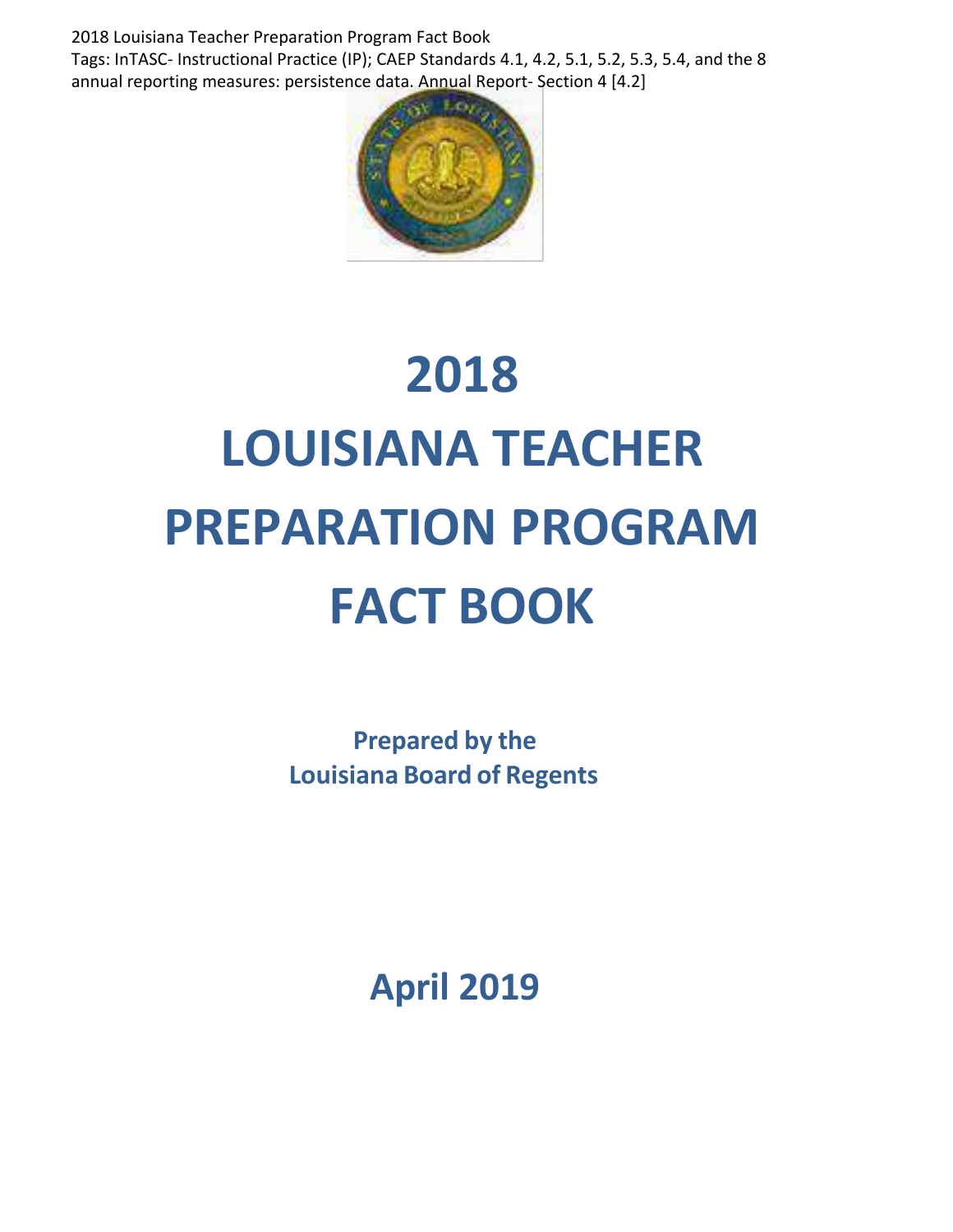2018 Louisiana Teacher Preparation Program Fact Book
Tags: InTASC- Instructional Practice (IP); CAEP Standards 4.1, 4.2, 5.1, 5.2, 5.3, 5.4, and the 8 annual reporting measures: persistence data. Annual Report- Section 4 [4.2]

# 2018 LOUISIANA TEACHER PREPARATION PROGRAM FACT BOOK

**Prepared by the Louisiana Board of Regents**

**April 2019**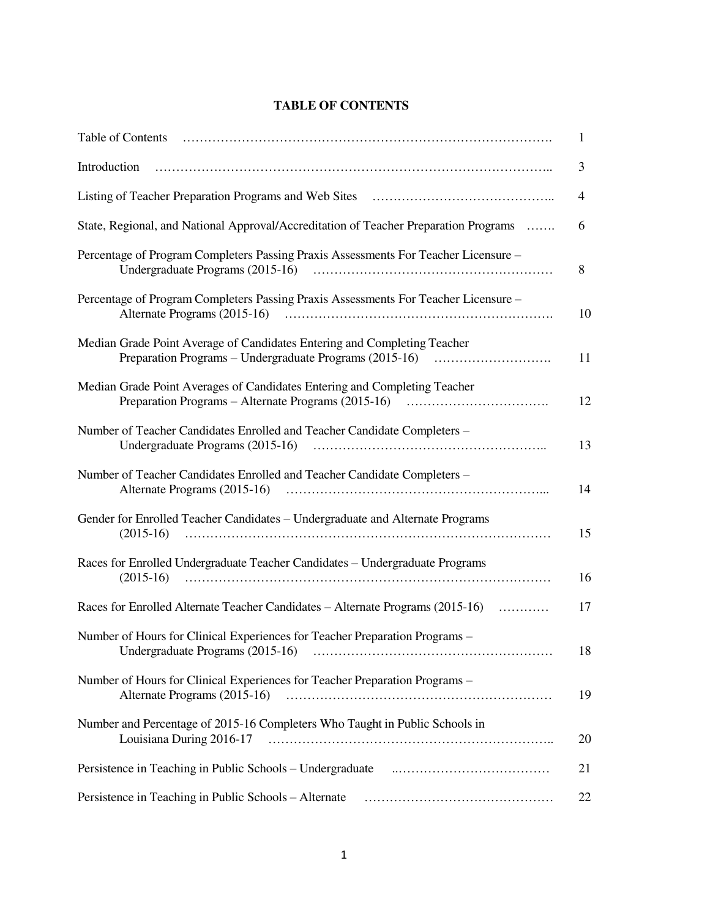# TABLE OF CONTENTS

| | |
|---|---|
| Table of Contents | 1 |
| Introduction | 3 |
| Listing of Teacher Preparation Programs and Web Sites | 4 |
| State, Regional, and National Approval/Accreditation of Teacher Preparation Programs | 6 |
| Percentage of Program Completers Passing Praxis Assessments For Teacher Licensure – Undergraduate Programs (2015-16) | 8 |
| Percentage of Program Completers Passing Praxis Assessments For Teacher Licensure – Alternate Programs (2015-16) | 10 |
| Median Grade Point Average of Candidates Entering and Completing Teacher Preparation Programs – Undergraduate Programs (2015-16) | 11 |
| Median Grade Point Averages of Candidates Entering and Completing Teacher Preparation Programs – Alternate Programs (2015-16) | 12 |
| Number of Teacher Candidates Enrolled and Teacher Candidate Completers – Undergraduate Programs (2015-16) | 13 |
| Number of Teacher Candidates Enrolled and Teacher Candidate Completers – Alternate Programs (2015-16) | 14 |
| Gender for Enrolled Teacher Candidates – Undergraduate and Alternate Programs (2015-16) | 15 |
| Races for Enrolled Undergraduate Teacher Candidates – Undergraduate Programs (2015-16) | 16 |
| Races for Enrolled Alternate Teacher Candidates – Alternate Programs (2015-16) | 17 |
| Number of Hours for Clinical Experiences for Teacher Preparation Programs – Undergraduate Programs (2015-16) | 18 |
| Number of Hours for Clinical Experiences for Teacher Preparation Programs – Alternate Programs (2015-16) | 19 |
| Number and Percentage of 2015-16 Completers Who Taught in Public Schools in Louisiana During 2016-17 | 20 |
| Persistence in Teaching in Public Schools – Undergraduate | 21 |
| Persistence in Teaching in Public Schools – Alternate | 22 |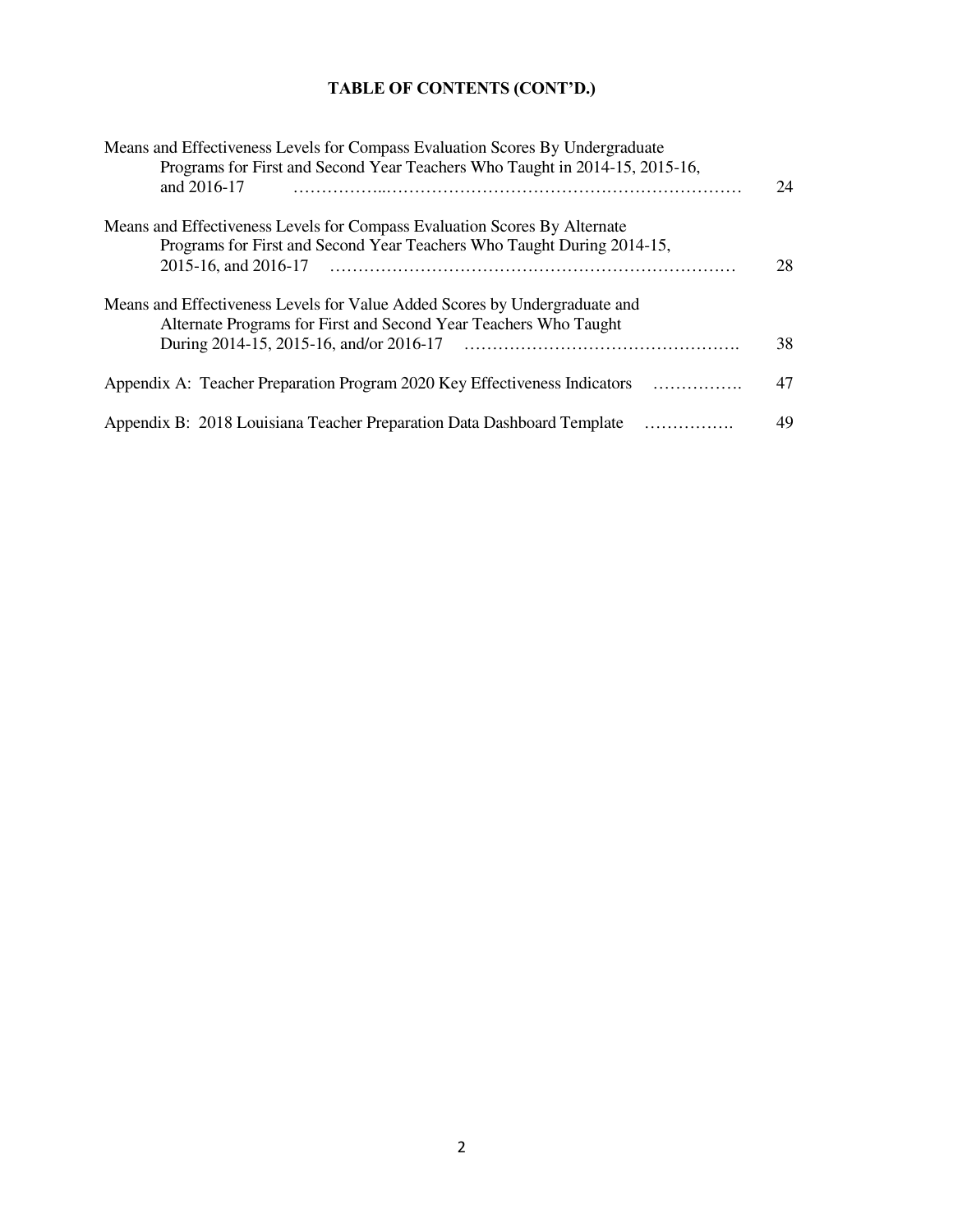## TABLE OF CONTENTS (CONT'D.)

| | |
|---|---|
| Means and Effectiveness Levels for Compass Evaluation Scores By Undergraduate Programs for First and Second Year Teachers Who Taught in 2014-15, 2015-16, and 2016-17 | 24 |
| Means and Effectiveness Levels for Compass Evaluation Scores By Alternate Programs for First and Second Year Teachers Who Taught During 2014-15, 2015-16, and 2016-17 | 28 |
| Means and Effectiveness Levels for Value Added Scores by Undergraduate and Alternate Programs for First and Second Year Teachers Who Taught During 2014-15, 2015-16, and/or 2016-17 | 38 |
| Appendix A: Teacher Preparation Program 2020 Key Effectiveness Indicators | 47 |
| Appendix B: 2018 Louisiana Teacher Preparation Data Dashboard Template | 49 |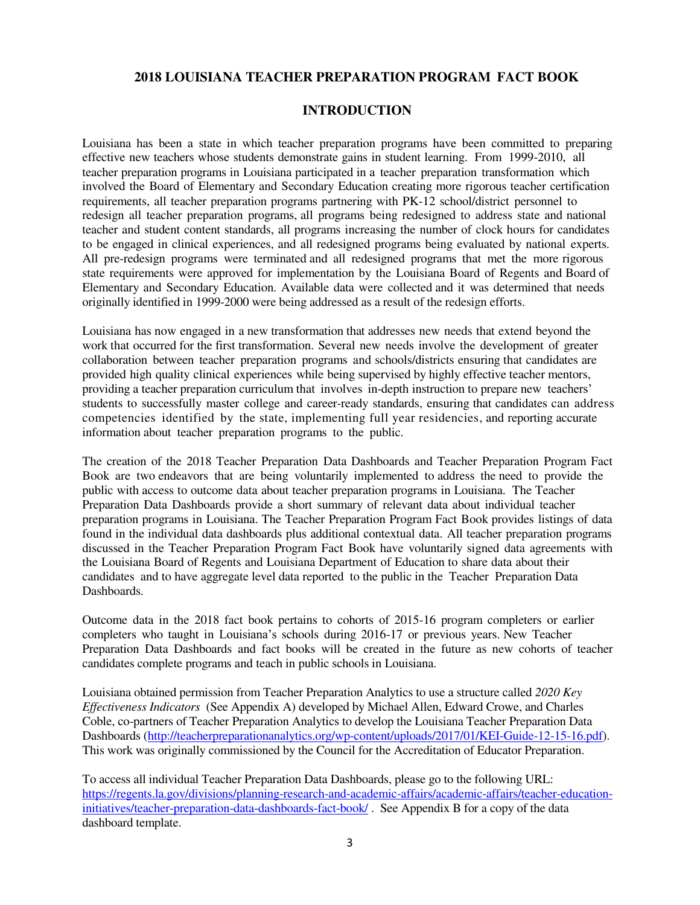## 2018 LOUISIANA TEACHER PREPARATION PROGRAM FACT BOOK

## INTRODUCTION

Louisiana has been a state in which teacher preparation programs have been committed to preparing effective new teachers whose students demonstrate gains in student learning. From 1999-2010, all teacher preparation programs in Louisiana participated in a teacher preparation transformation which involved the Board of Elementary and Secondary Education creating more rigorous teacher certification requirements, all teacher preparation programs partnering with PK-12 school/district personnel to redesign all teacher preparation programs, all programs being redesigned to address state and national teacher and student content standards, all programs increasing the number of clock hours for candidates to be engaged in clinical experiences, and all redesigned programs being evaluated by national experts. All pre-redesign programs were terminated and all redesigned programs that met the more rigorous state requirements were approved for implementation by the Louisiana Board of Regents and Board of Elementary and Secondary Education. Available data were collected and it was determined that needs originally identified in 1999-2000 were being addressed as a result of the redesign efforts.

Louisiana has now engaged in a new transformation that addresses new needs that extend beyond the work that occurred for the first transformation. Several new needs involve the development of greater collaboration between teacher preparation programs and schools/districts ensuring that candidates are provided high quality clinical experiences while being supervised by highly effective teacher mentors, providing a teacher preparation curriculum that involves in-depth instruction to prepare new teachers' students to successfully master college and career-ready standards, ensuring that candidates can address competencies identified by the state, implementing full year residencies, and reporting accurate information about teacher preparation programs to the public.

The creation of the 2018 Teacher Preparation Data Dashboards and Teacher Preparation Program Fact Book are two endeavors that are being voluntarily implemented to address the need to provide the public with access to outcome data about teacher preparation programs in Louisiana. The Teacher Preparation Data Dashboards provide a short summary of relevant data about individual teacher preparation programs in Louisiana. The Teacher Preparation Program Fact Book provides listings of data found in the individual data dashboards plus additional contextual data. All teacher preparation programs discussed in the Teacher Preparation Program Fact Book have voluntarily signed data agreements with the Louisiana Board of Regents and Louisiana Department of Education to share data about their candidates and to have aggregate level data reported to the public in the Teacher Preparation Data Dashboards.

Outcome data in the 2018 fact book pertains to cohorts of 2015-16 program completers or earlier completers who taught in Louisiana's schools during 2016-17 or previous years. New Teacher Preparation Data Dashboards and fact books will be created in the future as new cohorts of teacher candidates complete programs and teach in public schools in Louisiana.

Louisiana obtained permission from Teacher Preparation Analytics to use a structure called *2020 Key Effectiveness Indicators* (See Appendix A) developed by Michael Allen, Edward Crowe, and Charles Coble, co-partners of Teacher Preparation Analytics to develop the Louisiana Teacher Preparation Data Dashboards (http://teacherpreparationanalytics.org/wp-content/uploads/2017/01/KEI-Guide-12-15-16.pdf). This work was originally commissioned by the Council for the Accreditation of Educator Preparation.

To access all individual Teacher Preparation Data Dashboards, please go to the following URL: https://regents.la.gov/divisions/planning-research-and-academic-affairs/academic-affairs/teacher-education-initiatives/teacher-preparation-data-dashboards-fact-book/ . See Appendix B for a copy of the data dashboard template.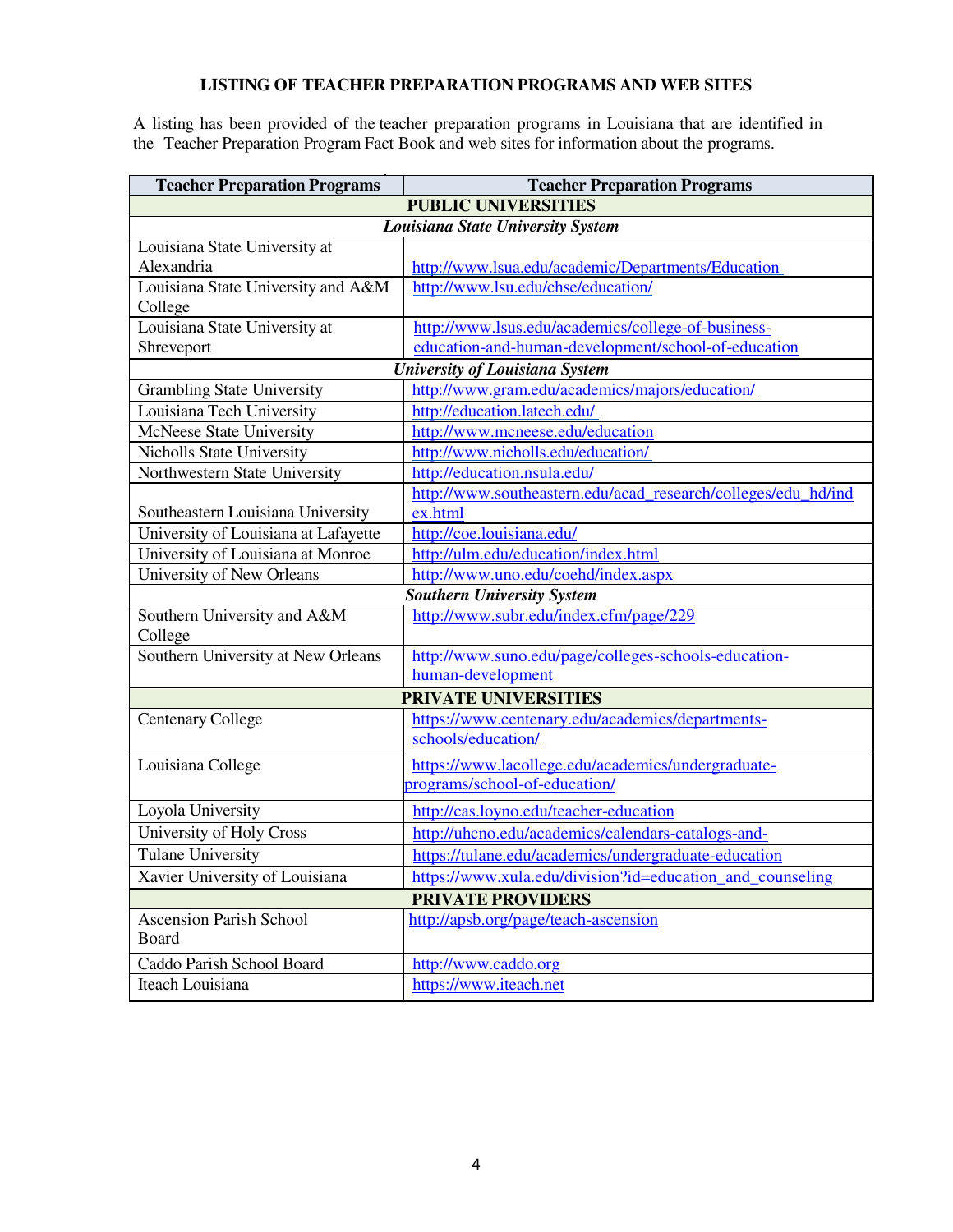## LISTING OF TEACHER PREPARATION PROGRAMS AND WEB SITES

A listing has been provided of the teacher preparation programs in Louisiana that are identified in the Teacher Preparation Program Fact Book and web sites for information about the programs.

| Teacher Preparation Programs | Teacher Preparation Programs |
|---|---|
| **PUBLIC UNIVERSITIES** | |
| ***Louisiana State University System*** | |
| Louisiana State University at Alexandria | http://www.lsua.edu/academic/Departments/Education |
| Louisiana State University and A&M College | http://www.lsu.edu/chse/education/ |
| Louisiana State University at Shreveport | http://www.lsus.edu/academics/college-of-business-education-and-human-development/school-of-education |
| ***University of Louisiana System*** | |
| Grambling State University | http://www.gram.edu/academics/majors/education/ |
| Louisiana Tech University | http://education.latech.edu/ |
| McNeese State University | http://www.mcneese.edu/education |
| Nicholls State University | http://www.nicholls.edu/education/ |
| Northwestern State University | http://education.nsula.edu/ |
| Southeastern Louisiana University | http://www.southeastern.edu/acad_research/colleges/edu_hd/index.html |
| University of Louisiana at Lafayette | http://coe.louisiana.edu/ |
| University of Louisiana at Monroe | http://ulm.edu/education/index.html |
| University of New Orleans | http://www.uno.edu/coehd/index.aspx |
| ***Southern University System*** | |
| Southern University and A&M College | http://www.subr.edu/index.cfm/page/229 |
| Southern University at New Orleans | http://www.suno.edu/page/colleges-schools-education-human-development |
| **PRIVATE UNIVERSITIES** | |
| Centenary College | https://www.centenary.edu/academics/departments-schools/education/ |
| Louisiana College | https://www.lacollege.edu/academics/undergraduate-programs/school-of-education/ |
| Loyola University | http://cas.loyno.edu/teacher-education |
| University of Holy Cross | http://uhcno.edu/academics/calendars-catalogs-and- |
| Tulane University | https://tulane.edu/academics/undergraduate-education |
| Xavier University of Louisiana | https://www.xula.edu/division?id=education_and_counseling |
| **PRIVATE PROVIDERS** | |
| Ascension Parish School Board | http://apsb.org/page/teach-ascension |
| Caddo Parish School Board | http://www.caddo.org |
| Iteach Louisiana | https://www.iteach.net |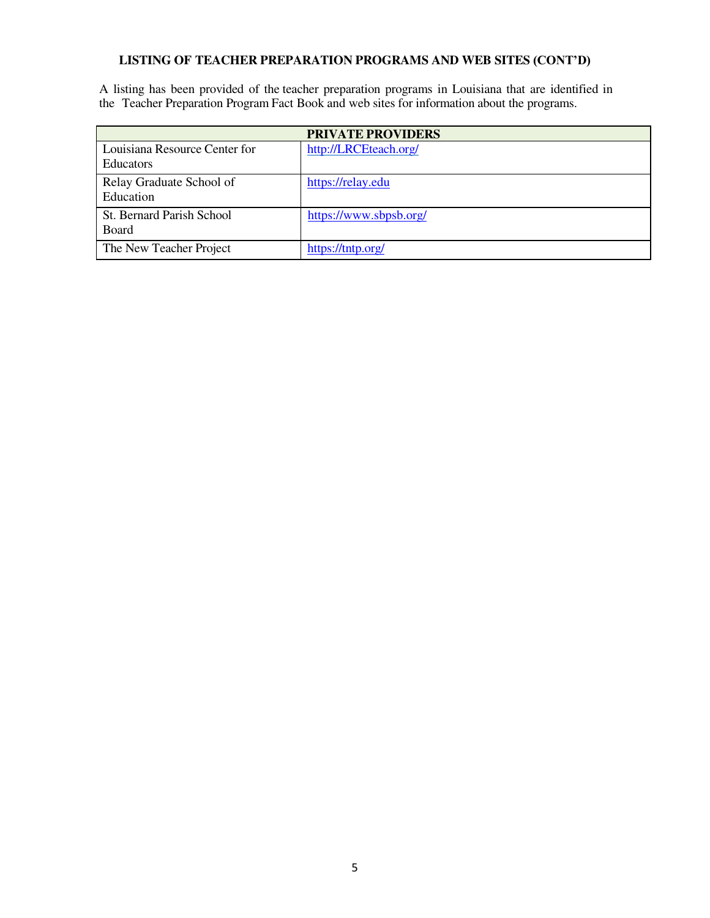**LISTING OF TEACHER PREPARATION PROGRAMS AND WEB SITES (CONT'D)**

A listing has been provided of the teacher preparation programs in Louisiana that are identified in the Teacher Preparation Program Fact Book and web sites for information about the programs.

| **PRIVATE PROVIDERS** | |
|---|---|
| Louisiana Resource Center for Educators | http://LRCEteach.org/ |
| Relay Graduate School of Education | https://relay.edu |
| St. Bernard Parish School Board | https://www.sbpsb.org/ |
| The New Teacher Project | https://tntp.org/ |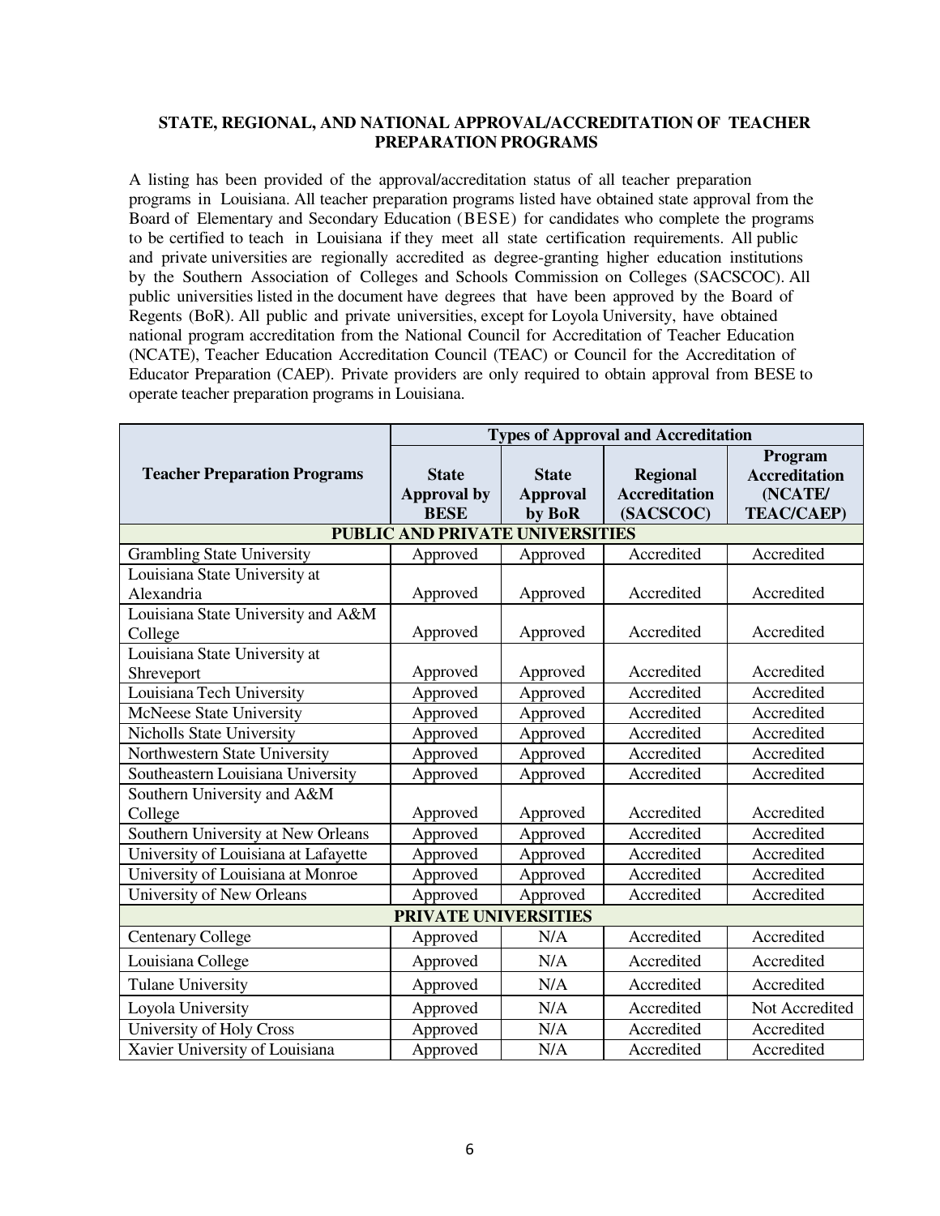## STATE, REGIONAL, AND NATIONAL APPROVAL/ACCREDITATION OF TEACHER PREPARATION PROGRAMS

A listing has been provided of the approval/accreditation status of all teacher preparation programs in Louisiana. All teacher preparation programs listed have obtained state approval from the Board of Elementary and Secondary Education (BESE) for candidates who complete the programs to be certified to teach in Louisiana if they meet all state certification requirements. All public and private universities are regionally accredited as degree-granting higher education institutions by the Southern Association of Colleges and Schools Commission on Colleges (SACSCOC). All public universities listed in the document have degrees that have been approved by the Board of Regents (BoR). All public and private universities, except for Loyola University, have obtained national program accreditation from the National Council for Accreditation of Teacher Education (NCATE), Teacher Education Accreditation Council (TEAC) or Council for the Accreditation of Educator Preparation (CAEP). Private providers are only required to obtain approval from BESE to operate teacher preparation programs in Louisiana.

| Teacher Preparation Programs | Types of Approval and Accreditation | | | |
|---|---|---|---|---|
| | **State Approval by BESE** | **State Approval by BoR** | **Regional Accreditation (SACSCOC)** | **Program Accreditation (NCATE/ TEAC/CAEP)** |
| **PUBLIC AND PRIVATE UNIVERSITIES** | | | | |
| Grambling State University | Approved | Approved | Accredited | Accredited |
| Louisiana State University at Alexandria | Approved | Approved | Accredited | Accredited |
| Louisiana State University and A&M College | Approved | Approved | Accredited | Accredited |
| Louisiana State University at Shreveport | Approved | Approved | Accredited | Accredited |
| Louisiana Tech University | Approved | Approved | Accredited | Accredited |
| McNeese State University | Approved | Approved | Accredited | Accredited |
| Nicholls State University | Approved | Approved | Accredited | Accredited |
| Northwestern State University | Approved | Approved | Accredited | Accredited |
| Southeastern Louisiana University | Approved | Approved | Accredited | Accredited |
| Southern University and A&M College | Approved | Approved | Accredited | Accredited |
| Southern University at New Orleans | Approved | Approved | Accredited | Accredited |
| University of Louisiana at Lafayette | Approved | Approved | Accredited | Accredited |
| University of Louisiana at Monroe | Approved | Approved | Accredited | Accredited |
| University of New Orleans | Approved | Approved | Accredited | Accredited |
| **PRIVATE UNIVERSITIES** | | | | |
| Centenary College | Approved | N/A | Accredited | Accredited |
| Louisiana College | Approved | N/A | Accredited | Accredited |
| Tulane University | Approved | N/A | Accredited | Accredited |
| Loyola University | Approved | N/A | Accredited | Not Accredited |
| University of Holy Cross | Approved | N/A | Accredited | Accredited |
| Xavier University of Louisiana | Approved | N/A | Accredited | Accredited |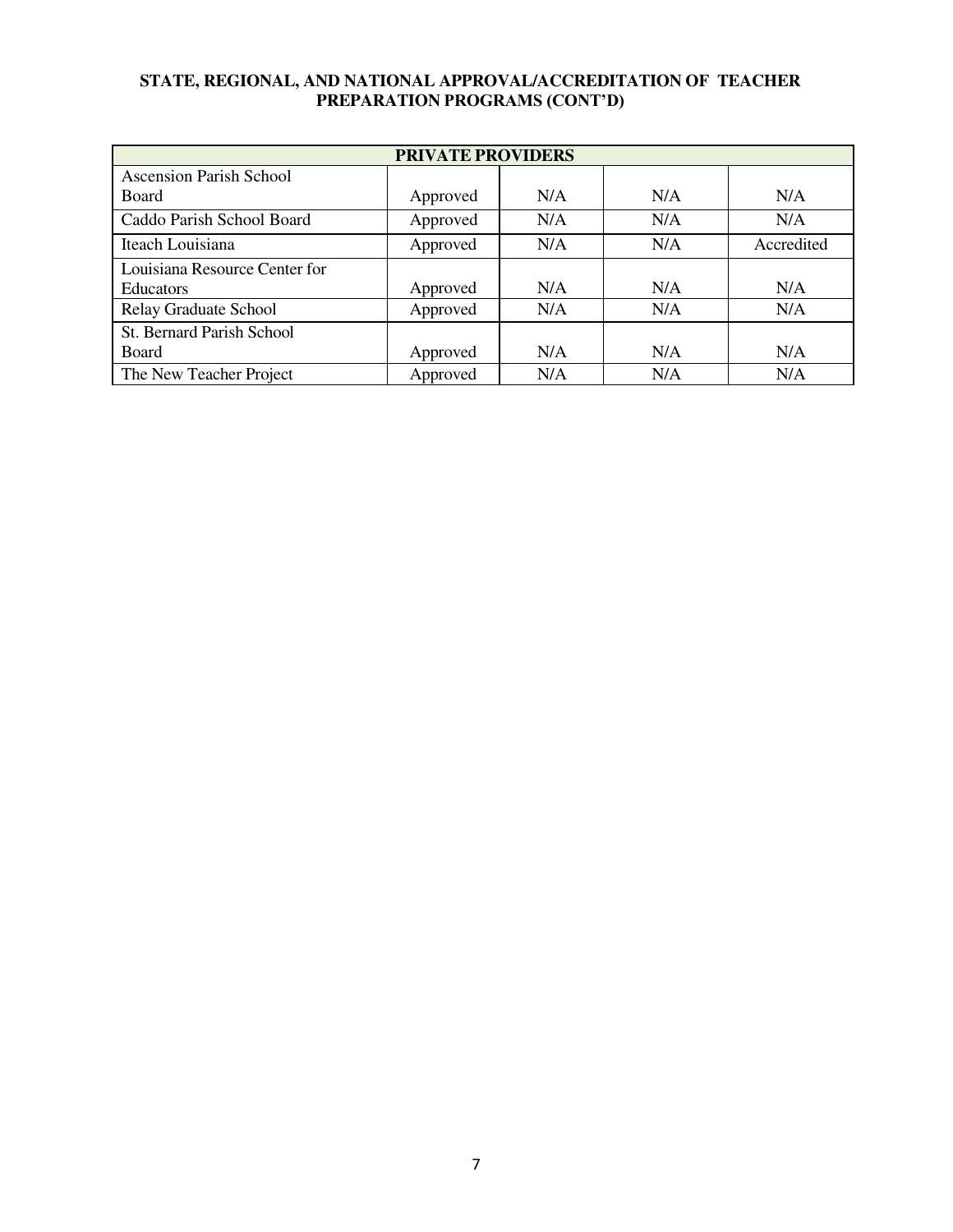**STATE, REGIONAL, AND NATIONAL APPROVAL/ACCREDITATION OF TEACHER PREPARATION PROGRAMS (CONT'D)**

| PRIVATE PROVIDERS | | | | |
|---|---|---|---|---|
| Ascension Parish School Board | Approved | N/A | N/A | N/A |
| Caddo Parish School Board | Approved | N/A | N/A | N/A |
| Iteach Louisiana | Approved | N/A | N/A | Accredited |
| Louisiana Resource Center for Educators | Approved | N/A | N/A | N/A |
| Relay Graduate School | Approved | N/A | N/A | N/A |
| St. Bernard Parish School Board | Approved | N/A | N/A | N/A |
| The New Teacher Project | Approved | N/A | N/A | N/A |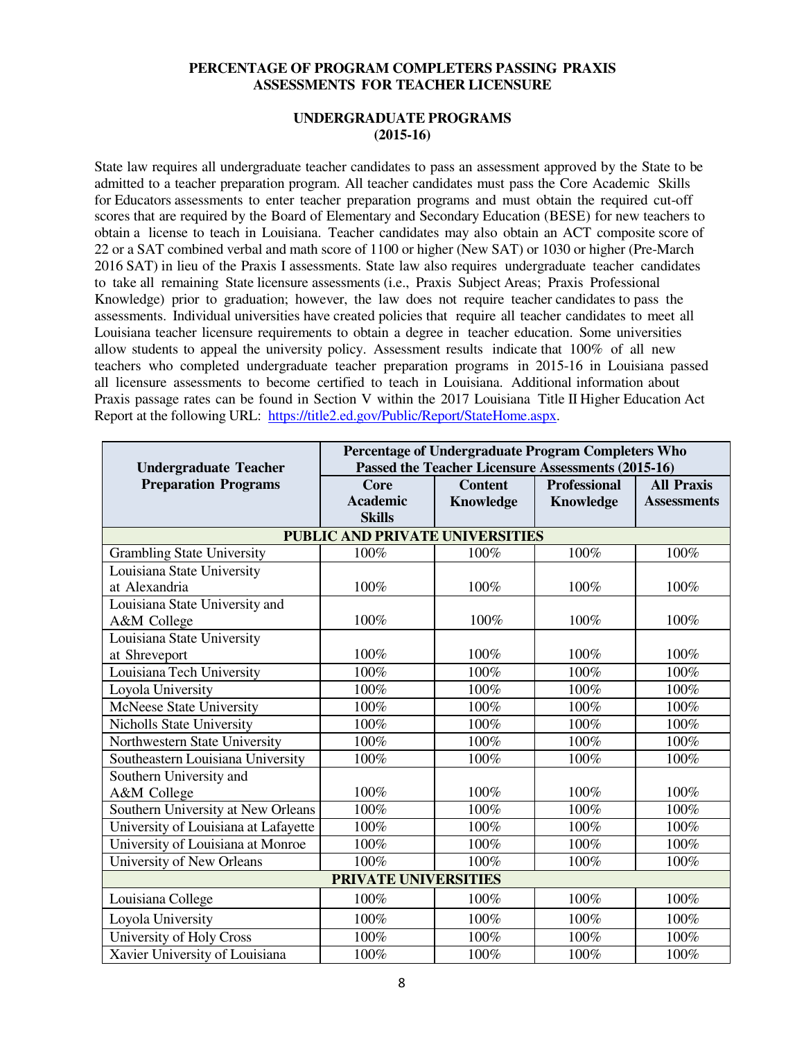## PERCENTAGE OF PROGRAM COMPLETERS PASSING PRAXIS ASSESSMENTS FOR TEACHER LICENSURE

### UNDERGRADUATE PROGRAMS (2015-16)

State law requires all undergraduate teacher candidates to pass an assessment approved by the State to be admitted to a teacher preparation program. All teacher candidates must pass the Core Academic Skills for Educators assessments to enter teacher preparation programs and must obtain the required cut-off scores that are required by the Board of Elementary and Secondary Education (BESE) for new teachers to obtain a license to teach in Louisiana. Teacher candidates may also obtain an ACT composite score of 22 or a SAT combined verbal and math score of 1100 or higher (New SAT) or 1030 or higher (Pre-March 2016 SAT) in lieu of the Praxis I assessments. State law also requires undergraduate teacher candidates to take all remaining State licensure assessments (i.e., Praxis Subject Areas; Praxis Professional Knowledge) prior to graduation; however, the law does not require teacher candidates to pass the assessments. Individual universities have created policies that require all teacher candidates to meet all Louisiana teacher licensure requirements to obtain a degree in teacher education. Some universities allow students to appeal the university policy. Assessment results indicate that 100% of all new teachers who completed undergraduate teacher preparation programs in 2015-16 in Louisiana passed all licensure assessments to become certified to teach in Louisiana. Additional information about Praxis passage rates can be found in Section V within the 2017 Louisiana Title II Higher Education Act Report at the following URL: https://title2.ed.gov/Public/Report/StateHome.aspx.

| Undergraduate Teacher Preparation Programs | Percentage of Undergraduate Program Completers Who Passed the Teacher Licensure Assessments (2015-16) | | | |
|---|---|---|---|---|
| | Core Academic Skills | Content Knowledge | Professional Knowledge | All Praxis Assessments |
| **PUBLIC AND PRIVATE UNIVERSITIES** | | | | |
| Grambling State University | 100% | 100% | 100% | 100% |
| Louisiana State University at Alexandria | 100% | 100% | 100% | 100% |
| Louisiana State University and A&M College | 100% | 100% | 100% | 100% |
| Louisiana State University at Shreveport | 100% | 100% | 100% | 100% |
| Louisiana Tech University | 100% | 100% | 100% | 100% |
| Loyola University | 100% | 100% | 100% | 100% |
| McNeese State University | 100% | 100% | 100% | 100% |
| Nicholls State University | 100% | 100% | 100% | 100% |
| Northwestern State University | 100% | 100% | 100% | 100% |
| Southeastern Louisiana University | 100% | 100% | 100% | 100% |
| Southern University and A&M College | 100% | 100% | 100% | 100% |
| Southern University at New Orleans | 100% | 100% | 100% | 100% |
| University of Louisiana at Lafayette | 100% | 100% | 100% | 100% |
| University of Louisiana at Monroe | 100% | 100% | 100% | 100% |
| University of New Orleans | 100% | 100% | 100% | 100% |
| **PRIVATE UNIVERSITIES** | | | | |
| Louisiana College | 100% | 100% | 100% | 100% |
| Loyola University | 100% | 100% | 100% | 100% |
| University of Holy Cross | 100% | 100% | 100% | 100% |
| Xavier University of Louisiana | 100% | 100% | 100% | 100% |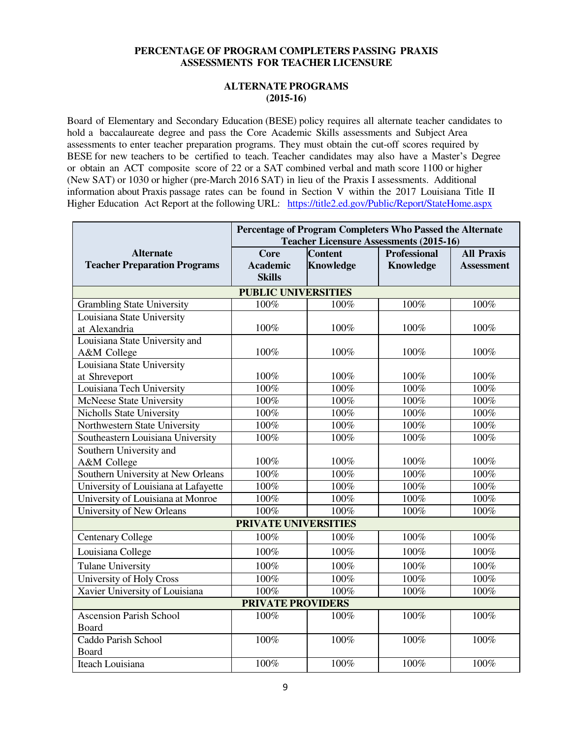## PERCENTAGE OF PROGRAM COMPLETERS PASSING PRAXIS ASSESSMENTS FOR TEACHER LICENSURE

### ALTERNATE PROGRAMS (2015-16)

Board of Elementary and Secondary Education (BESE) policy requires all alternate teacher candidates to hold a baccalaureate degree and pass the Core Academic Skills assessments and Subject Area assessments to enter teacher preparation programs. They must obtain the cut-off scores required by BESE for new teachers to be certified to teach. Teacher candidates may also have a Master's Degree or obtain an ACT composite score of 22 or a SAT combined verbal and math score 1100 or higher (New SAT) or 1030 or higher (pre-March 2016 SAT) in lieu of the Praxis I assessments. Additional information about Praxis passage rates can be found in Section V within the 2017 Louisiana Title II Higher Education Act Report at the following URL: https://title2.ed.gov/Public/Report/StateHome.aspx

| Alternate Teacher Preparation Programs | Percentage of Program Completers Who Passed the Alternate Teacher Licensure Assessments (2015-16) | | | |
|---|---|---|---|---|
| | Core Academic Skills | Content Knowledge | Professional Knowledge | All Praxis Assessment |
| **PUBLIC UNIVERSITIES** | | | | |
| Grambling State University | 100% | 100% | 100% | 100% |
| Louisiana State University at Alexandria | 100% | 100% | 100% | 100% |
| Louisiana State University and A&M College | 100% | 100% | 100% | 100% |
| Louisiana State University at Shreveport | 100% | 100% | 100% | 100% |
| Louisiana Tech University | 100% | 100% | 100% | 100% |
| McNeese State University | 100% | 100% | 100% | 100% |
| Nicholls State University | 100% | 100% | 100% | 100% |
| Northwestern State University | 100% | 100% | 100% | 100% |
| Southeastern Louisiana University | 100% | 100% | 100% | 100% |
| Southern University and A&M College | 100% | 100% | 100% | 100% |
| Southern University at New Orleans | 100% | 100% | 100% | 100% |
| University of Louisiana at Lafayette | 100% | 100% | 100% | 100% |
| University of Louisiana at Monroe | 100% | 100% | 100% | 100% |
| University of New Orleans | 100% | 100% | 100% | 100% |
| **PRIVATE UNIVERSITIES** | | | | |
| Centenary College | 100% | 100% | 100% | 100% |
| Louisiana College | 100% | 100% | 100% | 100% |
| Tulane University | 100% | 100% | 100% | 100% |
| University of Holy Cross | 100% | 100% | 100% | 100% |
| Xavier University of Louisiana | 100% | 100% | 100% | 100% |
| **PRIVATE PROVIDERS** | | | | |
| Ascension Parish School Board | 100% | 100% | 100% | 100% |
| Caddo Parish School Board | 100% | 100% | 100% | 100% |
| Iteach Louisiana | 100% | 100% | 100% | 100% |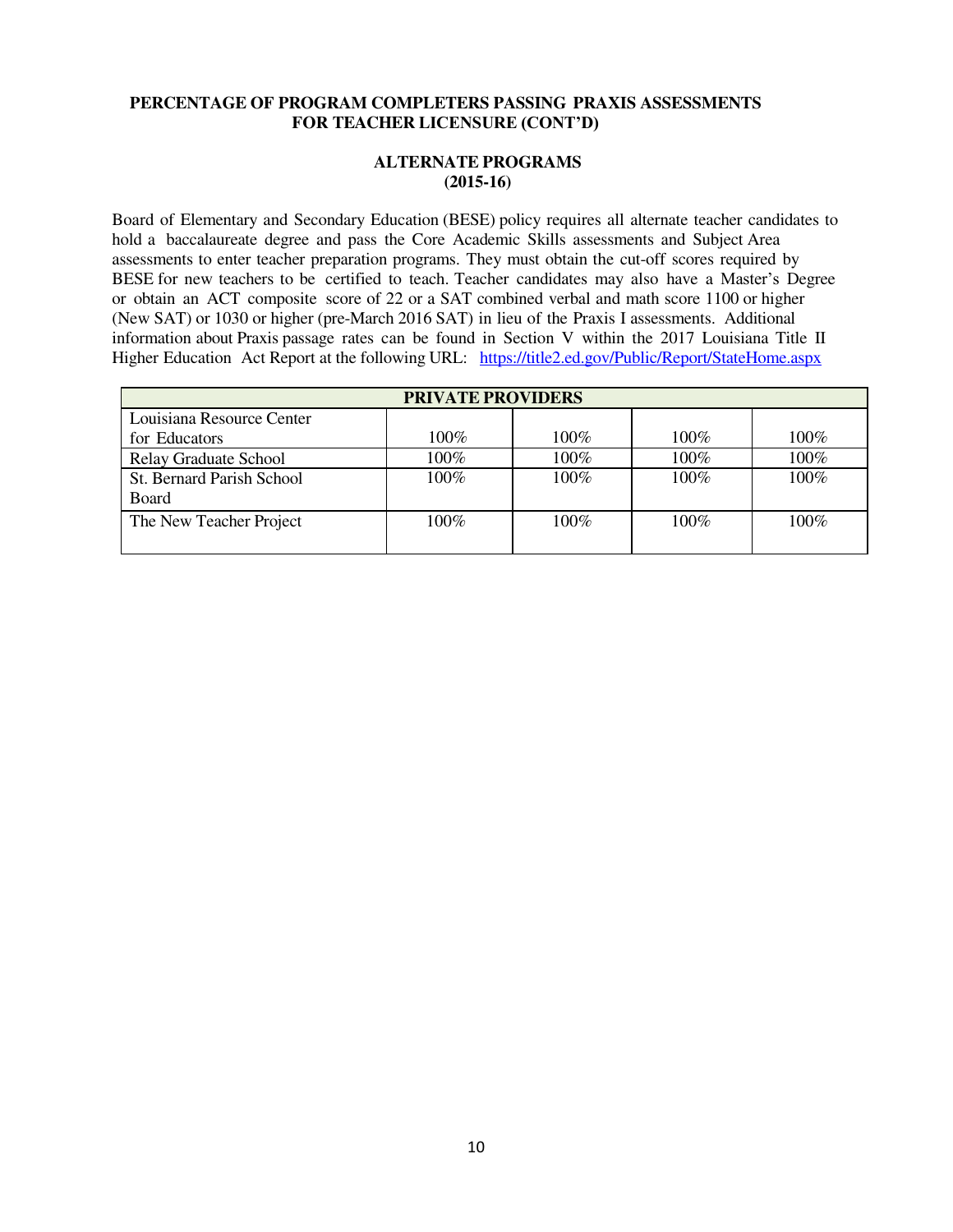**PERCENTAGE OF PROGRAM COMPLETERS PASSING PRAXIS ASSESSMENTS FOR TEACHER LICENSURE (CONT'D)**

**ALTERNATE PROGRAMS**
**(2015-16)**

Board of Elementary and Secondary Education (BESE) policy requires all alternate teacher candidates to hold a baccalaureate degree and pass the Core Academic Skills assessments and Subject Area assessments to enter teacher preparation programs. They must obtain the cut-off scores required by BESE for new teachers to be certified to teach. Teacher candidates may also have a Master's Degree or obtain an ACT composite score of 22 or a SAT combined verbal and math score 1100 or higher (New SAT) or 1030 or higher (pre-March 2016 SAT) in lieu of the Praxis I assessments. Additional information about Praxis passage rates can be found in Section V within the 2017 Louisiana Title II Higher Education Act Report at the following URL: https://title2.ed.gov/Public/Report/StateHome.aspx

| **PRIVATE PROVIDERS** | | | | |
|---|---|---|---|---|
| Louisiana Resource Center for Educators | 100% | 100% | 100% | 100% |
| Relay Graduate School | 100% | 100% | 100% | 100% |
| St. Bernard Parish School Board | 100% | 100% | 100% | 100% |
| The New Teacher Project | 100% | 100% | 100% | 100% |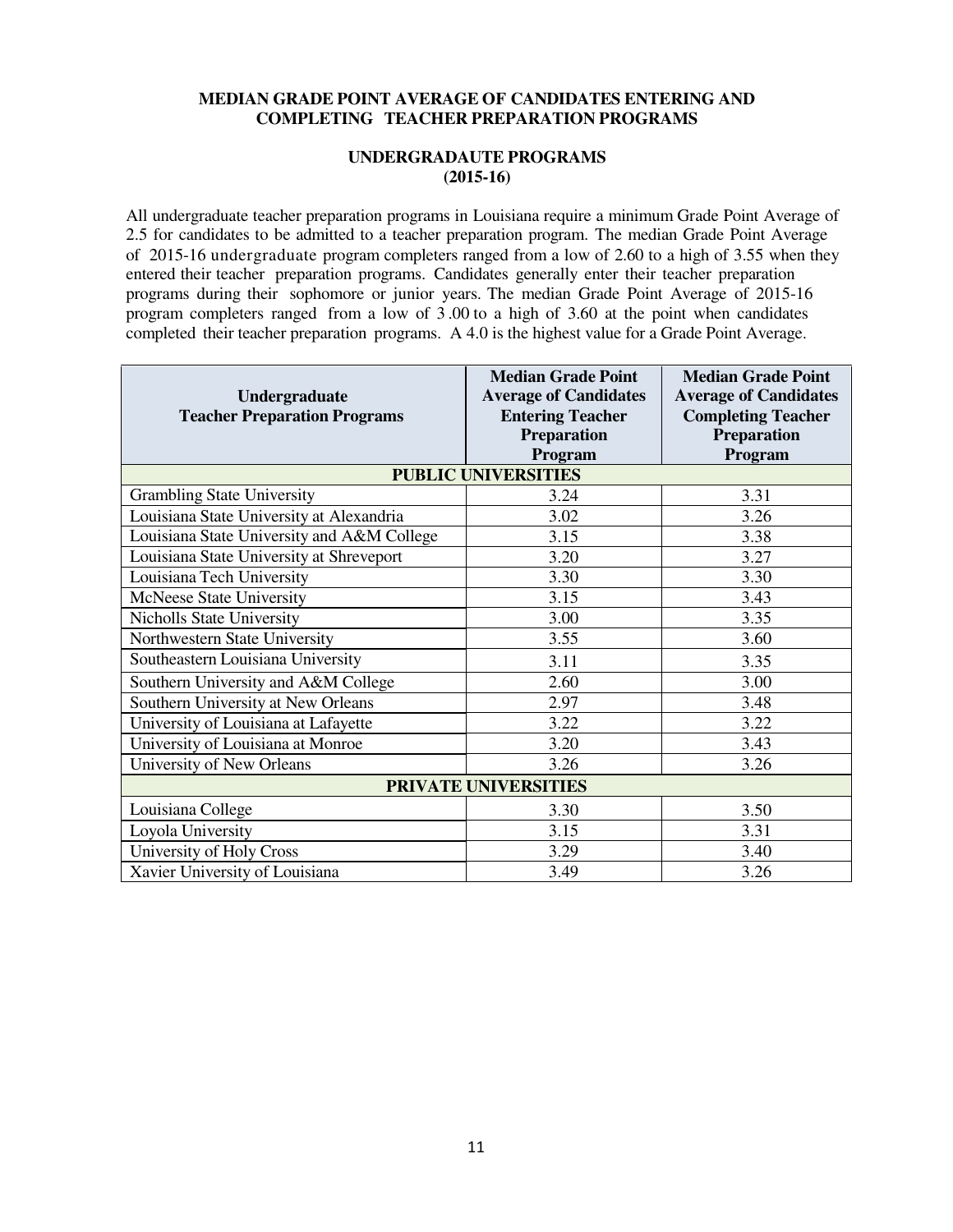## MEDIAN GRADE POINT AVERAGE OF CANDIDATES ENTERING AND COMPLETING TEACHER PREPARATION PROGRAMS

### UNDERGRADAUTE PROGRAMS (2015-16)

All undergraduate teacher preparation programs in Louisiana require a minimum Grade Point Average of 2.5 for candidates to be admitted to a teacher preparation program. The median Grade Point Average of 2015-16 undergraduate program completers ranged from a low of 2.60 to a high of 3.55 when they entered their teacher preparation programs. Candidates generally enter their teacher preparation programs during their sophomore or junior years. The median Grade Point Average of 2015-16 program completers ranged from a low of 3.00 to a high of 3.60 at the point when candidates completed their teacher preparation programs. A 4.0 is the highest value for a Grade Point Average.

| Undergraduate Teacher Preparation Programs | Median Grade Point Average of Candidates Entering Teacher Preparation Program | Median Grade Point Average of Candidates Completing Teacher Preparation Program |
|---|---|---|
| **PUBLIC UNIVERSITIES** | | |
| Grambling State University | 3.24 | 3.31 |
| Louisiana State University at Alexandria | 3.02 | 3.26 |
| Louisiana State University and A&M College | 3.15 | 3.38 |
| Louisiana State University at Shreveport | 3.20 | 3.27 |
| Louisiana Tech University | 3.30 | 3.30 |
| McNeese State University | 3.15 | 3.43 |
| Nicholls State University | 3.00 | 3.35 |
| Northwestern State University | 3.55 | 3.60 |
| Southeastern Louisiana University | 3.11 | 3.35 |
| Southern University and A&M College | 2.60 | 3.00 |
| Southern University at New Orleans | 2.97 | 3.48 |
| University of Louisiana at Lafayette | 3.22 | 3.22 |
| University of Louisiana at Monroe | 3.20 | 3.43 |
| University of New Orleans | 3.26 | 3.26 |
| **PRIVATE UNIVERSITIES** | | |
| Louisiana College | 3.30 | 3.50 |
| Loyola University | 3.15 | 3.31 |
| University of Holy Cross | 3.29 | 3.40 |
| Xavier University of Louisiana | 3.49 | 3.26 |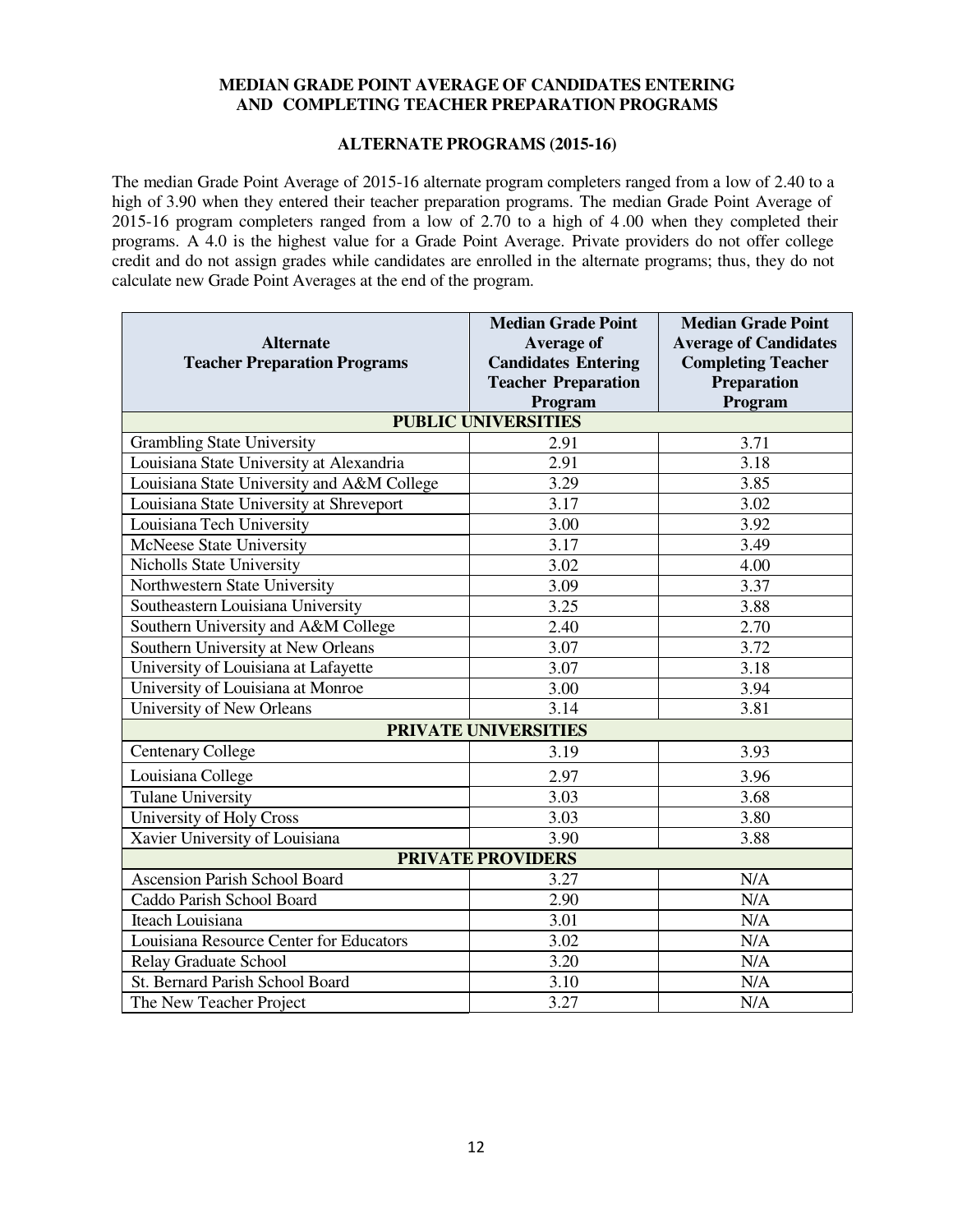**MEDIAN GRADE POINT AVERAGE OF CANDIDATES ENTERING AND COMPLETING TEACHER PREPARATION PROGRAMS**

**ALTERNATE PROGRAMS (2015-16)**

The median Grade Point Average of 2015-16 alternate program completers ranged from a low of 2.40 to a high of 3.90 when they entered their teacher preparation programs. The median Grade Point Average of 2015-16 program completers ranged from a low of 2.70 to a high of 4.00 when they completed their programs. A 4.0 is the highest value for a Grade Point Average. Private providers do not offer college credit and do not assign grades while candidates are enrolled in the alternate programs; thus, they do not calculate new Grade Point Averages at the end of the program.

| Alternate Teacher Preparation Programs | Median Grade Point Average of Candidates Entering Teacher Preparation Program | Median Grade Point Average of Candidates Completing Teacher Preparation Program |
|---|---|---|
| **PUBLIC UNIVERSITIES** | | |
| Grambling State University | 2.91 | 3.71 |
| Louisiana State University at Alexandria | 2.91 | 3.18 |
| Louisiana State University and A&M College | 3.29 | 3.85 |
| Louisiana State University at Shreveport | 3.17 | 3.02 |
| Louisiana Tech University | 3.00 | 3.92 |
| McNeese State University | 3.17 | 3.49 |
| Nicholls State University | 3.02 | 4.00 |
| Northwestern State University | 3.09 | 3.37 |
| Southeastern Louisiana University | 3.25 | 3.88 |
| Southern University and A&M College | 2.40 | 2.70 |
| Southern University at New Orleans | 3.07 | 3.72 |
| University of Louisiana at Lafayette | 3.07 | 3.18 |
| University of Louisiana at Monroe | 3.00 | 3.94 |
| University of New Orleans | 3.14 | 3.81 |
| **PRIVATE UNIVERSITIES** | | |
| Centenary College | 3.19 | 3.93 |
| Louisiana College | 2.97 | 3.96 |
| Tulane University | 3.03 | 3.68 |
| University of Holy Cross | 3.03 | 3.80 |
| Xavier University of Louisiana | 3.90 | 3.88 |
| **PRIVATE PROVIDERS** | | |
| Ascension Parish School Board | 3.27 | N/A |
| Caddo Parish School Board | 2.90 | N/A |
| Iteach Louisiana | 3.01 | N/A |
| Louisiana Resource Center for Educators | 3.02 | N/A |
| Relay Graduate School | 3.20 | N/A |
| St. Bernard Parish School Board | 3.10 | N/A |
| The New Teacher Project | 3.27 | N/A |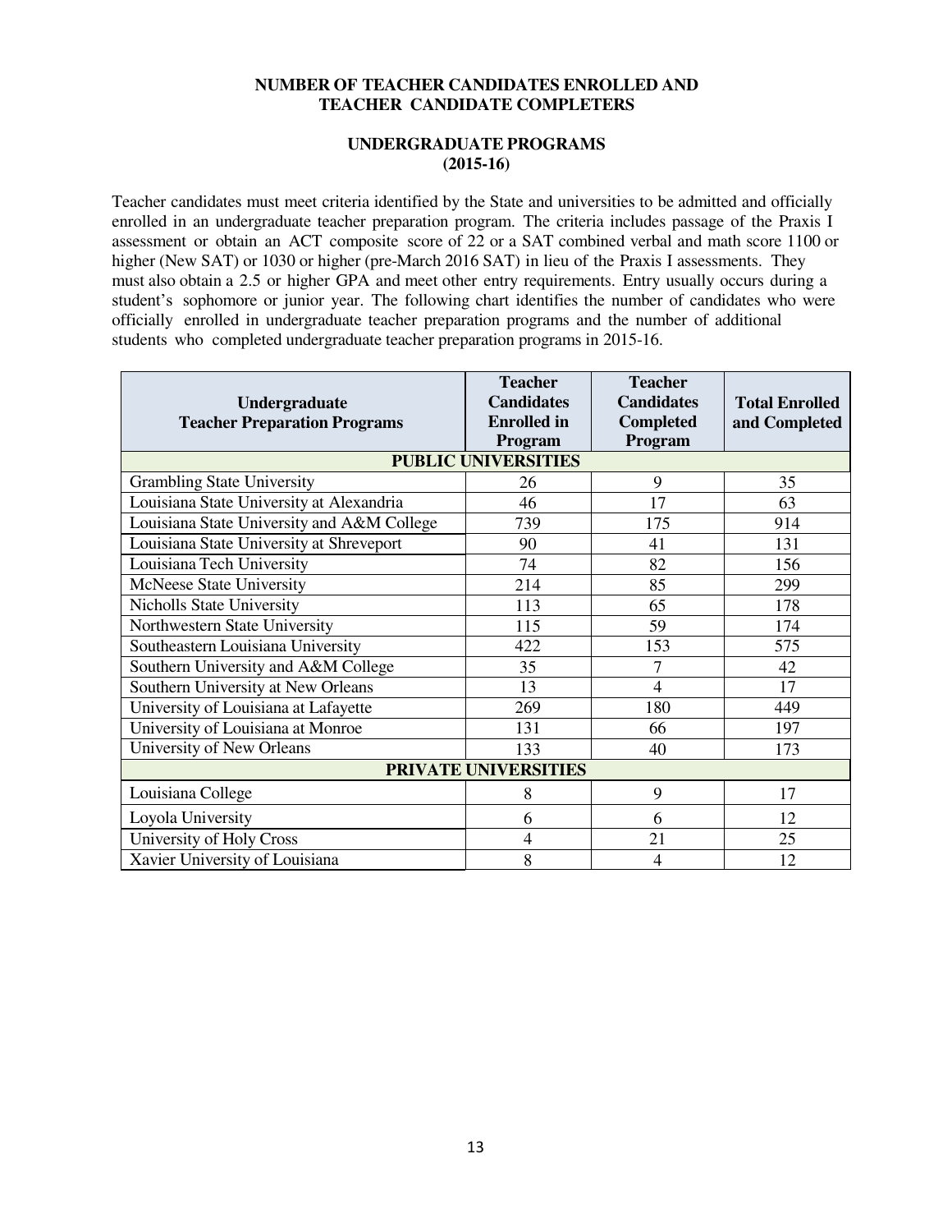## NUMBER OF TEACHER CANDIDATES ENROLLED AND TEACHER CANDIDATE COMPLETERS

### UNDERGRADUATE PROGRAMS (2015-16)

Teacher candidates must meet criteria identified by the State and universities to be admitted and officially enrolled in an undergraduate teacher preparation program. The criteria includes passage of the Praxis I assessment or obtain an ACT composite score of 22 or a SAT combined verbal and math score 1100 or higher (New SAT) or 1030 or higher (pre-March 2016 SAT) in lieu of the Praxis I assessments. They must also obtain a 2.5 or higher GPA and meet other entry requirements. Entry usually occurs during a student's sophomore or junior year. The following chart identifies the number of candidates who were officially enrolled in undergraduate teacher preparation programs and the number of additional students who completed undergraduate teacher preparation programs in 2015-16.

| Undergraduate Teacher Preparation Programs | Teacher Candidates Enrolled in Program | Teacher Candidates Completed Program | Total Enrolled and Completed |
|---|---|---|---|
| **PUBLIC UNIVERSITIES** | | | |
| Grambling State University | 26 | 9 | 35 |
| Louisiana State University at Alexandria | 46 | 17 | 63 |
| Louisiana State University and A&M College | 739 | 175 | 914 |
| Louisiana State University at Shreveport | 90 | 41 | 131 |
| Louisiana Tech University | 74 | 82 | 156 |
| McNeese State University | 214 | 85 | 299 |
| Nicholls State University | 113 | 65 | 178 |
| Northwestern State University | 115 | 59 | 174 |
| Southeastern Louisiana University | 422 | 153 | 575 |
| Southern University and A&M College | 35 | 7 | 42 |
| Southern University at New Orleans | 13 | 4 | 17 |
| University of Louisiana at Lafayette | 269 | 180 | 449 |
| University of Louisiana at Monroe | 131 | 66 | 197 |
| University of New Orleans | 133 | 40 | 173 |
| **PRIVATE UNIVERSITIES** | | | |
| Louisiana College | 8 | 9 | 17 |
| Loyola University | 6 | 6 | 12 |
| University of Holy Cross | 4 | 21 | 25 |
| Xavier University of Louisiana | 8 | 4 | 12 |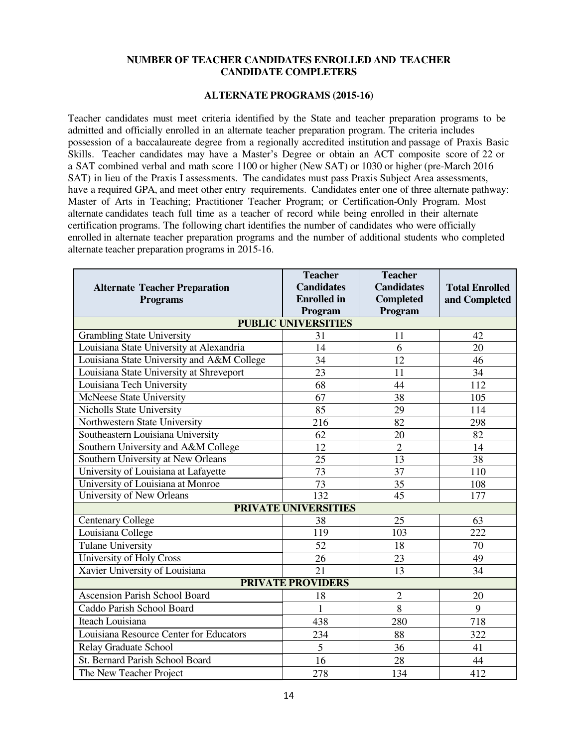## NUMBER OF TEACHER CANDIDATES ENROLLED AND TEACHER CANDIDATE COMPLETERS

### ALTERNATE PROGRAMS (2015-16)

Teacher candidates must meet criteria identified by the State and teacher preparation programs to be admitted and officially enrolled in an alternate teacher preparation program. The criteria includes possession of a baccalaureate degree from a regionally accredited institution and passage of Praxis Basic Skills. Teacher candidates may have a Master's Degree or obtain an ACT composite score of 22 or a SAT combined verbal and math score 1100 or higher (New SAT) or 1030 or higher (pre-March 2016 SAT) in lieu of the Praxis I assessments. The candidates must pass Praxis Subject Area assessments, have a required GPA, and meet other entry requirements. Candidates enter one of three alternate pathway: Master of Arts in Teaching; Practitioner Teacher Program; or Certification-Only Program. Most alternate candidates teach full time as a teacher of record while being enrolled in their alternate certification programs. The following chart identifies the number of candidates who were officially enrolled in alternate teacher preparation programs and the number of additional students who completed alternate teacher preparation programs in 2015-16.

| Alternate Teacher Preparation Programs | Teacher Candidates Enrolled in Program | Teacher Candidates Completed Program | Total Enrolled and Completed |
|---|---|---|---|
| **PUBLIC UNIVERSITIES** | | | |
| Grambling State University | 31 | 11 | 42 |
| Louisiana State University at Alexandria | 14 | 6 | 20 |
| Louisiana State University and A&M College | 34 | 12 | 46 |
| Louisiana State University at Shreveport | 23 | 11 | 34 |
| Louisiana Tech University | 68 | 44 | 112 |
| McNeese State University | 67 | 38 | 105 |
| Nicholls State University | 85 | 29 | 114 |
| Northwestern State University | 216 | 82 | 298 |
| Southeastern Louisiana University | 62 | 20 | 82 |
| Southern University and A&M College | 12 | 2 | 14 |
| Southern University at New Orleans | 25 | 13 | 38 |
| University of Louisiana at Lafayette | 73 | 37 | 110 |
| University of Louisiana at Monroe | 73 | 35 | 108 |
| University of New Orleans | 132 | 45 | 177 |
| **PRIVATE UNIVERSITIES** | | | |
| Centenary College | 38 | 25 | 63 |
| Louisiana College | 119 | 103 | 222 |
| Tulane University | 52 | 18 | 70 |
| University of Holy Cross | 26 | 23 | 49 |
| Xavier University of Louisiana | 21 | 13 | 34 |
| **PRIVATE PROVIDERS** | | | |
| Ascension Parish School Board | 18 | 2 | 20 |
| Caddo Parish School Board | 1 | 8 | 9 |
| Iteach Louisiana | 438 | 280 | 718 |
| Louisiana Resource Center for Educators | 234 | 88 | 322 |
| Relay Graduate School | 5 | 36 | 41 |
| St. Bernard Parish School Board | 16 | 28 | 44 |
| The New Teacher Project | 278 | 134 | 412 |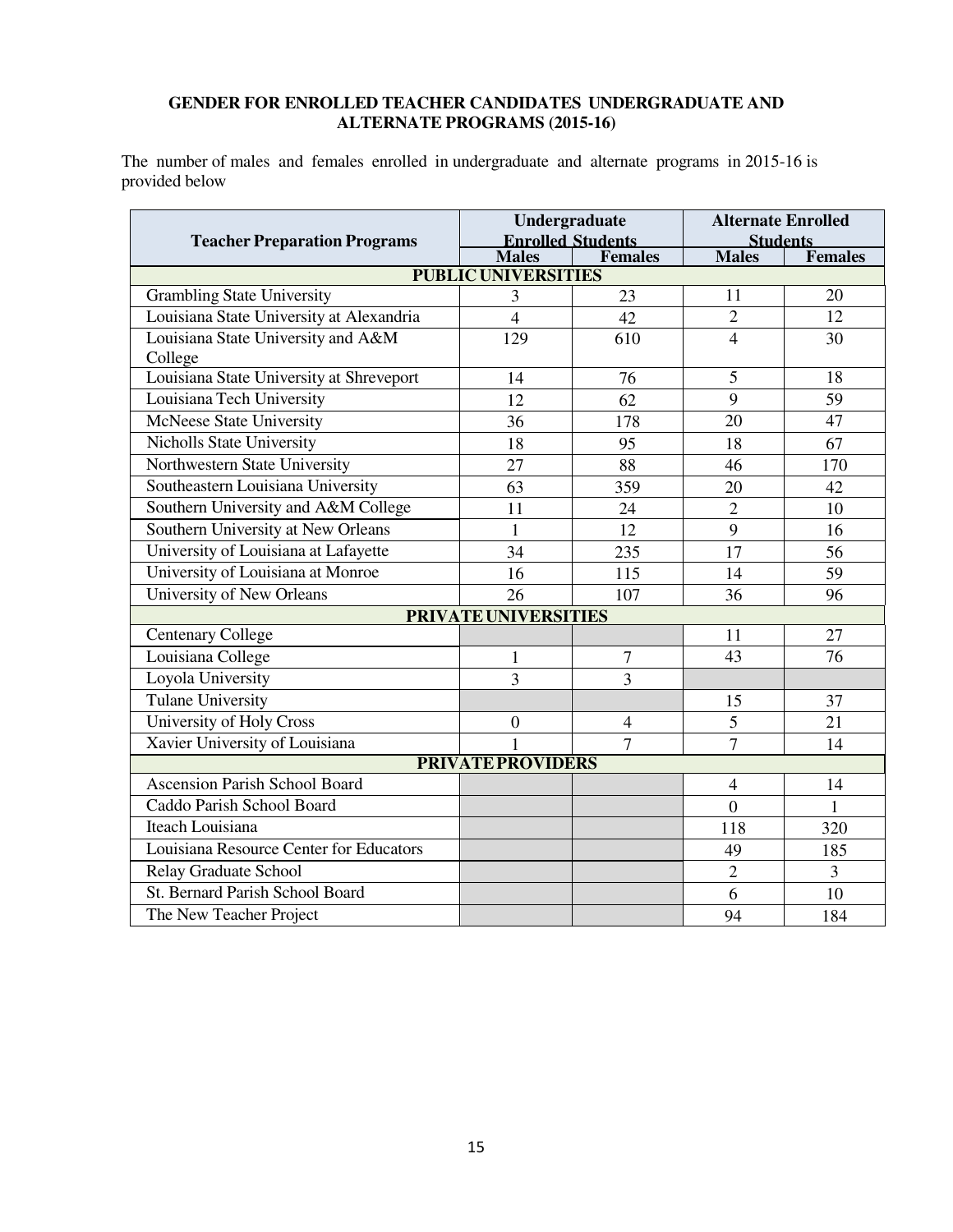**GENDER FOR ENROLLED TEACHER CANDIDATES UNDERGRADUATE AND ALTERNATE PROGRAMS (2015-16)**

The number of males and females enrolled in undergraduate and alternate programs in 2015-16 is provided below

| Teacher Preparation Programs | Undergraduate Enrolled Students | | Alternate Enrolled Students | |
|---|---|---|---|---|
| | Males | Females | Males | Females |
| **PUBLIC UNIVERSITIES** | | | | |
| Grambling State University | 3 | 23 | 11 | 20 |
| Louisiana State University at Alexandria | 4 | 42 | 2 | 12 |
| Louisiana State University and A&M College | 129 | 610 | 4 | 30 |
| Louisiana State University at Shreveport | 14 | 76 | 5 | 18 |
| Louisiana Tech University | 12 | 62 | 9 | 59 |
| McNeese State University | 36 | 178 | 20 | 47 |
| Nicholls State University | 18 | 95 | 18 | 67 |
| Northwestern State University | 27 | 88 | 46 | 170 |
| Southeastern Louisiana University | 63 | 359 | 20 | 42 |
| Southern University and A&M College | 11 | 24 | 2 | 10 |
| Southern University at New Orleans | 1 | 12 | 9 | 16 |
| University of Louisiana at Lafayette | 34 | 235 | 17 | 56 |
| University of Louisiana at Monroe | 16 | 115 | 14 | 59 |
| University of New Orleans | 26 | 107 | 36 | 96 |
| **PRIVATE UNIVERSITIES** | | | | |
| Centenary College | | | 11 | 27 |
| Louisiana College | 1 | 7 | 43 | 76 |
| Loyola University | 3 | 3 | | |
| Tulane University | | | 15 | 37 |
| University of Holy Cross | 0 | 4 | 5 | 21 |
| Xavier University of Louisiana | 1 | 7 | 7 | 14 |
| **PRIVATE PROVIDERS** | | | | |
| Ascension Parish School Board | | | 4 | 14 |
| Caddo Parish School Board | | | 0 | 1 |
| Iteach Louisiana | | | 118 | 320 |
| Louisiana Resource Center for Educators | | | 49 | 185 |
| Relay Graduate School | | | 2 | 3 |
| St. Bernard Parish School Board | | | 6 | 10 |
| The New Teacher Project | | | 94 | 184 |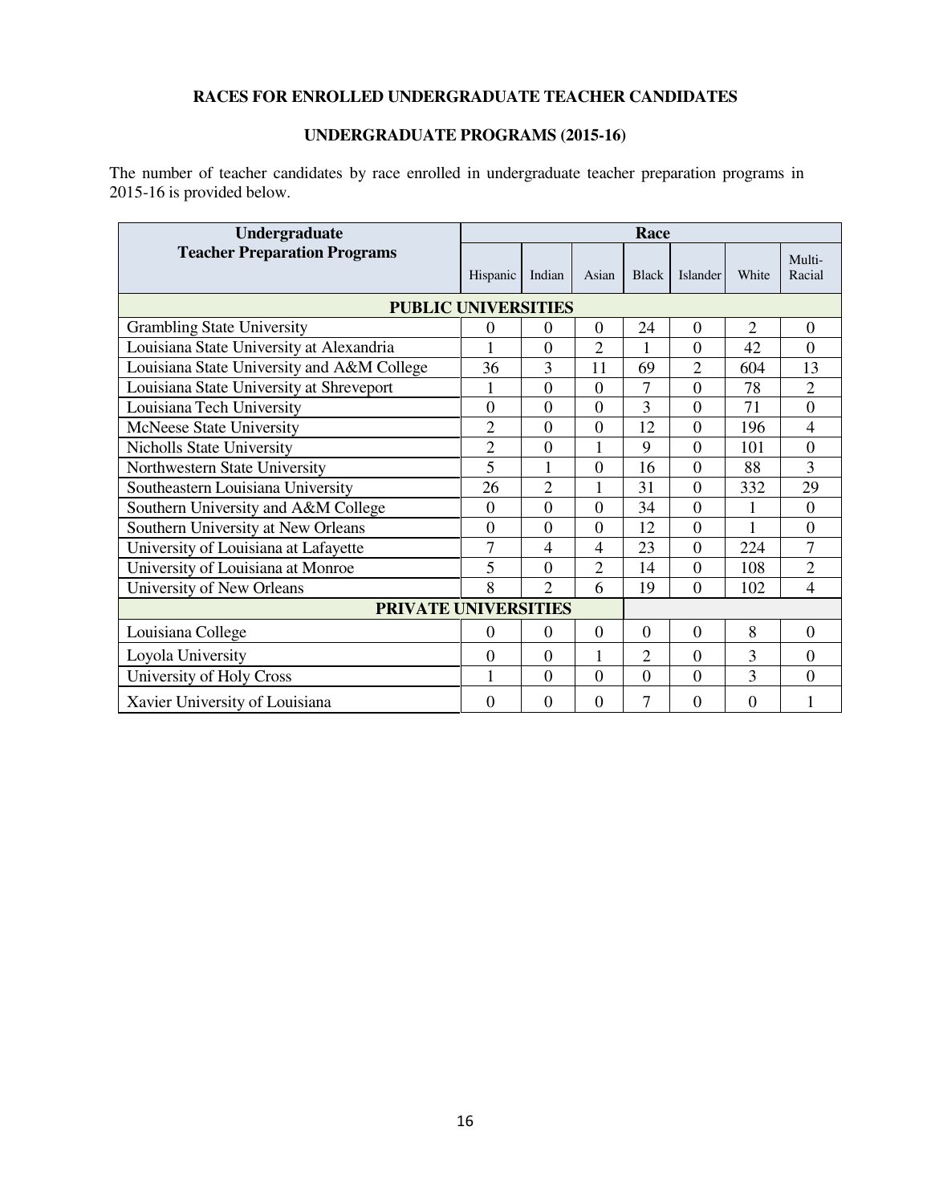**RACES FOR ENROLLED UNDERGRADUATE TEACHER CANDIDATES**

**UNDERGRADUATE PROGRAMS (2015-16)**

The number of teacher candidates by race enrolled in undergraduate teacher preparation programs in 2015-16 is provided below.

| Undergraduate Teacher Preparation Programs | Race | | | | | | |
|---|---|---|---|---|---|---|---|
| | Hispanic | Indian | Asian | Black | Islander | White | Multi-Racial |
| **PUBLIC UNIVERSITIES** | | | | | | | |
| Grambling State University | 0 | 0 | 0 | 24 | 0 | 2 | 0 |
| Louisiana State University at Alexandria | 1 | 0 | 2 | 1 | 0 | 42 | 0 |
| Louisiana State University and A&M College | 36 | 3 | 11 | 69 | 2 | 604 | 13 |
| Louisiana State University at Shreveport | 1 | 0 | 0 | 7 | 0 | 78 | 2 |
| Louisiana Tech University | 0 | 0 | 0 | 3 | 0 | 71 | 0 |
| McNeese State University | 2 | 0 | 0 | 12 | 0 | 196 | 4 |
| Nicholls State University | 2 | 0 | 1 | 9 | 0 | 101 | 0 |
| Northwestern State University | 5 | 1 | 0 | 16 | 0 | 88 | 3 |
| Southeastern Louisiana University | 26 | 2 | 1 | 31 | 0 | 332 | 29 |
| Southern University and A&M College | 0 | 0 | 0 | 34 | 0 | 1 | 0 |
| Southern University at New Orleans | 0 | 0 | 0 | 12 | 0 | 1 | 0 |
| University of Louisiana at Lafayette | 7 | 4 | 4 | 23 | 0 | 224 | 7 |
| University of Louisiana at Monroe | 5 | 0 | 2 | 14 | 0 | 108 | 2 |
| University of New Orleans | 8 | 2 | 6 | 19 | 0 | 102 | 4 |
| **PRIVATE UNIVERSITIES** | | | | | | | |
| Louisiana College | 0 | 0 | 0 | 0 | 0 | 8 | 0 |
| Loyola University | 0 | 0 | 1 | 2 | 0 | 3 | 0 |
| University of Holy Cross | 1 | 0 | 0 | 0 | 0 | 3 | 0 |
| Xavier University of Louisiana | 0 | 0 | 0 | 7 | 0 | 0 | 1 |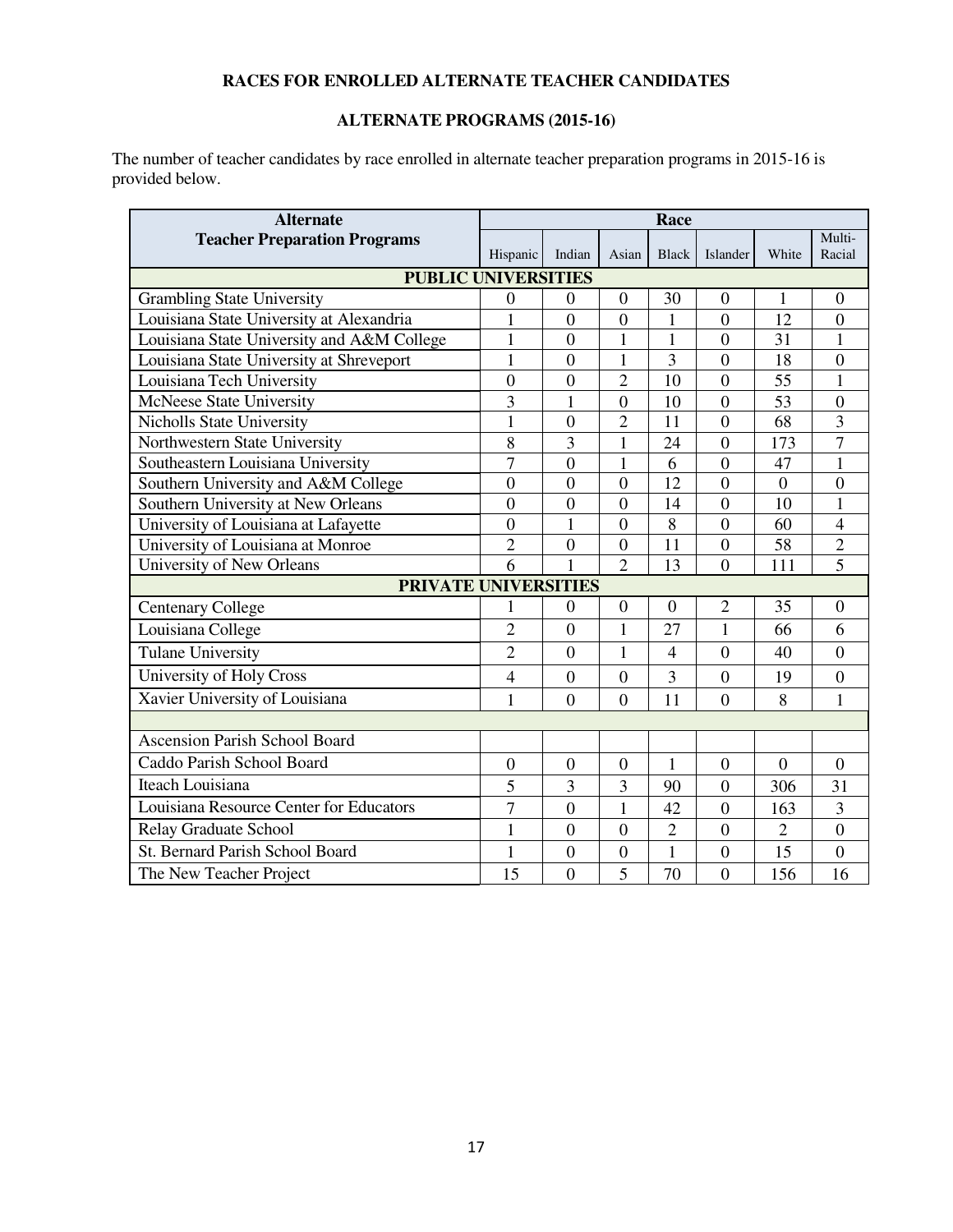**RACES FOR ENROLLED ALTERNATE TEACHER CANDIDATES**

**ALTERNATE PROGRAMS (2015-16)**

The number of teacher candidates by race enrolled in alternate teacher preparation programs in 2015-16 is provided below.

| Alternate Teacher Preparation Programs | Race | | | | | | |
|---|---|---|---|---|---|---|---|
| | Hispanic | Indian | Asian | Black | Islander | White | Multi-Racial |
| **PUBLIC UNIVERSITIES** | | | | | | | |
| Grambling State University | 0 | 0 | 0 | 30 | 0 | 1 | 0 |
| Louisiana State University at Alexandria | 1 | 0 | 0 | 1 | 0 | 12 | 0 |
| Louisiana State University and A&M College | 1 | 0 | 1 | 1 | 0 | 31 | 1 |
| Louisiana State University at Shreveport | 1 | 0 | 1 | 3 | 0 | 18 | 0 |
| Louisiana Tech University | 0 | 0 | 2 | 10 | 0 | 55 | 1 |
| McNeese State University | 3 | 1 | 0 | 10 | 0 | 53 | 0 |
| Nicholls State University | 1 | 0 | 2 | 11 | 0 | 68 | 3 |
| Northwestern State University | 8 | 3 | 1 | 24 | 0 | 173 | 7 |
| Southeastern Louisiana University | 7 | 0 | 1 | 6 | 0 | 47 | 1 |
| Southern University and A&M College | 0 | 0 | 0 | 12 | 0 | 0 | 0 |
| Southern University at New Orleans | 0 | 0 | 0 | 14 | 0 | 10 | 1 |
| University of Louisiana at Lafayette | 0 | 1 | 0 | 8 | 0 | 60 | 4 |
| University of Louisiana at Monroe | 2 | 0 | 0 | 11 | 0 | 58 | 2 |
| University of New Orleans | 6 | 1 | 2 | 13 | 0 | 111 | 5 |
| **PRIVATE UNIVERSITIES** | | | | | | | |
| Centenary College | 1 | 0 | 0 | 0 | 2 | 35 | 0 |
| Louisiana College | 2 | 0 | 1 | 27 | 1 | 66 | 6 |
| Tulane University | 2 | 0 | 1 | 4 | 0 | 40 | 0 |
| University of Holy Cross | 4 | 0 | 0 | 3 | 0 | 19 | 0 |
| Xavier University of Louisiana | 1 | 0 | 0 | 11 | 0 | 8 | 1 |
| | | | | | | | |
| Ascension Parish School Board | | | | | | | |
| Caddo Parish School Board | 0 | 0 | 0 | 1 | 0 | 0 | 0 |
| Iteach Louisiana | 5 | 3 | 3 | 90 | 0 | 306 | 31 |
| Louisiana Resource Center for Educators | 7 | 0 | 1 | 42 | 0 | 163 | 3 |
| Relay Graduate School | 1 | 0 | 0 | 2 | 0 | 2 | 0 |
| St. Bernard Parish School Board | 1 | 0 | 0 | 1 | 0 | 15 | 0 |
| The New Teacher Project | 15 | 0 | 5 | 70 | 0 | 156 | 16 |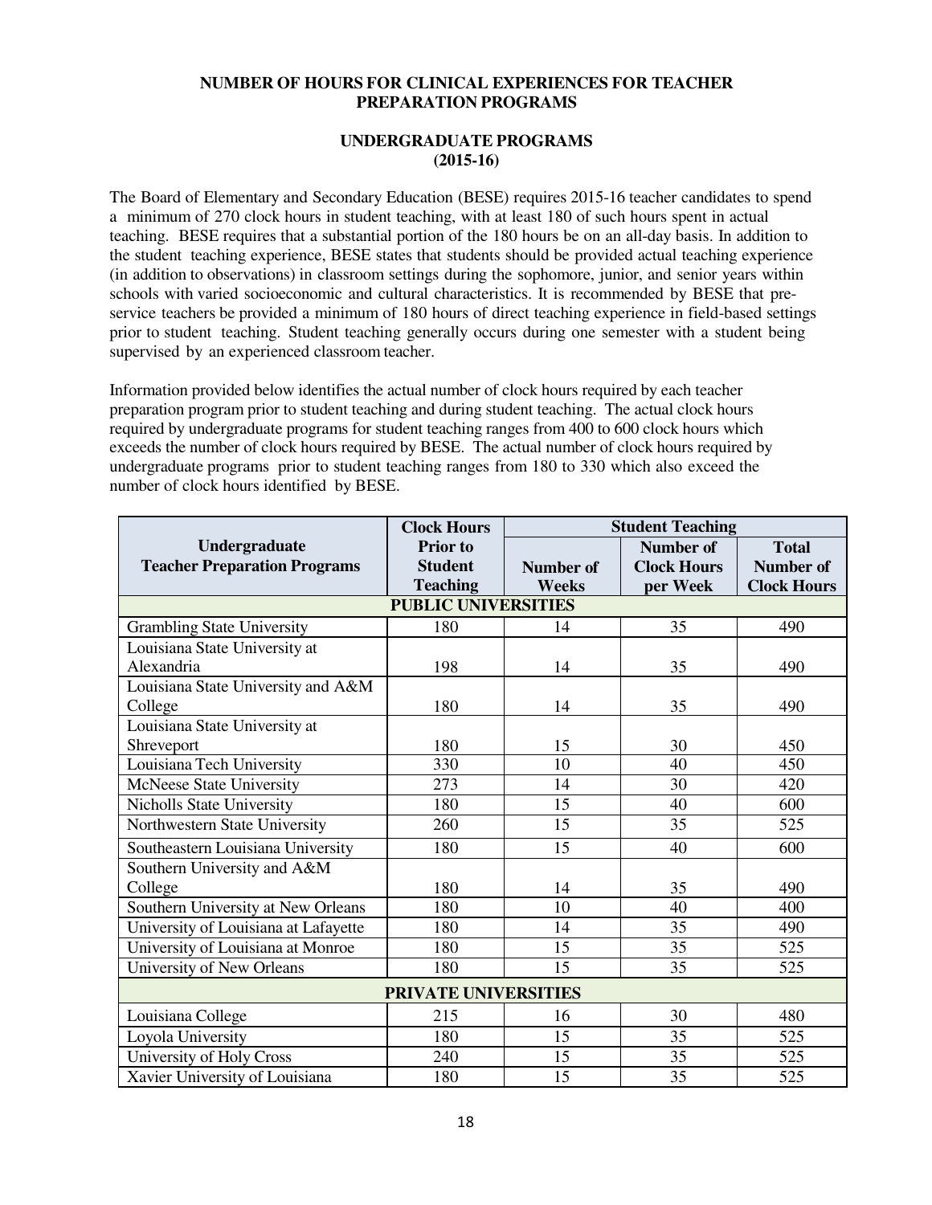## NUMBER OF HOURS FOR CLINICAL EXPERIENCES FOR TEACHER PREPARATION PROGRAMS

### UNDERGRADUATE PROGRAMS (2015-16)

The Board of Elementary and Secondary Education (BESE) requires 2015-16 teacher candidates to spend a minimum of 270 clock hours in student teaching, with at least 180 of such hours spent in actual teaching. BESE requires that a substantial portion of the 180 hours be on an all-day basis. In addition to the student teaching experience, BESE states that students should be provided actual teaching experience (in addition to observations) in classroom settings during the sophomore, junior, and senior years within schools with varied socioeconomic and cultural characteristics. It is recommended by BESE that pre-service teachers be provided a minimum of 180 hours of direct teaching experience in field-based settings prior to student teaching. Student teaching generally occurs during one semester with a student being supervised by an experienced classroom teacher.

Information provided below identifies the actual number of clock hours required by each teacher preparation program prior to student teaching and during student teaching. The actual clock hours required by undergraduate programs for student teaching ranges from 400 to 600 clock hours which exceeds the number of clock hours required by BESE. The actual number of clock hours required by undergraduate programs prior to student teaching ranges from 180 to 330 which also exceed the number of clock hours identified by BESE.

| Undergraduate Teacher Preparation Programs | Clock Hours Prior to Student Teaching | Student Teaching | | |
|---|---|---|---|---|
| | | Number of Weeks | Number of Clock Hours per Week | Total Number of Clock Hours |
| **PUBLIC UNIVERSITIES** | | | | |
| Grambling State University | 180 | 14 | 35 | 490 |
| Louisiana State University at Alexandria | 198 | 14 | 35 | 490 |
| Louisiana State University and A&M College | 180 | 14 | 35 | 490 |
| Louisiana State University at Shreveport | 180 | 15 | 30 | 450 |
| Louisiana Tech University | 330 | 10 | 40 | 450 |
| McNeese State University | 273 | 14 | 30 | 420 |
| Nicholls State University | 180 | 15 | 40 | 600 |
| Northwestern State University | 260 | 15 | 35 | 525 |
| Southeastern Louisiana University | 180 | 15 | 40 | 600 |
| Southern University and A&M College | 180 | 14 | 35 | 490 |
| Southern University at New Orleans | 180 | 10 | 40 | 400 |
| University of Louisiana at Lafayette | 180 | 14 | 35 | 490 |
| University of Louisiana at Monroe | 180 | 15 | 35 | 525 |
| University of New Orleans | 180 | 15 | 35 | 525 |
| **PRIVATE UNIVERSITIES** | | | | |
| Louisiana College | 215 | 16 | 30 | 480 |
| Loyola University | 180 | 15 | 35 | 525 |
| University of Holy Cross | 240 | 15 | 35 | 525 |
| Xavier University of Louisiana | 180 | 15 | 35 | 525 |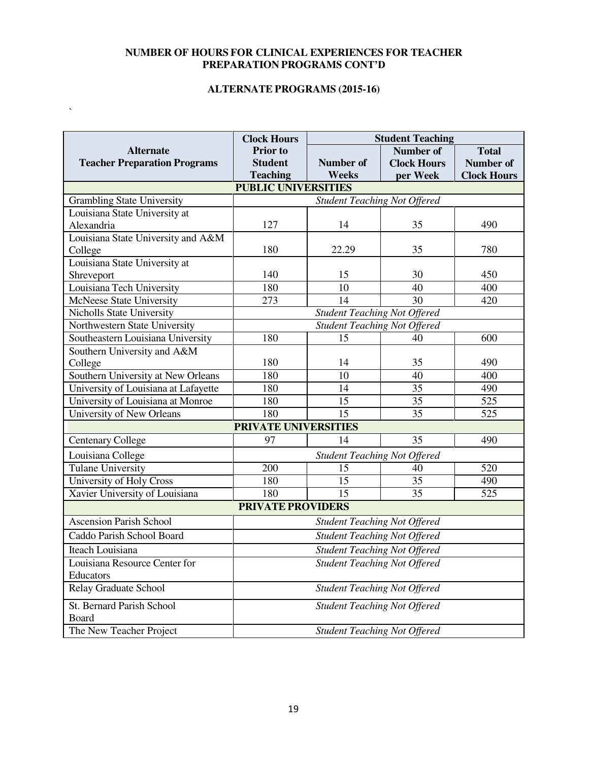## NUMBER OF HOURS FOR CLINICAL EXPERIENCES FOR TEACHER PREPARATION PROGRAMS CONT'D

### ALTERNATE PROGRAMS (2015-16)

`

| Alternate Teacher Preparation Programs | Clock Hours Prior to Student Teaching | Student Teaching | | |
|---|---|---|---|---|
| | | Number of Weeks | Number of Clock Hours per Week | Total Number of Clock Hours |
| **PUBLIC UNIVERSITIES** | | | | |
| Grambling State University | *Student Teaching Not Offered* | | | |
| Louisiana State University at Alexandria | 127 | 14 | 35 | 490 |
| Louisiana State University and A&M College | 180 | 22.29 | 35 | 780 |
| Louisiana State University at Shreveport | 140 | 15 | 30 | 450 |
| Louisiana Tech University | 180 | 10 | 40 | 400 |
| McNeese State University | 273 | 14 | 30 | 420 |
| Nicholls State University | *Student Teaching Not Offered* | | | |
| Northwestern State University | *Student Teaching Not Offered* | | | |
| Southeastern Louisiana University | 180 | 15 | 40 | 600 |
| Southern University and A&M College | 180 | 14 | 35 | 490 |
| Southern University at New Orleans | 180 | 10 | 40 | 400 |
| University of Louisiana at Lafayette | 180 | 14 | 35 | 490 |
| University of Louisiana at Monroe | 180 | 15 | 35 | 525 |
| University of New Orleans | 180 | 15 | 35 | 525 |
| **PRIVATE UNIVERSITIES** | | | | |
| Centenary College | 97 | 14 | 35 | 490 |
| Louisiana College | *Student Teaching Not Offered* | | | |
| Tulane University | 200 | 15 | 40 | 520 |
| University of Holy Cross | 180 | 15 | 35 | 490 |
| Xavier University of Louisiana | 180 | 15 | 35 | 525 |
| **PRIVATE PROVIDERS** | | | | |
| Ascension Parish School | *Student Teaching Not Offered* | | | |
| Caddo Parish School Board | *Student Teaching Not Offered* | | | |
| Iteach Louisiana | *Student Teaching Not Offered* | | | |
| Louisiana Resource Center for Educators | *Student Teaching Not Offered* | | | |
| Relay Graduate School | *Student Teaching Not Offered* | | | |
| St. Bernard Parish School Board | *Student Teaching Not Offered* | | | |
| The New Teacher Project | *Student Teaching Not Offered* | | | |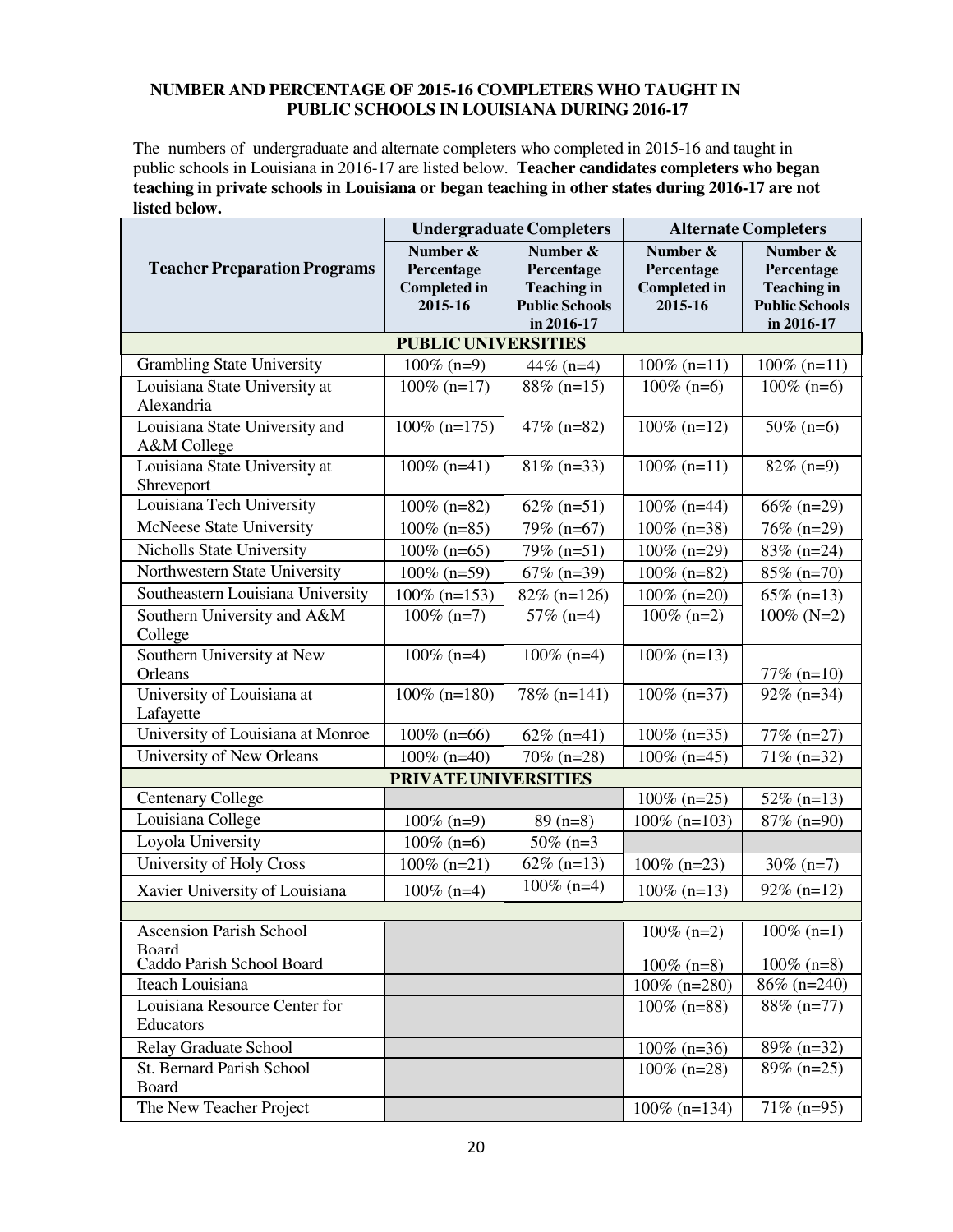**NUMBER AND PERCENTAGE OF 2015-16 COMPLETERS WHO TAUGHT IN PUBLIC SCHOOLS IN LOUISIANA DURING 2016-17**

The numbers of undergraduate and alternate completers who completed in 2015-16 and taught in public schools in Louisiana in 2016-17 are listed below. **Teacher candidates completers who began teaching in private schools in Louisiana or began teaching in other states during 2016-17 are not listed below.**

| Teacher Preparation Programs | Undergraduate Completers | | Alternate Completers | |
|---|---|---|---|---|
| | Number & Percentage Completed in 2015-16 | Number & Percentage Teaching in Public Schools in 2016-17 | Number & Percentage Completed in 2015-16 | Number & Percentage Teaching in Public Schools in 2016-17 |
| **PUBLIC UNIVERSITIES** | | | | |
| Grambling State University | 100% (n=9) | 44% (n=4) | 100% (n=11) | 100% (n=11) |
| Louisiana State University at Alexandria | 100% (n=17) | 88% (n=15) | 100% (n=6) | 100% (n=6) |
| Louisiana State University and A&M College | 100% (n=175) | 47% (n=82) | 100% (n=12) | 50% (n=6) |
| Louisiana State University at Shreveport | 100% (n=41) | 81% (n=33) | 100% (n=11) | 82% (n=9) |
| Louisiana Tech University | 100% (n=82) | 62% (n=51) | 100% (n=44) | 66% (n=29) |
| McNeese State University | 100% (n=85) | 79% (n=67) | 100% (n=38) | 76% (n=29) |
| Nicholls State University | 100% (n=65) | 79% (n=51) | 100% (n=29) | 83% (n=24) |
| Northwestern State University | 100% (n=59) | 67% (n=39) | 100% (n=82) | 85% (n=70) |
| Southeastern Louisiana University | 100% (n=153) | 82% (n=126) | 100% (n=20) | 65% (n=13) |
| Southern University and A&M College | 100% (n=7) | 57% (n=4) | 100% (n=2) | 100% (N=2) |
| Southern University at New Orleans | 100% (n=4) | 100% (n=4) | 100% (n=13) | 77% (n=10) |
| University of Louisiana at Lafayette | 100% (n=180) | 78% (n=141) | 100% (n=37) | 92% (n=34) |
| University of Louisiana at Monroe | 100% (n=66) | 62% (n=41) | 100% (n=35) | 77% (n=27) |
| University of New Orleans | 100% (n=40) | 70% (n=28) | 100% (n=45) | 71% (n=32) |
| **PRIVATE UNIVERSITIES** | | | | |
| Centenary College | | | 100% (n=25) | 52% (n=13) |
| Louisiana College | 100% (n=9) | 89 (n=8) | 100% (n=103) | 87% (n=90) |
| Loyola University | 100% (n=6) | 50% (n=3 | | |
| University of Holy Cross | 100% (n=21) | 62% (n=13) | 100% (n=23) | 30% (n=7) |
| Xavier University of Louisiana | 100% (n=4) | 100% (n=4) | 100% (n=13) | 92% (n=12) |
| | | | | |
| Ascension Parish School Board | | | 100% (n=2) | 100% (n=1) |
| Caddo Parish School Board | | | 100% (n=8) | 100% (n=8) |
| Iteach Louisiana | | | 100% (n=280) | 86% (n=240) |
| Louisiana Resource Center for Educators | | | 100% (n=88) | 88% (n=77) |
| Relay Graduate School | | | 100% (n=36) | 89% (n=32) |
| St. Bernard Parish School Board | | | 100% (n=28) | 89% (n=25) |
| The New Teacher Project | | | 100% (n=134) | 71% (n=95) |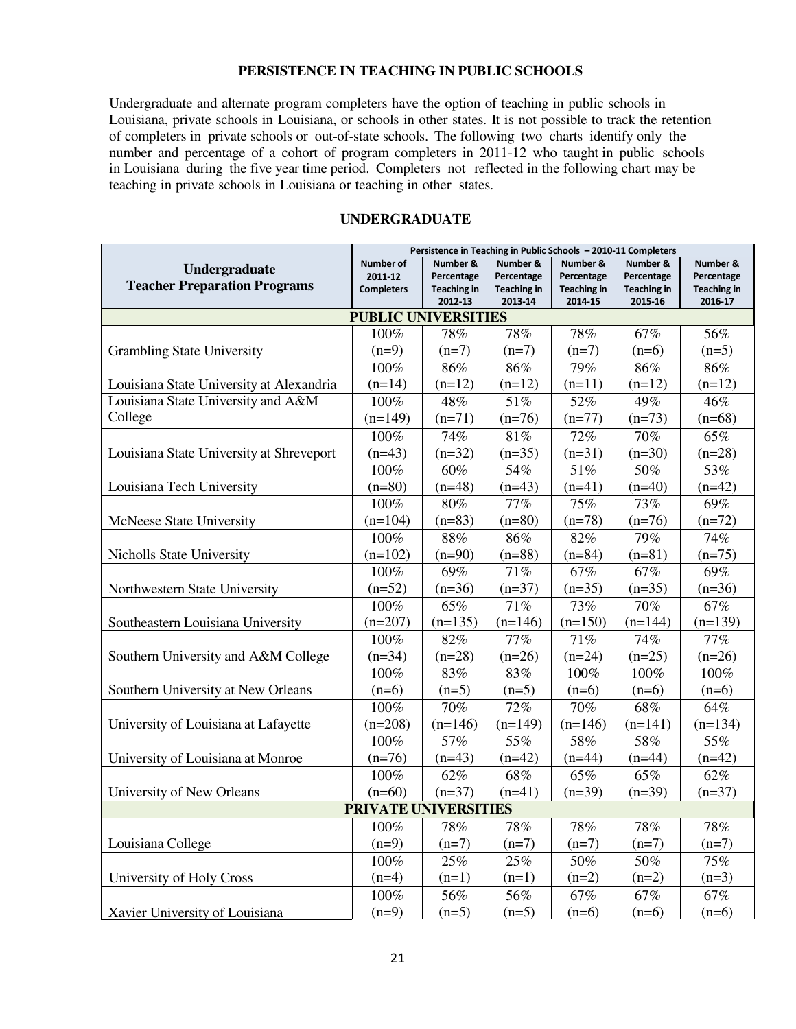**PERSISTENCE IN TEACHING IN PUBLIC SCHOOLS**

Undergraduate and alternate program completers have the option of teaching in public schools in Louisiana, private schools in Louisiana, or schools in other states. It is not possible to track the retention of completers in private schools or out-of-state schools. The following two charts identify only the number and percentage of a cohort of program completers in 2011-12 who taught in public schools in Louisiana during the five year time period. Completers not reflected in the following chart may be teaching in private schools in Louisiana or teaching in other states.

**UNDERGRADUATE**

| Undergraduate Teacher Preparation Programs | Persistence in Teaching in Public Schools – 2010-11 Completers | | | | | |
|---|---|---|---|---|---|---|
| | Number of 2011-12 Completers | Number & Percentage Teaching in 2012-13 | Number & Percentage Teaching in 2013-14 | Number & Percentage Teaching in 2014-15 | Number & Percentage Teaching in 2015-16 | Number & Percentage Teaching in 2016-17 |
| **PUBLIC UNIVERSITIES** | | | | | | |
| Grambling State University | 100% (n=9) | 78% (n=7) | 78% (n=7) | 78% (n=7) | 67% (n=6) | 56% (n=5) |
| Louisiana State University at Alexandria | 100% (n=14) | 86% (n=12) | 86% (n=12) | 79% (n=11) | 86% (n=12) | 86% (n=12) |
| Louisiana State University and A&M College | 100% (n=149) | 48% (n=71) | 51% (n=76) | 52% (n=77) | 49% (n=73) | 46% (n=68) |
| Louisiana State University at Shreveport | 100% (n=43) | 74% (n=32) | 81% (n=35) | 72% (n=31) | 70% (n=30) | 65% (n=28) |
| Louisiana Tech University | 100% (n=80) | 60% (n=48) | 54% (n=43) | 51% (n=41) | 50% (n=40) | 53% (n=42) |
| McNeese State University | 100% (n=104) | 80% (n=83) | 77% (n=80) | 75% (n=78) | 73% (n=76) | 69% (n=72) |
| Nicholls State University | 100% (n=102) | 88% (n=90) | 86% (n=88) | 82% (n=84) | 79% (n=81) | 74% (n=75) |
| Northwestern State University | 100% (n=52) | 69% (n=36) | 71% (n=37) | 67% (n=35) | 67% (n=35) | 69% (n=36) |
| Southeastern Louisiana University | 100% (n=207) | 65% (n=135) | 71% (n=146) | 73% (n=150) | 70% (n=144) | 67% (n=139) |
| Southern University and A&M College | 100% (n=34) | 82% (n=28) | 77% (n=26) | 71% (n=24) | 74% (n=25) | 77% (n=26) |
| Southern University at New Orleans | 100% (n=6) | 83% (n=5) | 83% (n=5) | 100% (n=6) | 100% (n=6) | 100% (n=6) |
| University of Louisiana at Lafayette | 100% (n=208) | 70% (n=146) | 72% (n=149) | 70% (n=146) | 68% (n=141) | 64% (n=134) |
| University of Louisiana at Monroe | 100% (n=76) | 57% (n=43) | 55% (n=42) | 58% (n=44) | 58% (n=44) | 55% (n=42) |
| University of New Orleans | 100% (n=60) | 62% (n=37) | 68% (n=41) | 65% (n=39) | 65% (n=39) | 62% (n=37) |
| **PRIVATE UNIVERSITIES** | | | | | | |
| Louisiana College | 100% (n=9) | 78% (n=7) | 78% (n=7) | 78% (n=7) | 78% (n=7) | 78% (n=7) |
| University of Holy Cross | 100% (n=4) | 25% (n=1) | 25% (n=1) | 50% (n=2) | 50% (n=2) | 75% (n=3) |
| Xavier University of Louisiana | 100% (n=9) | 56% (n=5) | 56% (n=5) | 67% (n=6) | 67% (n=6) | 67% (n=6) |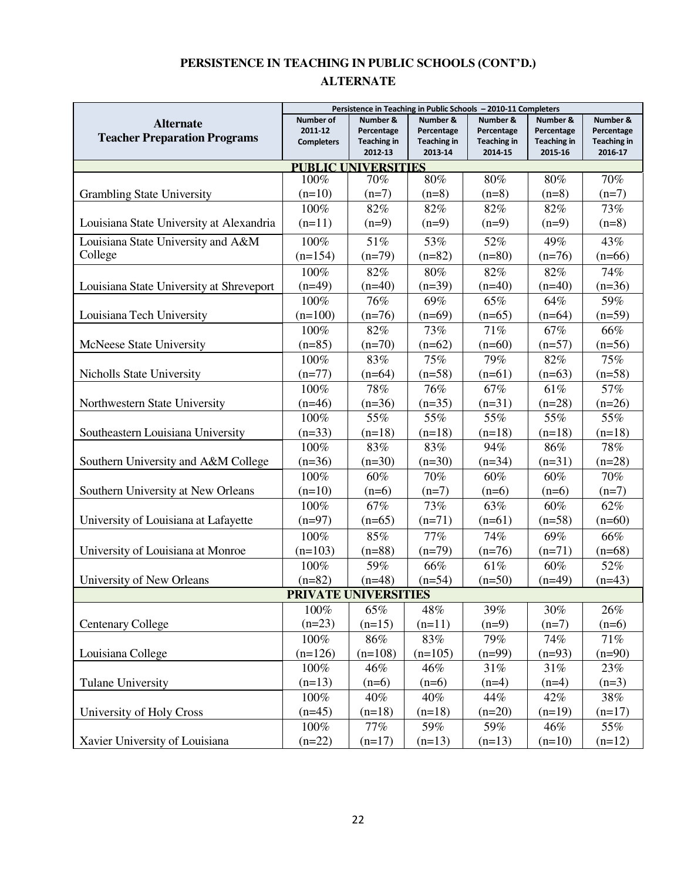# PERSISTENCE IN TEACHING IN PUBLIC SCHOOLS (CONT'D.)

## ALTERNATE

| Alternate Teacher Preparation Programs | Persistence in Teaching in Public Schools – 2010-11 Completers | | | | | |
|---|---|---|---|---|---|---|
| | Number of 2011-12 Completers | Number & Percentage Teaching in 2012-13 | Number & Percentage Teaching in 2013-14 | Number & Percentage Teaching in 2014-15 | Number & Percentage Teaching in 2015-16 | Number & Percentage Teaching in 2016-17 |
| **PUBLIC UNIVERSITIES** | | | | | | |
| Grambling State University | 100% (n=10) | 70% (n=7) | 80% (n=8) | 80% (n=8) | 80% (n=8) | 70% (n=7) |
| Louisiana State University at Alexandria | 100% (n=11) | 82% (n=9) | 82% (n=9) | 82% (n=9) | 82% (n=9) | 73% (n=8) |
| Louisiana State University and A&M College | 100% (n=154) | 51% (n=79) | 53% (n=82) | 52% (n=80) | 49% (n=76) | 43% (n=66) |
| Louisiana State University at Shreveport | 100% (n=49) | 82% (n=40) | 80% (n=39) | 82% (n=40) | 82% (n=40) | 74% (n=36) |
| Louisiana Tech University | 100% (n=100) | 76% (n=76) | 69% (n=69) | 65% (n=65) | 64% (n=64) | 59% (n=59) |
| McNeese State University | 100% (n=85) | 82% (n=70) | 73% (n=62) | 71% (n=60) | 67% (n=57) | 66% (n=56) |
| Nicholls State University | 100% (n=77) | 83% (n=64) | 75% (n=58) | 79% (n=61) | 82% (n=63) | 75% (n=58) |
| Northwestern State University | 100% (n=46) | 78% (n=36) | 76% (n=35) | 67% (n=31) | 61% (n=28) | 57% (n=26) |
| Southeastern Louisiana University | 100% (n=33) | 55% (n=18) | 55% (n=18) | 55% (n=18) | 55% (n=18) | 55% (n=18) |
| Southern University and A&M College | 100% (n=36) | 83% (n=30) | 83% (n=30) | 94% (n=34) | 86% (n=31) | 78% (n=28) |
| Southern University at New Orleans | 100% (n=10) | 60% (n=6) | 70% (n=7) | 60% (n=6) | 60% (n=6) | 70% (n=7) |
| University of Louisiana at Lafayette | 100% (n=97) | 67% (n=65) | 73% (n=71) | 63% (n=61) | 60% (n=58) | 62% (n=60) |
| University of Louisiana at Monroe | 100% (n=103) | 85% (n=88) | 77% (n=79) | 74% (n=76) | 69% (n=71) | 66% (n=68) |
| University of New Orleans | 100% (n=82) | 59% (n=48) | 66% (n=54) | 61% (n=50) | 60% (n=49) | 52% (n=43) |
| **PRIVATE UNIVERSITIES** | | | | | | |
| Centenary College | 100% (n=23) | 65% (n=15) | 48% (n=11) | 39% (n=9) | 30% (n=7) | 26% (n=6) |
| Louisiana College | 100% (n=126) | 86% (n=108) | 83% (n=105) | 79% (n=99) | 74% (n=93) | 71% (n=90) |
| Tulane University | 100% (n=13) | 46% (n=6) | 46% (n=6) | 31% (n=4) | 31% (n=4) | 23% (n=3) |
| University of Holy Cross | 100% (n=45) | 40% (n=18) | 40% (n=18) | 44% (n=20) | 42% (n=19) | 38% (n=17) |
| Xavier University of Louisiana | 100% (n=22) | 77% (n=17) | 59% (n=13) | 59% (n=13) | 46% (n=10) | 55% (n=12) |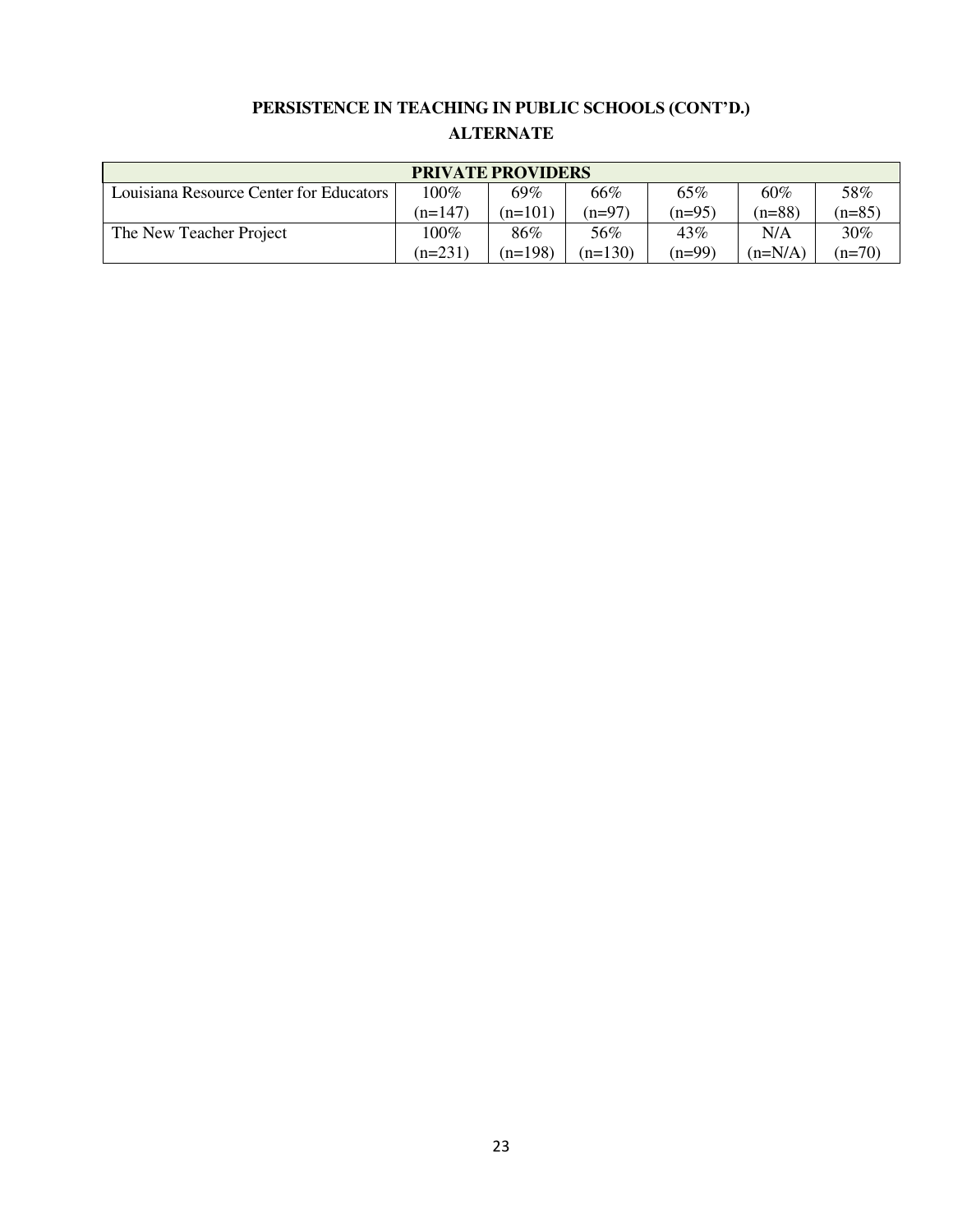**PERSISTENCE IN TEACHING IN PUBLIC SCHOOLS (CONT'D.)**

**ALTERNATE**

| PRIVATE PROVIDERS | | | | | | |
|---|---|---|---|---|---|---|
| Louisiana Resource Center for Educators | 100% (n=147) | 69% (n=101) | 66% (n=97) | 65% (n=95) | 60% (n=88) | 58% (n=85) |
| The New Teacher Project | 100% (n=231) | 86% (n=198) | 56% (n=130) | 43% (n=99) | N/A (n=N/A) | 30% (n=70) |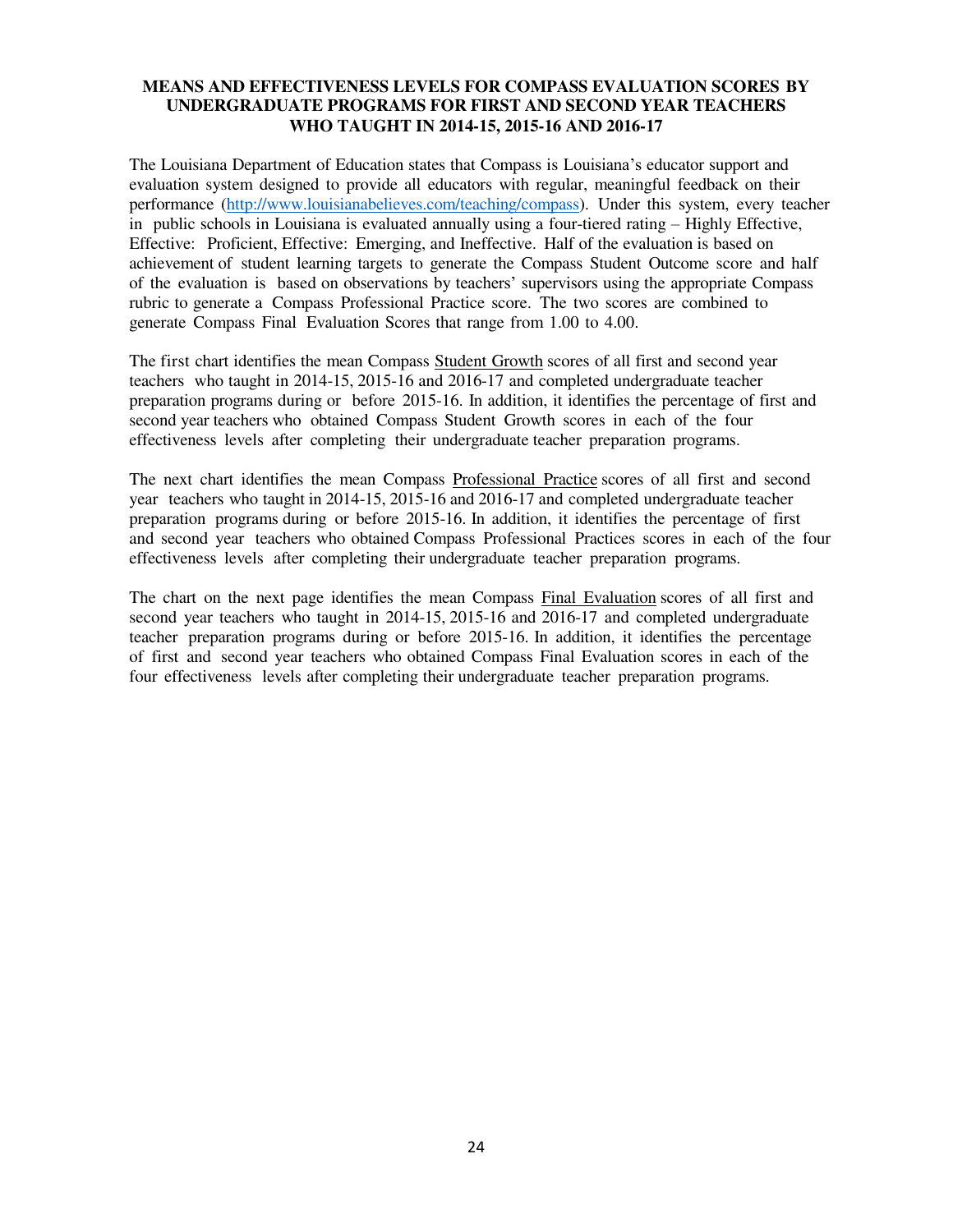**MEANS AND EFFECTIVENESS LEVELS FOR COMPASS EVALUATION SCORES BY UNDERGRADUATE PROGRAMS FOR FIRST AND SECOND YEAR TEACHERS WHO TAUGHT IN 2014-15, 2015-16 AND 2016-17**

The Louisiana Department of Education states that Compass is Louisiana's educator support and evaluation system designed to provide all educators with regular, meaningful feedback on their performance (http://www.louisianabelieves.com/teaching/compass). Under this system, every teacher in public schools in Louisiana is evaluated annually using a four-tiered rating – Highly Effective, Effective: Proficient, Effective: Emerging, and Ineffective. Half of the evaluation is based on achievement of student learning targets to generate the Compass Student Outcome score and half of the evaluation is based on observations by teachers' supervisors using the appropriate Compass rubric to generate a Compass Professional Practice score. The two scores are combined to generate Compass Final Evaluation Scores that range from 1.00 to 4.00.

The first chart identifies the mean Compass Student Growth scores of all first and second year teachers who taught in 2014-15, 2015-16 and 2016-17 and completed undergraduate teacher preparation programs during or before 2015-16. In addition, it identifies the percentage of first and second year teachers who obtained Compass Student Growth scores in each of the four effectiveness levels after completing their undergraduate teacher preparation programs.

The next chart identifies the mean Compass Professional Practice scores of all first and second year teachers who taught in 2014-15, 2015-16 and 2016-17 and completed undergraduate teacher preparation programs during or before 2015-16. In addition, it identifies the percentage of first and second year teachers who obtained Compass Professional Practices scores in each of the four effectiveness levels after completing their undergraduate teacher preparation programs.

The chart on the next page identifies the mean Compass Final Evaluation scores of all first and second year teachers who taught in 2014-15, 2015-16 and 2016-17 and completed undergraduate teacher preparation programs during or before 2015-16. In addition, it identifies the percentage of first and second year teachers who obtained Compass Final Evaluation scores in each of the four effectiveness levels after completing their undergraduate teacher preparation programs.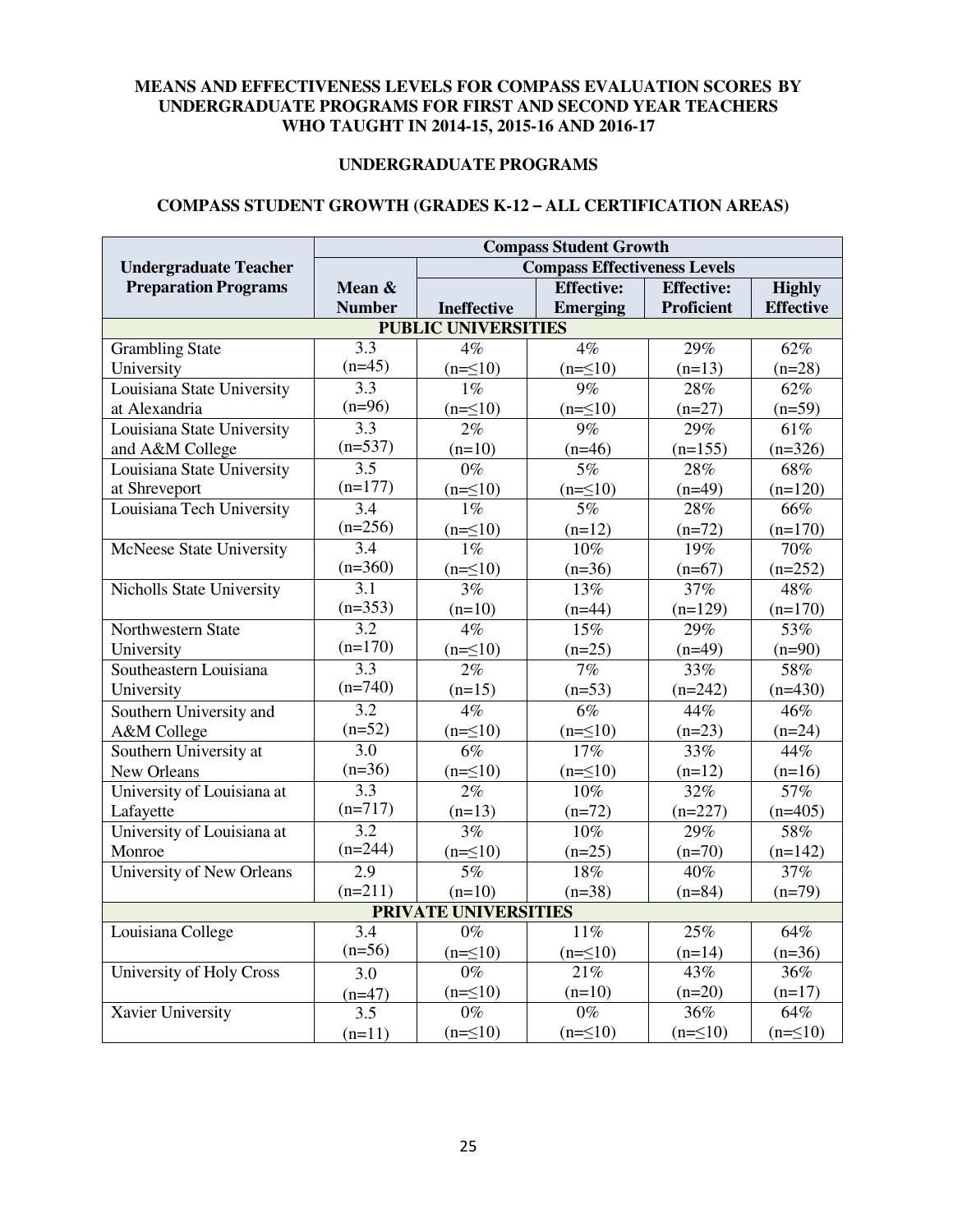**MEANS AND EFFECTIVENESS LEVELS FOR COMPASS EVALUATION SCORES BY UNDERGRADUATE PROGRAMS FOR FIRST AND SECOND YEAR TEACHERS WHO TAUGHT IN 2014-15, 2015-16 AND 2016-17**

**UNDERGRADUATE PROGRAMS**

**COMPASS STUDENT GROWTH (GRADES K-12 – ALL CERTIFICATION AREAS)**

| Undergraduate Teacher Preparation Programs | Compass Student Growth | | | | |
|---|---|---|---|---|---|
| | | Compass Effectiveness Levels | | | |
| | Mean & Number | Ineffective | Effective: Emerging | Effective: Proficient | Highly Effective |
| **PUBLIC UNIVERSITIES** | | | | | |
| Grambling State University | 3.3 (n=45) | 4% (n=≤10) | 4% (n=≤10) | 29% (n=13) | 62% (n=28) |
| Louisiana State University at Alexandria | 3.3 (n=96) | 1% (n=≤10) | 9% (n=≤10) | 28% (n=27) | 62% (n=59) |
| Louisiana State University and A&M College | 3.3 (n=537) | 2% (n=10) | 9% (n=46) | 29% (n=155) | 61% (n=326) |
| Louisiana State University at Shreveport | 3.5 (n=177) | 0% (n=≤10) | 5% (n=≤10) | 28% (n=49) | 68% (n=120) |
| Louisiana Tech University | 3.4 (n=256) | 1% (n=≤10) | 5% (n=12) | 28% (n=72) | 66% (n=170) |
| McNeese State University | 3.4 (n=360) | 1% (n=≤10) | 10% (n=36) | 19% (n=67) | 70% (n=252) |
| Nicholls State University | 3.1 (n=353) | 3% (n=10) | 13% (n=44) | 37% (n=129) | 48% (n=170) |
| Northwestern State University | 3.2 (n=170) | 4% (n=≤10) | 15% (n=25) | 29% (n=49) | 53% (n=90) |
| Southeastern Louisiana University | 3.3 (n=740) | 2% (n=15) | 7% (n=53) | 33% (n=242) | 58% (n=430) |
| Southern University and A&M College | 3.2 (n=52) | 4% (n=≤10) | 6% (n=≤10) | 44% (n=23) | 46% (n=24) |
| Southern University at New Orleans | 3.0 (n=36) | 6% (n=≤10) | 17% (n=≤10) | 33% (n=12) | 44% (n=16) |
| University of Louisiana at Lafayette | 3.3 (n=717) | 2% (n=13) | 10% (n=72) | 32% (n=227) | 57% (n=405) |
| University of Louisiana at Monroe | 3.2 (n=244) | 3% (n=≤10) | 10% (n=25) | 29% (n=70) | 58% (n=142) |
| University of New Orleans | 2.9 (n=211) | 5% (n=10) | 18% (n=38) | 40% (n=84) | 37% (n=79) |
| **PRIVATE UNIVERSITIES** | | | | | |
| Louisiana College | 3.4 (n=56) | 0% (n=≤10) | 11% (n=≤10) | 25% (n=14) | 64% (n=36) |
| University of Holy Cross | 3.0 (n=47) | 0% (n=≤10) | 21% (n=10) | 43% (n=20) | 36% (n=17) |
| Xavier University | 3.5 (n=11) | 0% (n=≤10) | 0% (n=≤10) | 36% (n=≤10) | 64% (n=≤10) |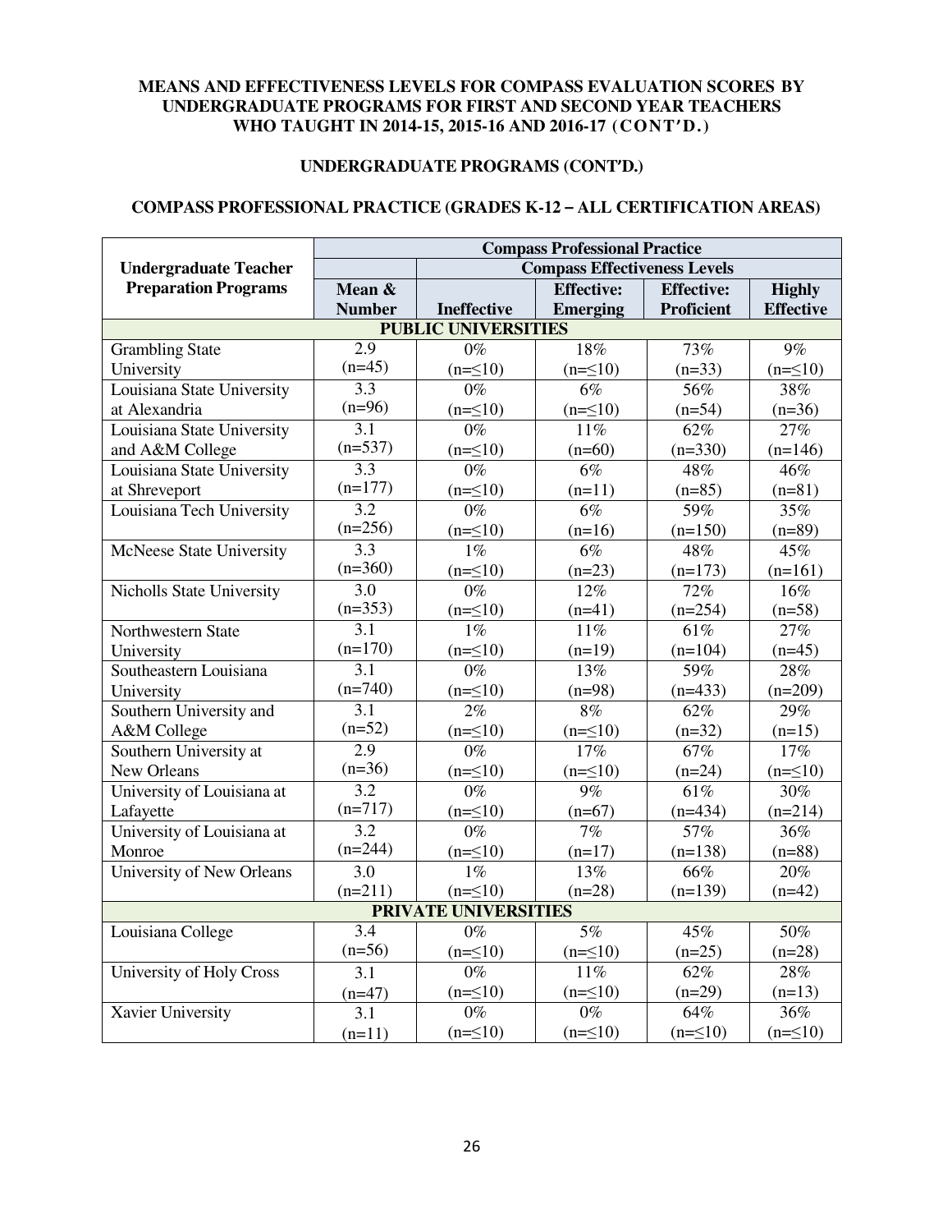**MEANS AND EFFECTIVENESS LEVELS FOR COMPASS EVALUATION SCORES BY UNDERGRADUATE PROGRAMS FOR FIRST AND SECOND YEAR TEACHERS WHO TAUGHT IN 2014-15, 2015-16 AND 2016-17 (CONT'D.)**

**UNDERGRADUATE PROGRAMS (CONT'D.)**

**COMPASS PROFESSIONAL PRACTICE (GRADES K-12 – ALL CERTIFICATION AREAS)**

| Undergraduate Teacher Preparation Programs | Compass Professional Practice | | | | |
|---|---|---|---|---|---|
| | | Compass Effectiveness Levels | | | |
| | Mean & Number | Ineffective | Effective: Emerging | Effective: Proficient | Highly Effective |
| **PUBLIC UNIVERSITIES** | | | | | |
| Grambling State University | 2.9 (n=45) | 0% (n=≤10) | 18% (n=≤10) | 73% (n=33) | 9% (n=≤10) |
| Louisiana State University at Alexandria | 3.3 (n=96) | 0% (n=≤10) | 6% (n=≤10) | 56% (n=54) | 38% (n=36) |
| Louisiana State University and A&M College | 3.1 (n=537) | 0% (n=≤10) | 11% (n=60) | 62% (n=330) | 27% (n=146) |
| Louisiana State University at Shreveport | 3.3 (n=177) | 0% (n=≤10) | 6% (n=11) | 48% (n=85) | 46% (n=81) |
| Louisiana Tech University | 3.2 (n=256) | 0% (n=≤10) | 6% (n=16) | 59% (n=150) | 35% (n=89) |
| McNeese State University | 3.3 (n=360) | 1% (n=≤10) | 6% (n=23) | 48% (n=173) | 45% (n=161) |
| Nicholls State University | 3.0 (n=353) | 0% (n=≤10) | 12% (n=41) | 72% (n=254) | 16% (n=58) |
| Northwestern State University | 3.1 (n=170) | 1% (n=≤10) | 11% (n=19) | 61% (n=104) | 27% (n=45) |
| Southeastern Louisiana University | 3.1 (n=740) | 0% (n=≤10) | 13% (n=98) | 59% (n=433) | 28% (n=209) |
| Southern University and A&M College | 3.1 (n=52) | 2% (n=≤10) | 8% (n=≤10) | 62% (n=32) | 29% (n=15) |
| Southern University at New Orleans | 2.9 (n=36) | 0% (n=≤10) | 17% (n=≤10) | 67% (n=24) | 17% (n=≤10) |
| University of Louisiana at Lafayette | 3.2 (n=717) | 0% (n=≤10) | 9% (n=67) | 61% (n=434) | 30% (n=214) |
| University of Louisiana at Monroe | 3.2 (n=244) | 0% (n=≤10) | 7% (n=17) | 57% (n=138) | 36% (n=88) |
| University of New Orleans | 3.0 (n=211) | 1% (n=≤10) | 13% (n=28) | 66% (n=139) | 20% (n=42) |
| **PRIVATE UNIVERSITIES** | | | | | |
| Louisiana College | 3.4 (n=56) | 0% (n=≤10) | 5% (n=≤10) | 45% (n=25) | 50% (n=28) |
| University of Holy Cross | 3.1 (n=47) | 0% (n=≤10) | 11% (n=≤10) | 62% (n=29) | 28% (n=13) |
| Xavier University | 3.1 (n=11) | 0% (n=≤10) | 0% (n=≤10) | 64% (n=≤10) | 36% (n=≤10) |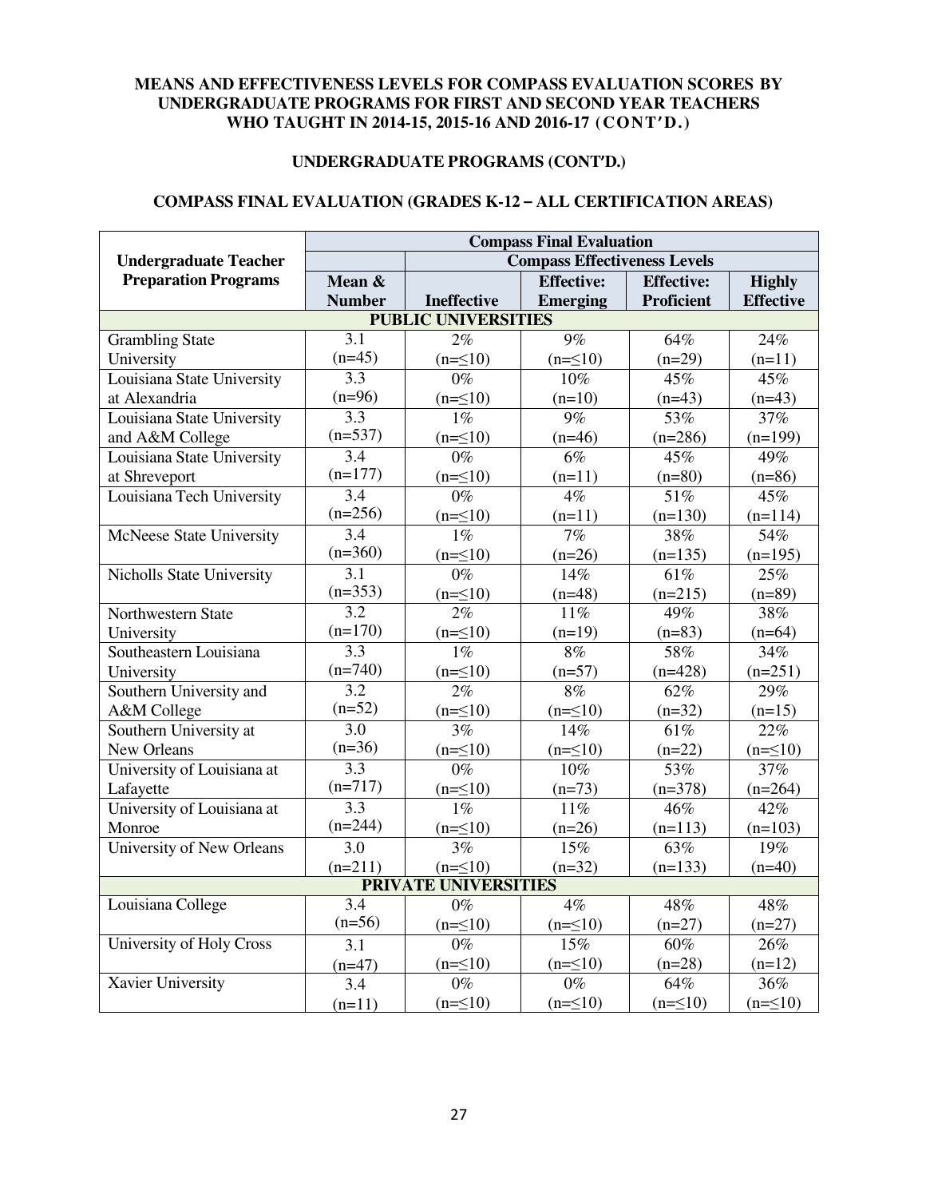**MEANS AND EFFECTIVENESS LEVELS FOR COMPASS EVALUATION SCORES BY UNDERGRADUATE PROGRAMS FOR FIRST AND SECOND YEAR TEACHERS WHO TAUGHT IN 2014-15, 2015-16 AND 2016-17 (CONT'D.)**

**UNDERGRADUATE PROGRAMS (CONT'D.)**

**COMPASS FINAL EVALUATION (GRADES K-12 – ALL CERTIFICATION AREAS)**

| Undergraduate Teacher Preparation Programs | Compass Final Evaluation | | | | |
|---|---|---|---|---|---|
| | | Compass Effectiveness Levels | | | |
| | Mean & Number | Ineffective | Effective: Emerging | Effective: Proficient | Highly Effective |
| **PUBLIC UNIVERSITIES** | | | | | |
| Grambling State University | 3.1 (n=45) | 2% (n=≤10) | 9% (n=≤10) | 64% (n=29) | 24% (n=11) |
| Louisiana State University at Alexandria | 3.3 (n=96) | 0% (n=≤10) | 10% (n=10) | 45% (n=43) | 45% (n=43) |
| Louisiana State University and A&M College | 3.3 (n=537) | 1% (n=≤10) | 9% (n=46) | 53% (n=286) | 37% (n=199) |
| Louisiana State University at Shreveport | 3.4 (n=177) | 0% (n=≤10) | 6% (n=11) | 45% (n=80) | 49% (n=86) |
| Louisiana Tech University | 3.4 (n=256) | 0% (n=≤10) | 4% (n=11) | 51% (n=130) | 45% (n=114) |
| McNeese State University | 3.4 (n=360) | 1% (n=≤10) | 7% (n=26) | 38% (n=135) | 54% (n=195) |
| Nicholls State University | 3.1 (n=353) | 0% (n=≤10) | 14% (n=48) | 61% (n=215) | 25% (n=89) |
| Northwestern State University | 3.2 (n=170) | 2% (n=≤10) | 11% (n=19) | 49% (n=83) | 38% (n=64) |
| Southeastern Louisiana University | 3.3 (n=740) | 1% (n=≤10) | 8% (n=57) | 58% (n=428) | 34% (n=251) |
| Southern University and A&M College | 3.2 (n=52) | 2% (n=≤10) | 8% (n=≤10) | 62% (n=32) | 29% (n=15) |
| Southern University at New Orleans | 3.0 (n=36) | 3% (n=≤10) | 14% (n=≤10) | 61% (n=22) | 22% (n=≤10) |
| University of Louisiana at Lafayette | 3.3 (n=717) | 0% (n=≤10) | 10% (n=73) | 53% (n=378) | 37% (n=264) |
| University of Louisiana at Monroe | 3.3 (n=244) | 1% (n=≤10) | 11% (n=26) | 46% (n=113) | 42% (n=103) |
| University of New Orleans | 3.0 (n=211) | 3% (n=≤10) | 15% (n=32) | 63% (n=133) | 19% (n=40) |
| **PRIVATE UNIVERSITIES** | | | | | |
| Louisiana College | 3.4 (n=56) | 0% (n=≤10) | 4% (n=≤10) | 48% (n=27) | 48% (n=27) |
| University of Holy Cross | 3.1 (n=47) | 0% (n=≤10) | 15% (n=≤10) | 60% (n=28) | 26% (n=12) |
| Xavier University | 3.4 (n=11) | 0% (n=≤10) | 0% (n=≤10) | 64% (n=≤10) | 36% (n=≤10) |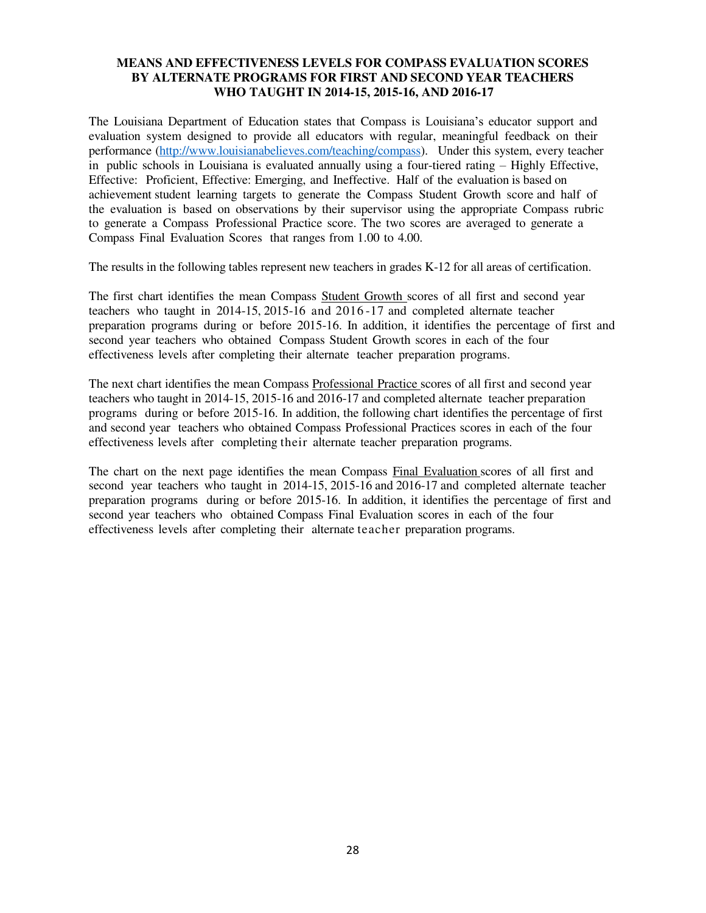**MEANS AND EFFECTIVENESS LEVELS FOR COMPASS EVALUATION SCORES BY ALTERNATE PROGRAMS FOR FIRST AND SECOND YEAR TEACHERS WHO TAUGHT IN 2014-15, 2015-16, AND 2016-17**

The Louisiana Department of Education states that Compass is Louisiana's educator support and evaluation system designed to provide all educators with regular, meaningful feedback on their performance (http://www.louisianabelieves.com/teaching/compass). Under this system, every teacher in public schools in Louisiana is evaluated annually using a four-tiered rating – Highly Effective, Effective: Proficient, Effective: Emerging, and Ineffective. Half of the evaluation is based on achievement student learning targets to generate the Compass Student Growth score and half of the evaluation is based on observations by their supervisor using the appropriate Compass rubric to generate a Compass Professional Practice score. The two scores are averaged to generate a Compass Final Evaluation Scores that ranges from 1.00 to 4.00.

The results in the following tables represent new teachers in grades K-12 for all areas of certification.

The first chart identifies the mean Compass <u>Student Growth</u> scores of all first and second year teachers who taught in 2014-15, 2015-16 and 2016-17 and completed alternate teacher preparation programs during or before 2015-16. In addition, it identifies the percentage of first and second year teachers who obtained Compass Student Growth scores in each of the four effectiveness levels after completing their alternate teacher preparation programs.

The next chart identifies the mean Compass <u>Professional Practice</u> scores of all first and second year teachers who taught in 2014-15, 2015-16 and 2016-17 and completed alternate teacher preparation programs during or before 2015-16. In addition, the following chart identifies the percentage of first and second year teachers who obtained Compass Professional Practices scores in each of the four effectiveness levels after completing their alternate teacher preparation programs.

The chart on the next page identifies the mean Compass <u>Final Evaluation</u> scores of all first and second year teachers who taught in 2014-15, 2015-16 and 2016-17 and completed alternate teacher preparation programs during or before 2015-16. In addition, it identifies the percentage of first and second year teachers who obtained Compass Final Evaluation scores in each of the four effectiveness levels after completing their alternate teacher preparation programs.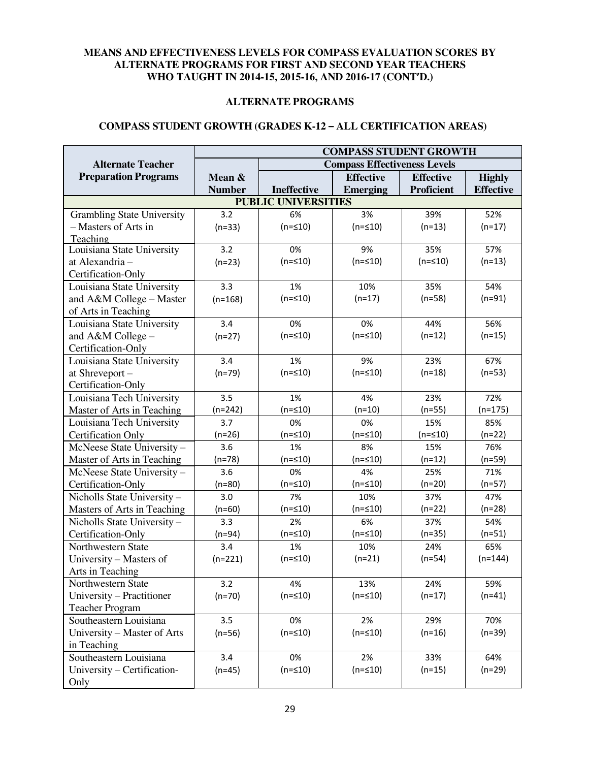**MEANS AND EFFECTIVENESS LEVELS FOR COMPASS EVALUATION SCORES BY ALTERNATE PROGRAMS FOR FIRST AND SECOND YEAR TEACHERS WHO TAUGHT IN 2014-15, 2015-16, AND 2016-17 (CONT'D.)**

**ALTERNATE PROGRAMS**

**COMPASS STUDENT GROWTH (GRADES K-12 – ALL CERTIFICATION AREAS)**

| Alternate Teacher Preparation Programs | COMPASS STUDENT GROWTH | | | | |
|---|---|---|---|---|---|
| | Mean & Number | Compass Effectiveness Levels | | | |
| | | Ineffective | Effective Emerging | Effective Proficient | Highly Effective |
| **PUBLIC UNIVERSITIES** | | | | | |
| Grambling State University – Masters of Arts in Teaching | 3.2 (n=33) | 6% (n=≤10) | 3% (n=≤10) | 39% (n=13) | 52% (n=17) |
| Louisiana State University at Alexandria – Certification-Only | 3.2 (n=23) | 0% (n=≤10) | 9% (n=≤10) | 35% (n=≤10) | 57% (n=13) |
| Louisiana State University and A&M College – Master of Arts in Teaching | 3.3 (n=168) | 1% (n=≤10) | 10% (n=17) | 35% (n=58) | 54% (n=91) |
| Louisiana State University and A&M College – Certification-Only | 3.4 (n=27) | 0% (n=≤10) | 0% (n=≤10) | 44% (n=12) | 56% (n=15) |
| Louisiana State University at Shreveport – Certification-Only | 3.4 (n=79) | 1% (n=≤10) | 9% (n=≤10) | 23% (n=18) | 67% (n=53) |
| Louisiana Tech University Master of Arts in Teaching | 3.5 (n=242) | 1% (n=≤10) | 4% (n=10) | 23% (n=55) | 72% (n=175) |
| Louisiana Tech University Certification Only | 3.7 (n=26) | 0% (n=≤10) | 0% (n=≤10) | 15% (n=≤10) | 85% (n=22) |
| McNeese State University – Master of Arts in Teaching | 3.6 (n=78) | 1% (n=≤10) | 8% (n=≤10) | 15% (n=12) | 76% (n=59) |
| McNeese State University – Certification-Only | 3.6 (n=80) | 0% (n=≤10) | 4% (n=≤10) | 25% (n=20) | 71% (n=57) |
| Nicholls State University – Masters of Arts in Teaching | 3.0 (n=60) | 7% (n=≤10) | 10% (n=≤10) | 37% (n=22) | 47% (n=28) |
| Nicholls State University – Certification-Only | 3.3 (n=94) | 2% (n=≤10) | 6% (n=≤10) | 37% (n=35) | 54% (n=51) |
| Northwestern State University – Masters of Arts in Teaching | 3.4 (n=221) | 1% (n=≤10) | 10% (n=21) | 24% (n=54) | 65% (n=144) |
| Northwestern State University – Practitioner Teacher Program | 3.2 (n=70) | 4% (n=≤10) | 13% (n=≤10) | 24% (n=17) | 59% (n=41) |
| Southeastern Louisiana University – Master of Arts in Teaching | 3.5 (n=56) | 0% (n=≤10) | 2% (n=≤10) | 29% (n=16) | 70% (n=39) |
| Southeastern Louisiana University – Certification-Only | 3.4 (n=45) | 0% (n=≤10) | 2% (n=≤10) | 33% (n=15) | 64% (n=29) |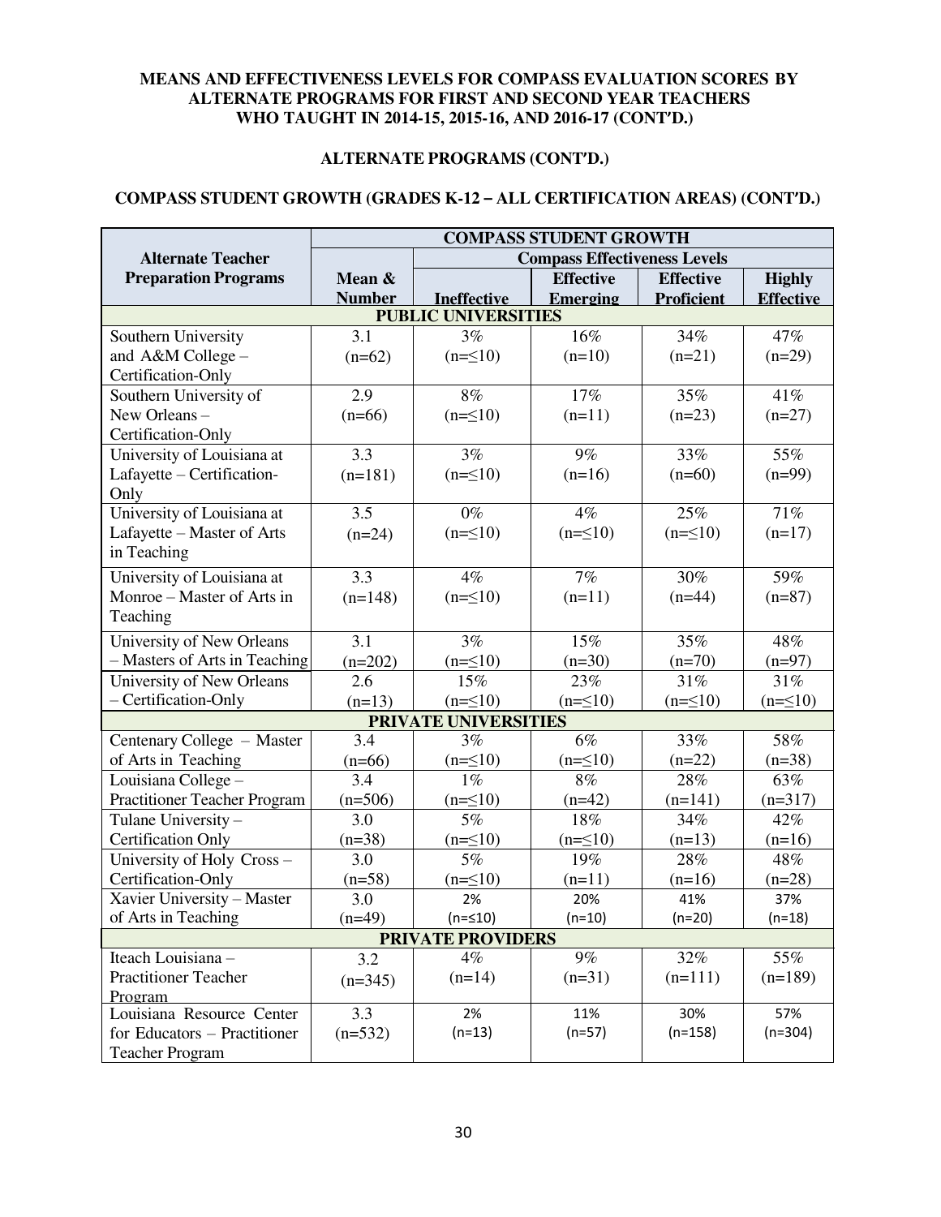**MEANS AND EFFECTIVENESS LEVELS FOR COMPASS EVALUATION SCORES BY ALTERNATE PROGRAMS FOR FIRST AND SECOND YEAR TEACHERS WHO TAUGHT IN 2014-15, 2015-16, AND 2016-17 (CONT'D.)**

**ALTERNATE PROGRAMS (CONT'D.)**

**COMPASS STUDENT GROWTH (GRADES K-12 – ALL CERTIFICATION AREAS) (CONT'D.)**

| Alternate Teacher Preparation Programs | COMPASS STUDENT GROWTH | | | | |
|---|---|---|---|---|---|
| | Mean & Number | Compass Effectiveness Levels | | | |
| | | Ineffective | Effective Emerging | Effective Proficient | Highly Effective |
| **PUBLIC UNIVERSITIES** | | | | | |
| Southern University and A&M College – Certification-Only | 3.1 (n=62) | 3% (n=≤10) | 16% (n=10) | 34% (n=21) | 47% (n=29) |
| Southern University of New Orleans – Certification-Only | 2.9 (n=66) | 8% (n=≤10) | 17% (n=11) | 35% (n=23) | 41% (n=27) |
| University of Louisiana at Lafayette – Certification-Only | 3.3 (n=181) | 3% (n=≤10) | 9% (n=16) | 33% (n=60) | 55% (n=99) |
| University of Louisiana at Lafayette – Master of Arts in Teaching | 3.5 (n=24) | 0% (n=≤10) | 4% (n=≤10) | 25% (n=≤10) | 71% (n=17) |
| University of Louisiana at Monroe – Master of Arts in Teaching | 3.3 (n=148) | 4% (n=≤10) | 7% (n=11) | 30% (n=44) | 59% (n=87) |
| University of New Orleans – Masters of Arts in Teaching | 3.1 (n=202) | 3% (n=≤10) | 15% (n=30) | 35% (n=70) | 48% (n=97) |
| University of New Orleans – Certification-Only | 2.6 (n=13) | 15% (n=≤10) | 23% (n=≤10) | 31% (n=≤10) | 31% (n=≤10) |
| **PRIVATE UNIVERSITIES** | | | | | |
| Centenary College – Master of Arts in Teaching | 3.4 (n=66) | 3% (n=≤10) | 6% (n=≤10) | 33% (n=22) | 58% (n=38) |
| Louisiana College – Practitioner Teacher Program | 3.4 (n=506) | 1% (n=≤10) | 8% (n=42) | 28% (n=141) | 63% (n=317) |
| Tulane University – Certification Only | 3.0 (n=38) | 5% (n=≤10) | 18% (n=≤10) | 34% (n=13) | 42% (n=16) |
| University of Holy Cross – Certification-Only | 3.0 (n=58) | 5% (n=≤10) | 19% (n=11) | 28% (n=16) | 48% (n=28) |
| Xavier University – Master of Arts in Teaching | 3.0 (n=49) | 2% (n=≤10) | 20% (n=10) | 41% (n=20) | 37% (n=18) |
| **PRIVATE PROVIDERS** | | | | | |
| Iteach Louisiana – Practitioner Teacher Program | 3.2 (n=345) | 4% (n=14) | 9% (n=31) | 32% (n=111) | 55% (n=189) |
| Louisiana Resource Center for Educators – Practitioner Teacher Program | 3.3 (n=532) | 2% (n=13) | 11% (n=57) | 30% (n=158) | 57% (n=304) |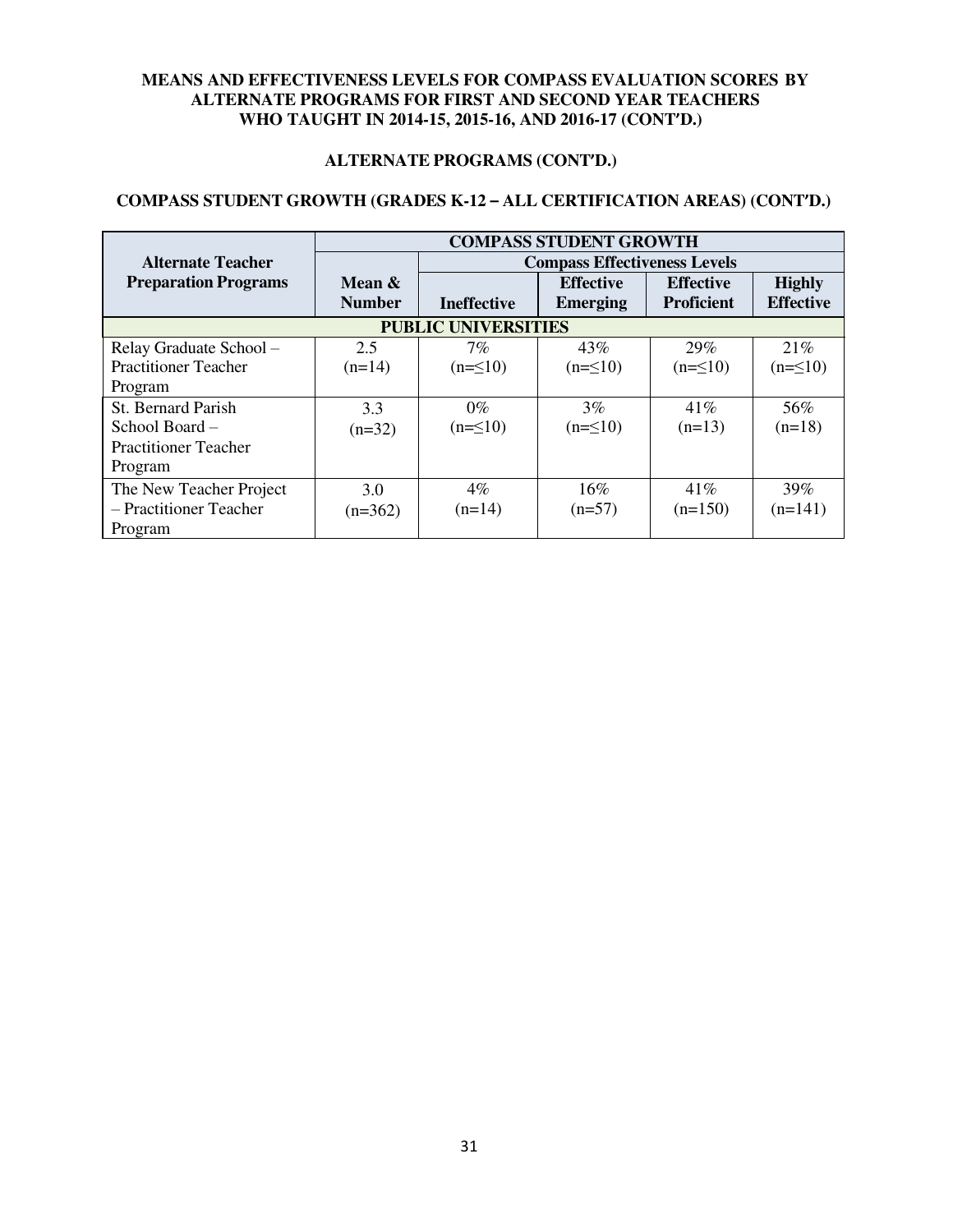**MEANS AND EFFECTIVENESS LEVELS FOR COMPASS EVALUATION SCORES BY ALTERNATE PROGRAMS FOR FIRST AND SECOND YEAR TEACHERS WHO TAUGHT IN 2014-15, 2015-16, AND 2016-17 (CONT'D.)**

**ALTERNATE PROGRAMS (CONT'D.)**

**COMPASS STUDENT GROWTH (GRADES K-12 – ALL CERTIFICATION AREAS) (CONT'D.)**

| Alternate Teacher Preparation Programs | COMPASS STUDENT GROWTH | | | | |
|---|---|---|---|---|---|
| | Mean & Number | Compass Effectiveness Levels | | | |
| | | Ineffective | Effective Emerging | Effective Proficient | Highly Effective |
| **PUBLIC UNIVERSITIES** | | | | | |
| Relay Graduate School – Practitioner Teacher Program | 2.5 (n=14) | 7% (n=≤10) | 43% (n=≤10) | 29% (n=≤10) | 21% (n=≤10) |
| St. Bernard Parish School Board – Practitioner Teacher Program | 3.3 (n=32) | 0% (n=≤10) | 3% (n=≤10) | 41% (n=13) | 56% (n=18) |
| The New Teacher Project – Practitioner Teacher Program | 3.0 (n=362) | 4% (n=14) | 16% (n=57) | 41% (n=150) | 39% (n=141) |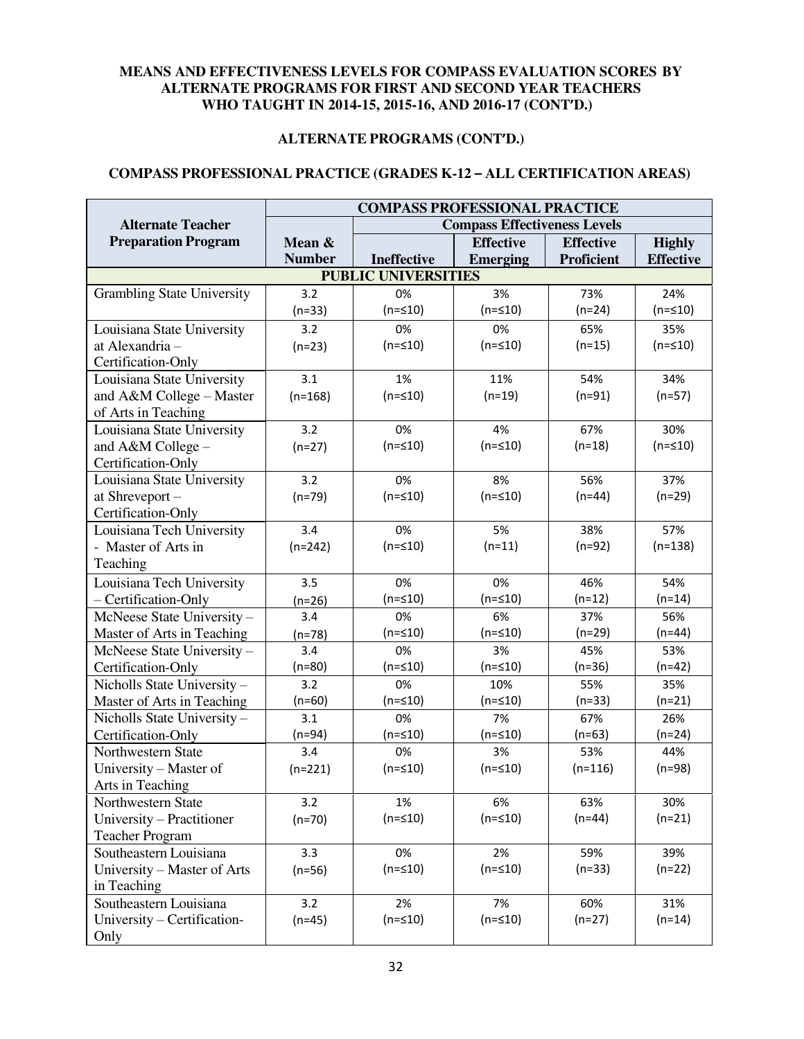**MEANS AND EFFECTIVENESS LEVELS FOR COMPASS EVALUATION SCORES BY ALTERNATE PROGRAMS FOR FIRST AND SECOND YEAR TEACHERS WHO TAUGHT IN 2014-15, 2015-16, AND 2016-17 (CONT'D.)**

**ALTERNATE PROGRAMS (CONT'D.)**

**COMPASS PROFESSIONAL PRACTICE (GRADES K-12 – ALL CERTIFICATION AREAS)**

| Alternate Teacher Preparation Program | COMPASS PROFESSIONAL PRACTICE | | | | |
|---|---|---|---|---|---|
| | | Compass Effectiveness Levels | | | |
| | Mean & Number | Ineffective | Effective Emerging | Effective Proficient | Highly Effective |
| **PUBLIC UNIVERSITIES** | | | | | |
| Grambling State University | 3.2 (n=33) | 0% (n=≤10) | 3% (n=≤10) | 73% (n=24) | 24% (n=≤10) |
| Louisiana State University at Alexandria – Certification-Only | 3.2 (n=23) | 0% (n=≤10) | 0% (n=≤10) | 65% (n=15) | 35% (n=≤10) |
| Louisiana State University and A&M College – Master of Arts in Teaching | 3.1 (n=168) | 1% (n=≤10) | 11% (n=19) | 54% (n=91) | 34% (n=57) |
| Louisiana State University and A&M College – Certification-Only | 3.2 (n=27) | 0% (n=≤10) | 4% (n=≤10) | 67% (n=18) | 30% (n=≤10) |
| Louisiana State University at Shreveport – Certification-Only | 3.2 (n=79) | 0% (n=≤10) | 8% (n=≤10) | 56% (n=44) | 37% (n=29) |
| Louisiana Tech University - Master of Arts in Teaching | 3.4 (n=242) | 0% (n=≤10) | 5% (n=11) | 38% (n=92) | 57% (n=138) |
| Louisiana Tech University – Certification-Only | 3.5 (n=26) | 0% (n=≤10) | 0% (n=≤10) | 46% (n=12) | 54% (n=14) |
| McNeese State University – Master of Arts in Teaching | 3.4 (n=78) | 0% (n=≤10) | 6% (n=≤10) | 37% (n=29) | 56% (n=44) |
| McNeese State University – Certification-Only | 3.4 (n=80) | 0% (n=≤10) | 3% (n=≤10) | 45% (n=36) | 53% (n=42) |
| Nicholls State University – Master of Arts in Teaching | 3.2 (n=60) | 0% (n=≤10) | 10% (n=≤10) | 55% (n=33) | 35% (n=21) |
| Nicholls State University – Certification-Only | 3.1 (n=94) | 0% (n=≤10) | 7% (n=≤10) | 67% (n=63) | 26% (n=24) |
| Northwestern State University – Master of Arts in Teaching | 3.4 (n=221) | 0% (n=≤10) | 3% (n=≤10) | 53% (n=116) | 44% (n=98) |
| Northwestern State University – Practitioner Teacher Program | 3.2 (n=70) | 1% (n=≤10) | 6% (n=≤10) | 63% (n=44) | 30% (n=21) |
| Southeastern Louisiana University – Master of Arts in Teaching | 3.3 (n=56) | 0% (n=≤10) | 2% (n=≤10) | 59% (n=33) | 39% (n=22) |
| Southeastern Louisiana University – Certification-Only | 3.2 (n=45) | 2% (n=≤10) | 7% (n=≤10) | 60% (n=27) | 31% (n=14) |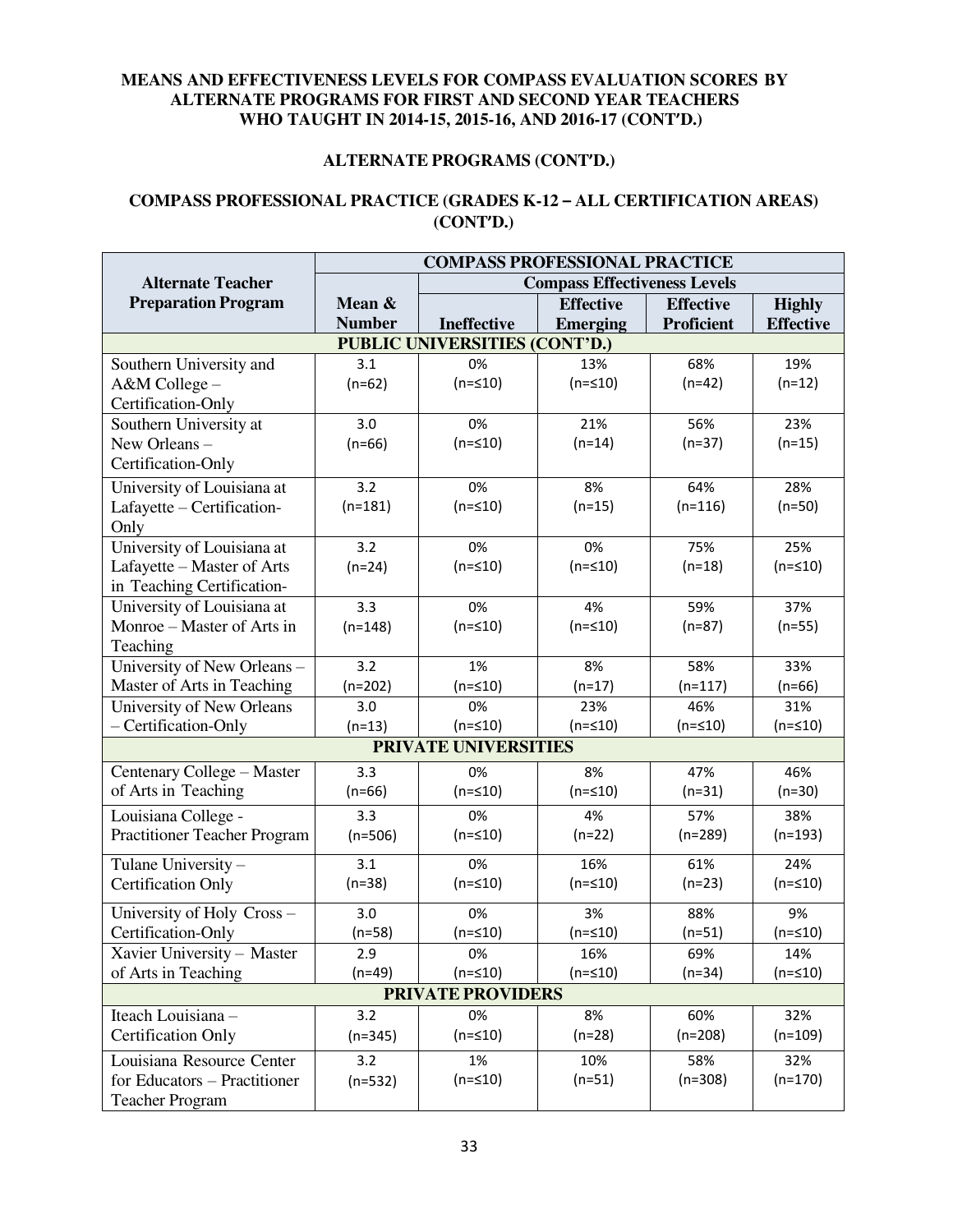**MEANS AND EFFECTIVENESS LEVELS FOR COMPASS EVALUATION SCORES BY ALTERNATE PROGRAMS FOR FIRST AND SECOND YEAR TEACHERS WHO TAUGHT IN 2014-15, 2015-16, AND 2016-17 (CONT'D.)**

**ALTERNATE PROGRAMS (CONT'D.)**

**COMPASS PROFESSIONAL PRACTICE (GRADES K-12 – ALL CERTIFICATION AREAS) (CONT'D.)**

| Alternate Teacher Preparation Program | COMPASS PROFESSIONAL PRACTICE | | | | |
|---|---|---|---|---|---|
| | | Compass Effectiveness Levels | | | |
| | Mean & Number | Ineffective | Effective Emerging | Effective Proficient | Highly Effective |
| **PUBLIC UNIVERSITIES (CONT'D.)** | | | | | |
| Southern University and A&M College – Certification-Only | 3.1 (n=62) | 0% (n=≤10) | 13% (n=≤10) | 68% (n=42) | 19% (n=12) |
| Southern University at New Orleans – Certification-Only | 3.0 (n=66) | 0% (n=≤10) | 21% (n=14) | 56% (n=37) | 23% (n=15) |
| University of Louisiana at Lafayette – Certification-Only | 3.2 (n=181) | 0% (n=≤10) | 8% (n=15) | 64% (n=116) | 28% (n=50) |
| University of Louisiana at Lafayette – Master of Arts in Teaching Certification- | 3.2 (n=24) | 0% (n=≤10) | 0% (n=≤10) | 75% (n=18) | 25% (n=≤10) |
| University of Louisiana at Monroe – Master of Arts in Teaching | 3.3 (n=148) | 0% (n=≤10) | 4% (n=≤10) | 59% (n=87) | 37% (n=55) |
| University of New Orleans – Master of Arts in Teaching | 3.2 (n=202) | 1% (n=≤10) | 8% (n=17) | 58% (n=117) | 33% (n=66) |
| University of New Orleans – Certification-Only | 3.0 (n=13) | 0% (n=≤10) | 23% (n=≤10) | 46% (n=≤10) | 31% (n=≤10) |
| **PRIVATE UNIVERSITIES** | | | | | |
| Centenary College – Master of Arts in Teaching | 3.3 (n=66) | 0% (n=≤10) | 8% (n=≤10) | 47% (n=31) | 46% (n=30) |
| Louisiana College - Practitioner Teacher Program | 3.3 (n=506) | 0% (n=≤10) | 4% (n=22) | 57% (n=289) | 38% (n=193) |
| Tulane University – Certification Only | 3.1 (n=38) | 0% (n=≤10) | 16% (n=≤10) | 61% (n=23) | 24% (n=≤10) |
| University of Holy Cross – Certification-Only | 3.0 (n=58) | 0% (n=≤10) | 3% (n=≤10) | 88% (n=51) | 9% (n=≤10) |
| Xavier University – Master of Arts in Teaching | 2.9 (n=49) | 0% (n=≤10) | 16% (n=≤10) | 69% (n=34) | 14% (n=≤10) |
| **PRIVATE PROVIDERS** | | | | | |
| Iteach Louisiana – Certification Only | 3.2 (n=345) | 0% (n=≤10) | 8% (n=28) | 60% (n=208) | 32% (n=109) |
| Louisiana Resource Center for Educators – Practitioner Teacher Program | 3.2 (n=532) | 1% (n=≤10) | 10% (n=51) | 58% (n=308) | 32% (n=170) |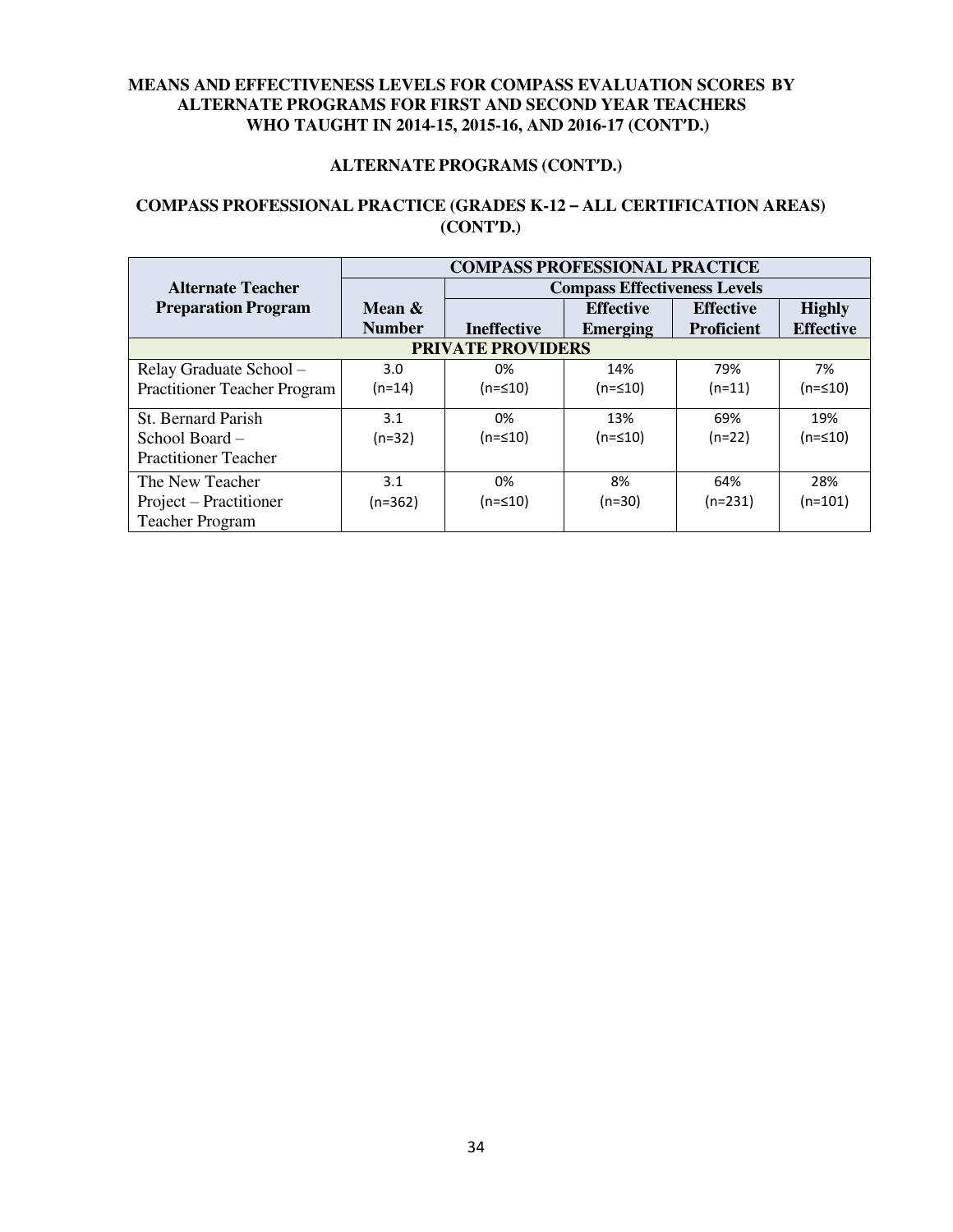**MEANS AND EFFECTIVENESS LEVELS FOR COMPASS EVALUATION SCORES BY ALTERNATE PROGRAMS FOR FIRST AND SECOND YEAR TEACHERS WHO TAUGHT IN 2014-15, 2015-16, AND 2016-17 (CONT'D.)**

**ALTERNATE PROGRAMS (CONT'D.)**

**COMPASS PROFESSIONAL PRACTICE (GRADES K-12 – ALL CERTIFICATION AREAS) (CONT'D.)**

| Alternate Teacher Preparation Program | COMPASS PROFESSIONAL PRACTICE | | | | |
|---|---|---|---|---|---|
| | Mean & Number | Compass Effectiveness Levels | | | |
| | | Ineffective | Effective Emerging | Effective Proficient | Highly Effective |
| **PRIVATE PROVIDERS** | | | | | |
| Relay Graduate School – Practitioner Teacher Program | 3.0 (n=14) | 0% (n=≤10) | 14% (n=≤10) | 79% (n=11) | 7% (n=≤10) |
| St. Bernard Parish School Board – Practitioner Teacher | 3.1 (n=32) | 0% (n=≤10) | 13% (n=≤10) | 69% (n=22) | 19% (n=≤10) |
| The New Teacher Project – Practitioner Teacher Program | 3.1 (n=362) | 0% (n=≤10) | 8% (n=30) | 64% (n=231) | 28% (n=101) |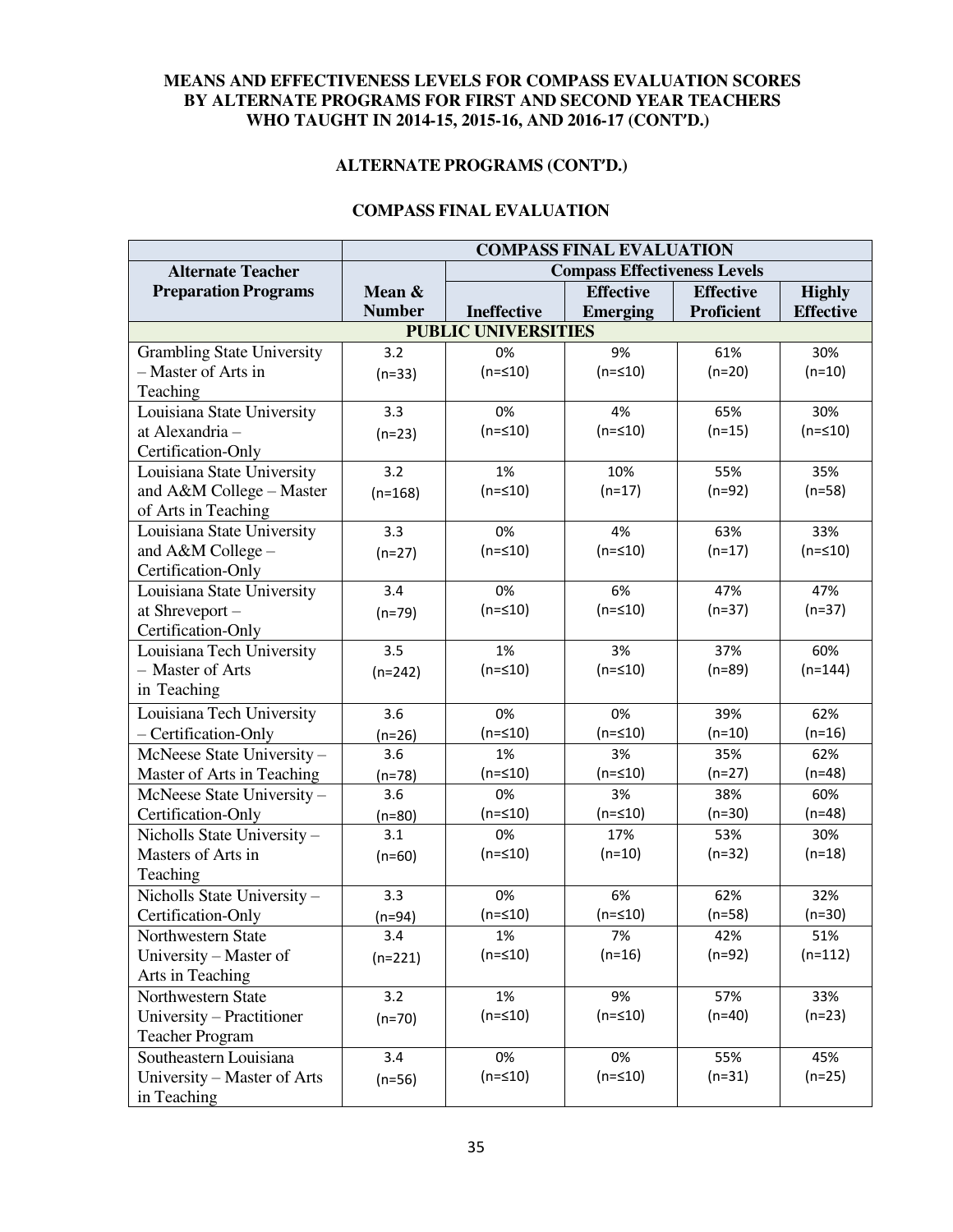**MEANS AND EFFECTIVENESS LEVELS FOR COMPASS EVALUATION SCORES BY ALTERNATE PROGRAMS FOR FIRST AND SECOND YEAR TEACHERS WHO TAUGHT IN 2014-15, 2015-16, AND 2016-17 (CONT'D.)**

**ALTERNATE PROGRAMS (CONT'D.)**

**COMPASS FINAL EVALUATION**

| | COMPASS FINAL EVALUATION | | | | |
|---|---|---|---|---|---|
| **Alternate Teacher Preparation Programs** | | **Compass Effectiveness Levels** | | | |
| | **Mean & Number** | **Ineffective** | **Effective Emerging** | **Effective Proficient** | **Highly Effective** |
| **PUBLIC UNIVERSITIES** | | | | | |
| Grambling State University – Master of Arts in Teaching | 3.2 (n=33) | 0% (n=≤10) | 9% (n=≤10) | 61% (n=20) | 30% (n=10) |
| Louisiana State University at Alexandria – Certification-Only | 3.3 (n=23) | 0% (n=≤10) | 4% (n=≤10) | 65% (n=15) | 30% (n=≤10) |
| Louisiana State University and A&M College – Master of Arts in Teaching | 3.2 (n=168) | 1% (n=≤10) | 10% (n=17) | 55% (n=92) | 35% (n=58) |
| Louisiana State University and A&M College – Certification-Only | 3.3 (n=27) | 0% (n=≤10) | 4% (n=≤10) | 63% (n=17) | 33% (n=≤10) |
| Louisiana State University at Shreveport – Certification-Only | 3.4 (n=79) | 0% (n=≤10) | 6% (n=≤10) | 47% (n=37) | 47% (n=37) |
| Louisiana Tech University – Master of Arts in Teaching | 3.5 (n=242) | 1% (n=≤10) | 3% (n=≤10) | 37% (n=89) | 60% (n=144) |
| Louisiana Tech University – Certification-Only | 3.6 (n=26) | 0% (n=≤10) | 0% (n=≤10) | 39% (n=10) | 62% (n=16) |
| McNeese State University – Master of Arts in Teaching | 3.6 (n=78) | 1% (n=≤10) | 3% (n=≤10) | 35% (n=27) | 62% (n=48) |
| McNeese State University – Certification-Only | 3.6 (n=80) | 0% (n=≤10) | 3% (n=≤10) | 38% (n=30) | 60% (n=48) |
| Nicholls State University – Masters of Arts in Teaching | 3.1 (n=60) | 0% (n=≤10) | 17% (n=10) | 53% (n=32) | 30% (n=18) |
| Nicholls State University – Certification-Only | 3.3 (n=94) | 0% (n=≤10) | 6% (n=≤10) | 62% (n=58) | 32% (n=30) |
| Northwestern State University – Master of Arts in Teaching | 3.4 (n=221) | 1% (n=≤10) | 7% (n=16) | 42% (n=92) | 51% (n=112) |
| Northwestern State University – Practitioner Teacher Program | 3.2 (n=70) | 1% (n=≤10) | 9% (n=≤10) | 57% (n=40) | 33% (n=23) |
| Southeastern Louisiana University – Master of Arts in Teaching | 3.4 (n=56) | 0% (n=≤10) | 0% (n=≤10) | 55% (n=31) | 45% (n=25) |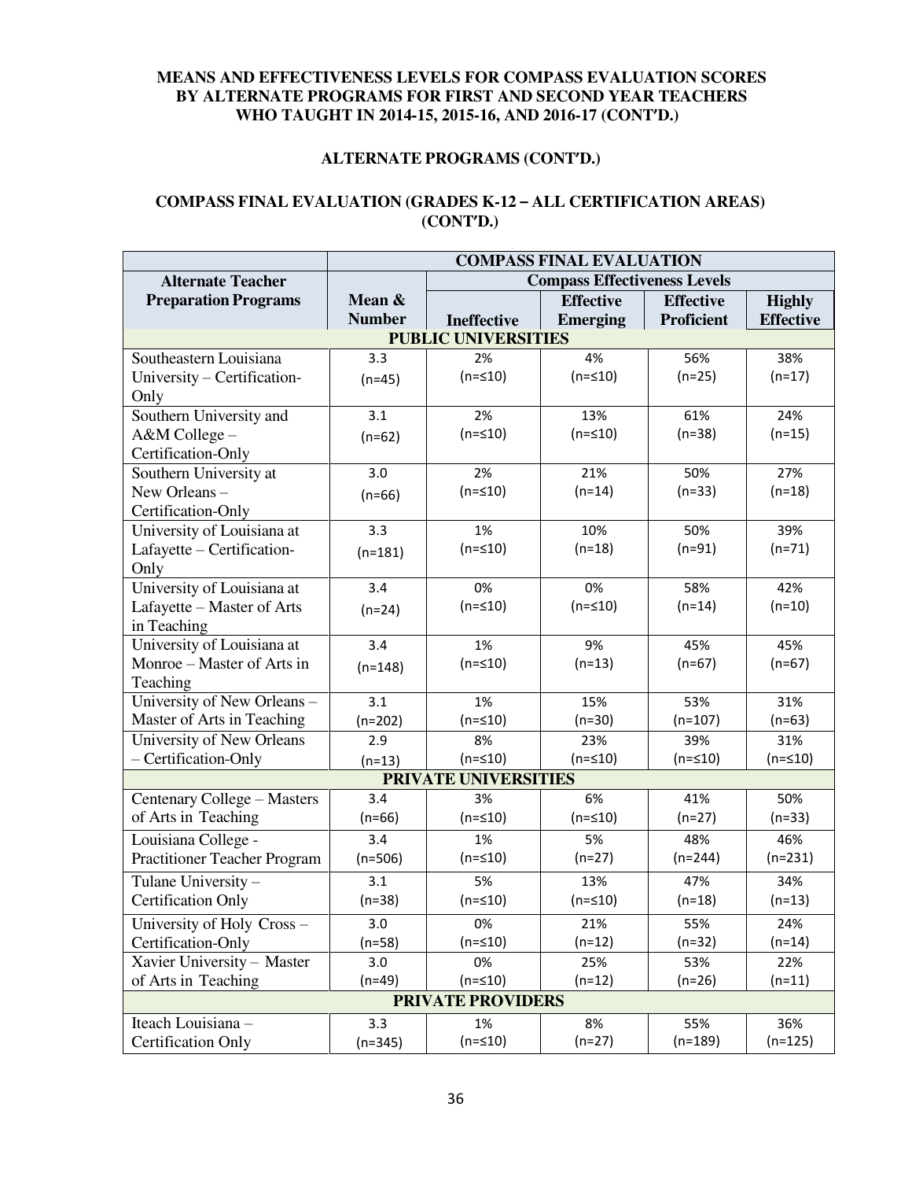**MEANS AND EFFECTIVENESS LEVELS FOR COMPASS EVALUATION SCORES BY ALTERNATE PROGRAMS FOR FIRST AND SECOND YEAR TEACHERS WHO TAUGHT IN 2014-15, 2015-16, AND 2016-17 (CONT'D.)**

**ALTERNATE PROGRAMS (CONT'D.)**

**COMPASS FINAL EVALUATION (GRADES K-12 – ALL CERTIFICATION AREAS) (CONT'D.)**

| Alternate Teacher Preparation Programs | COMPASS FINAL EVALUATION | | | | |
|---|---|---|---|---|---|
| | Mean & Number | Compass Effectiveness Levels | | | |
| | | Ineffective | Effective Emerging | Effective Proficient | Highly Effective |
| **PUBLIC UNIVERSITIES** | | | | | |
| Southeastern Louisiana University – Certification-Only | 3.3 (n=45) | 2% (n=≤10) | 4% (n=≤10) | 56% (n=25) | 38% (n=17) |
| Southern University and A&M College – Certification-Only | 3.1 (n=62) | 2% (n=≤10) | 13% (n=≤10) | 61% (n=38) | 24% (n=15) |
| Southern University at New Orleans – Certification-Only | 3.0 (n=66) | 2% (n=≤10) | 21% (n=14) | 50% (n=33) | 27% (n=18) |
| University of Louisiana at Lafayette – Certification-Only | 3.3 (n=181) | 1% (n=≤10) | 10% (n=18) | 50% (n=91) | 39% (n=71) |
| University of Louisiana at Lafayette – Master of Arts in Teaching | 3.4 (n=24) | 0% (n=≤10) | 0% (n=≤10) | 58% (n=14) | 42% (n=10) |
| University of Louisiana at Monroe – Master of Arts in Teaching | 3.4 (n=148) | 1% (n=≤10) | 9% (n=13) | 45% (n=67) | 45% (n=67) |
| University of New Orleans – Master of Arts in Teaching | 3.1 (n=202) | 1% (n=≤10) | 15% (n=30) | 53% (n=107) | 31% (n=63) |
| University of New Orleans – Certification-Only | 2.9 (n=13) | 8% (n=≤10) | 23% (n=≤10) | 39% (n=≤10) | 31% (n=≤10) |
| **PRIVATE UNIVERSITIES** | | | | | |
| Centenary College – Masters of Arts in Teaching | 3.4 (n=66) | 3% (n=≤10) | 6% (n=≤10) | 41% (n=27) | 50% (n=33) |
| Louisiana College - Practitioner Teacher Program | 3.4 (n=506) | 1% (n=≤10) | 5% (n=27) | 48% (n=244) | 46% (n=231) |
| Tulane University – Certification Only | 3.1 (n=38) | 5% (n=≤10) | 13% (n=≤10) | 47% (n=18) | 34% (n=13) |
| University of Holy Cross – Certification-Only | 3.0 (n=58) | 0% (n=≤10) | 21% (n=12) | 55% (n=32) | 24% (n=14) |
| Xavier University – Master of Arts in Teaching | 3.0 (n=49) | 0% (n=≤10) | 25% (n=12) | 53% (n=26) | 22% (n=11) |
| **PRIVATE PROVIDERS** | | | | | |
| Iteach Louisiana – Certification Only | 3.3 (n=345) | 1% (n=≤10) | 8% (n=27) | 55% (n=189) | 36% (n=125) |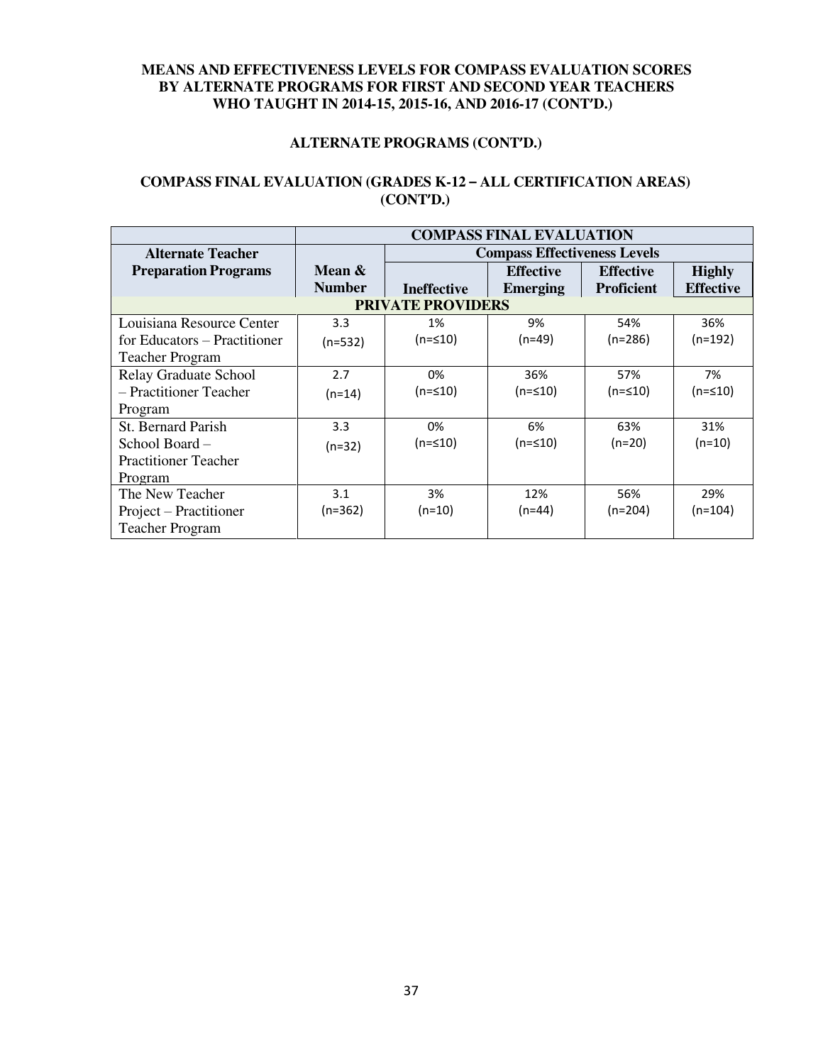**MEANS AND EFFECTIVENESS LEVELS FOR COMPASS EVALUATION SCORES BY ALTERNATE PROGRAMS FOR FIRST AND SECOND YEAR TEACHERS WHO TAUGHT IN 2014-15, 2015-16, AND 2016-17 (CONT'D.)**

**ALTERNATE PROGRAMS (CONT'D.)**

**COMPASS FINAL EVALUATION (GRADES K-12 – ALL CERTIFICATION AREAS) (CONT'D.)**

| Alternate Teacher Preparation Programs | COMPASS FINAL EVALUATION | | | | |
|---|---|---|---|---|---|
| | Mean & Number | Compass Effectiveness Levels | | | |
| | | Ineffective | Effective Emerging | Effective Proficient | Highly Effective |
| **PRIVATE PROVIDERS** | | | | | |
| Louisiana Resource Center for Educators – Practitioner Teacher Program | 3.3 (n=532) | 1% (n=≤10) | 9% (n=49) | 54% (n=286) | 36% (n=192) |
| Relay Graduate School – Practitioner Teacher Program | 2.7 (n=14) | 0% (n=≤10) | 36% (n=≤10) | 57% (n=≤10) | 7% (n=≤10) |
| St. Bernard Parish School Board – Practitioner Teacher Program | 3.3 (n=32) | 0% (n=≤10) | 6% (n=≤10) | 63% (n=20) | 31% (n=10) |
| The New Teacher Project – Practitioner Teacher Program | 3.1 (n=362) | 3% (n=10) | 12% (n=44) | 56% (n=204) | 29% (n=104) |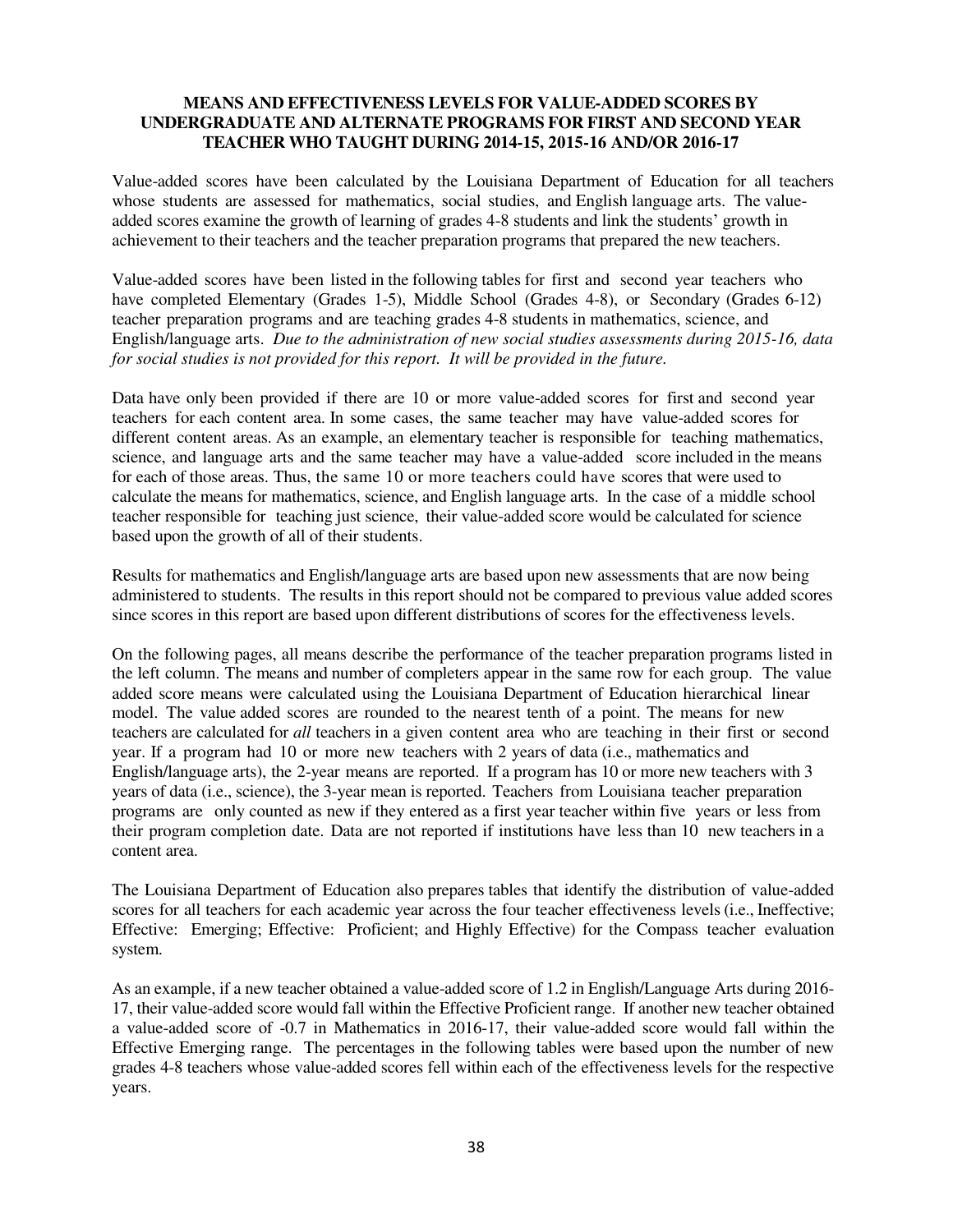## MEANS AND EFFECTIVENESS LEVELS FOR VALUE-ADDED SCORES BY UNDERGRADUATE AND ALTERNATE PROGRAMS FOR FIRST AND SECOND YEAR TEACHER WHO TAUGHT DURING 2014-15, 2015-16 AND/OR 2016-17

Value-added scores have been calculated by the Louisiana Department of Education for all teachers whose students are assessed for mathematics, social studies, and English language arts. The value-added scores examine the growth of learning of grades 4-8 students and link the students' growth in achievement to their teachers and the teacher preparation programs that prepared the new teachers.

Value-added scores have been listed in the following tables for first and second year teachers who have completed Elementary (Grades 1-5), Middle School (Grades 4-8), or Secondary (Grades 6-12) teacher preparation programs and are teaching grades 4-8 students in mathematics, science, and English/language arts. *Due to the administration of new social studies assessments during 2015-16, data for social studies is not provided for this report. It will be provided in the future.*

Data have only been provided if there are 10 or more value-added scores for first and second year teachers for each content area. In some cases, the same teacher may have value-added scores for different content areas. As an example, an elementary teacher is responsible for teaching mathematics, science, and language arts and the same teacher may have a value-added score included in the means for each of those areas. Thus, the same 10 or more teachers could have scores that were used to calculate the means for mathematics, science, and English language arts. In the case of a middle school teacher responsible for teaching just science, their value-added score would be calculated for science based upon the growth of all of their students.

Results for mathematics and English/language arts are based upon new assessments that are now being administered to students. The results in this report should not be compared to previous value added scores since scores in this report are based upon different distributions of scores for the effectiveness levels.

On the following pages, all means describe the performance of the teacher preparation programs listed in the left column. The means and number of completers appear in the same row for each group. The value added score means were calculated using the Louisiana Department of Education hierarchical linear model. The value added scores are rounded to the nearest tenth of a point. The means for new teachers are calculated for *all* teachers in a given content area who are teaching in their first or second year. If a program had 10 or more new teachers with 2 years of data (i.e., mathematics and English/language arts), the 2-year means are reported. If a program has 10 or more new teachers with 3 years of data (i.e., science), the 3-year mean is reported. Teachers from Louisiana teacher preparation programs are only counted as new if they entered as a first year teacher within five years or less from their program completion date. Data are not reported if institutions have less than 10 new teachers in a content area.

The Louisiana Department of Education also prepares tables that identify the distribution of value-added scores for all teachers for each academic year across the four teacher effectiveness levels (i.e., Ineffective; Effective: Emerging; Effective: Proficient; and Highly Effective) for the Compass teacher evaluation system.

As an example, if a new teacher obtained a value-added score of 1.2 in English/Language Arts during 2016-17, their value-added score would fall within the Effective Proficient range. If another new teacher obtained a value-added score of -0.7 in Mathematics in 2016-17, their value-added score would fall within the Effective Emerging range. The percentages in the following tables were based upon the number of new grades 4-8 teachers whose value-added scores fell within each of the effectiveness levels for the respective years.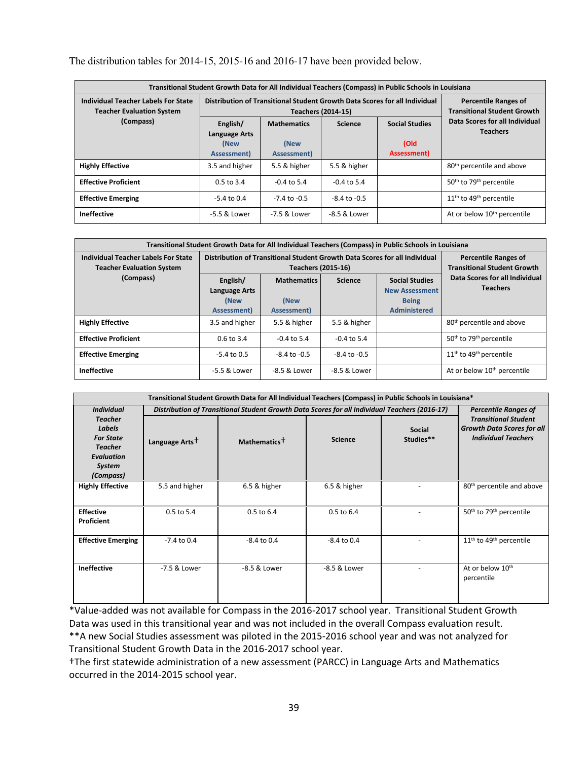The distribution tables for 2014-15, 2015-16 and 2016-17 have been provided below.

| Transitional Student Growth Data for All Individual Teachers (Compass) in Public Schools in Louisiana | | | | | |
|---|---|---|---|---|---|
| **Individual Teacher Labels For State Teacher Evaluation System (Compass)** | **Distribution of Transitional Student Growth Data Scores for all Individual Teachers (2014-15)** | | | | **Percentile Ranges of Transitional Student Growth Data Scores for all Individual Teachers** |
| | **English/ Language Arts (New Assessment)** | **Mathematics (New Assessment)** | **Science** | **Social Studies (Old Assessment)** | |
| **Highly Effective** | 3.5 and higher | 5.5 & higher | 5.5 & higher | | 80th percentile and above |
| **Effective Proficient** | 0.5 to 3.4 | -0.4 to 5.4 | -0.4 to 5.4 | | 50th to 79th percentile |
| **Effective Emerging** | -5.4 to 0.4 | -7.4 to -0.5 | -8.4 to -0.5 | | 11th to 49th percentile |
| **Ineffective** | -5.5 & Lower | -7.5 & Lower | -8.5 & Lower | | At or below 10th percentile |

| Transitional Student Growth Data for All Individual Teachers (Compass) in Public Schools in Louisiana | | | | | |
|---|---|---|---|---|---|
| **Individual Teacher Labels For State Teacher Evaluation System (Compass)** | **Distribution of Transitional Student Growth Data Scores for all Individual Teachers (2015-16)** | | | | **Percentile Ranges of Transitional Student Growth Data Scores for all Individual Teachers** |
| | **English/ Language Arts (New Assessment)** | **Mathematics (New Assessment)** | **Science** | **Social Studies New Assessment Being Administered** | |
| **Highly Effective** | 3.5 and higher | 5.5 & higher | 5.5 & higher | | 80th percentile and above |
| **Effective Proficient** | 0.6 to 3.4 | -0.4 to 5.4 | -0.4 to 5.4 | | 50th to 79th percentile |
| **Effective Emerging** | -5.4 to 0.5 | -8.4 to -0.5 | -8.4 to -0.5 | | 11th to 49th percentile |
| **Ineffective** | -5.5 & Lower | -8.5 & Lower | -8.5 & Lower | | At or below 10th percentile |

| Transitional Student Growth Data for All Individual Teachers (Compass) in Public Schools in Louisiana* | | | | | |
|---|---|---|---|---|---|
| ***Individual Teacher Labels For State Teacher Evaluation System (Compass)*** | ***Distribution of Transitional Student Growth Data Scores for all Individual Teachers (2016-17)*** | | | | ***Percentile Ranges of Transitional Student Growth Data Scores for all Individual Teachers*** |
| | **Language Arts†** | **Mathematics†** | **Science** | **Social Studies**** | |
| **Highly Effective** | 5.5 and higher | 6.5 & higher | 6.5 & higher | - | 80th percentile and above |
| **Effective Proficient** | 0.5 to 5.4 | 0.5 to 6.4 | 0.5 to 6.4 | - | 50th to 79th percentile |
| **Effective Emerging** | -7.4 to 0.4 | -8.4 to 0.4 | -8.4 to 0.4 | - | 11th to 49th percentile |
| **Ineffective** | -7.5 & Lower | -8.5 & Lower | -8.5 & Lower | - | At or below 10th percentile |

*Value-added was not available for Compass in the 2016-2017 school year. Transitional Student Growth Data was used in this transitional year and was not included in the overall Compass evaluation result.
**A new Social Studies assessment was piloted in the 2015-2016 school year and was not analyzed for Transitional Student Growth Data in the 2016-2017 school year.
†The first statewide administration of a new assessment (PARCC) in Language Arts and Mathematics occurred in the 2014-2015 school year.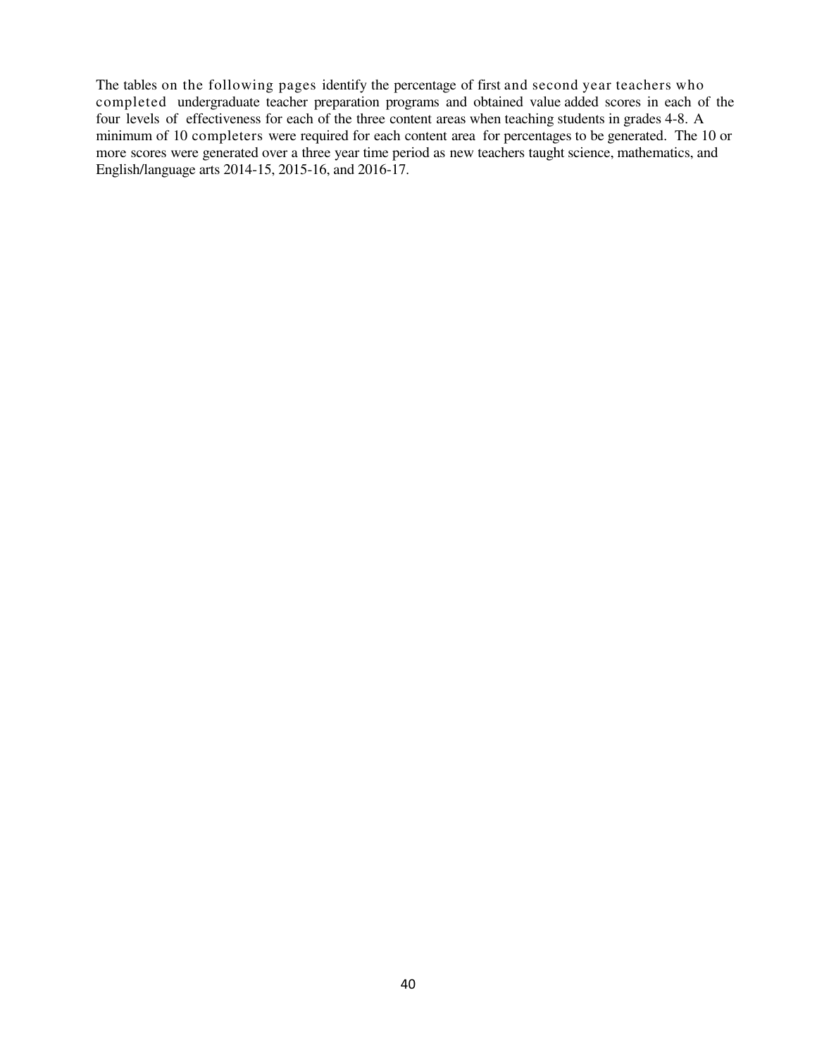The tables on the following pages identify the percentage of first and second year teachers who completed undergraduate teacher preparation programs and obtained value added scores in each of the four levels of effectiveness for each of the three content areas when teaching students in grades 4-8. A minimum of 10 completers were required for each content area for percentages to be generated. The 10 or more scores were generated over a three year time period as new teachers taught science, mathematics, and English/language arts 2014-15, 2015-16, and 2016-17.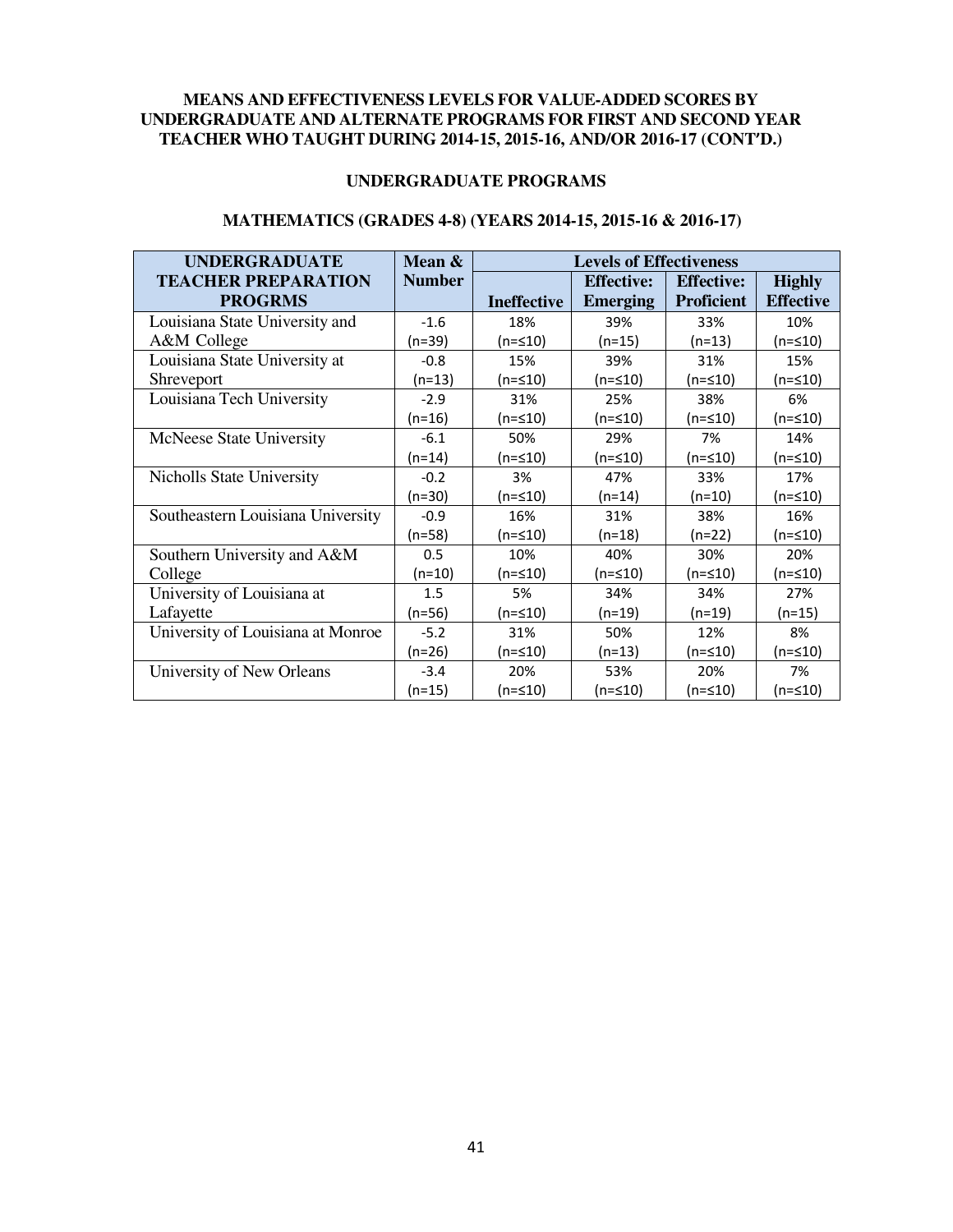**MEANS AND EFFECTIVENESS LEVELS FOR VALUE-ADDED SCORES BY UNDERGRADUATE AND ALTERNATE PROGRAMS FOR FIRST AND SECOND YEAR TEACHER WHO TAUGHT DURING 2014-15, 2015-16, AND/OR 2016-17 (CONT'D.)**

**UNDERGRADUATE PROGRAMS**

**MATHEMATICS (GRADES 4-8) (YEARS 2014-15, 2015-16 & 2016-17)**

| UNDERGRADUATE TEACHER PREPARATION PROGRMS | Mean & Number | Levels of Effectiveness | | | |
|---|---|---|---|---|---|
| | | Ineffective | Effective: Emerging | Effective: Proficient | Highly Effective |
| Louisiana State University and A&M College | -1.6 (n=39) | 18% (n=≤10) | 39% (n=15) | 33% (n=13) | 10% (n=≤10) |
| Louisiana State University at Shreveport | -0.8 (n=13) | 15% (n=≤10) | 39% (n=≤10) | 31% (n=≤10) | 15% (n=≤10) |
| Louisiana Tech University | -2.9 (n=16) | 31% (n=≤10) | 25% (n=≤10) | 38% (n=≤10) | 6% (n=≤10) |
| McNeese State University | -6.1 (n=14) | 50% (n=≤10) | 29% (n=≤10) | 7% (n=≤10) | 14% (n=≤10) |
| Nicholls State University | -0.2 (n=30) | 3% (n=≤10) | 47% (n=14) | 33% (n=10) | 17% (n=≤10) |
| Southeastern Louisiana University | -0.9 (n=58) | 16% (n=≤10) | 31% (n=18) | 38% (n=22) | 16% (n=≤10) |
| Southern University and A&M College | 0.5 (n=10) | 10% (n=≤10) | 40% (n=≤10) | 30% (n=≤10) | 20% (n=≤10) |
| University of Louisiana at Lafayette | 1.5 (n=56) | 5% (n=≤10) | 34% (n=19) | 34% (n=19) | 27% (n=15) |
| University of Louisiana at Monroe | -5.2 (n=26) | 31% (n=≤10) | 50% (n=13) | 12% (n=≤10) | 8% (n=≤10) |
| University of New Orleans | -3.4 (n=15) | 20% (n=≤10) | 53% (n=≤10) | 20% (n=≤10) | 7% (n=≤10) |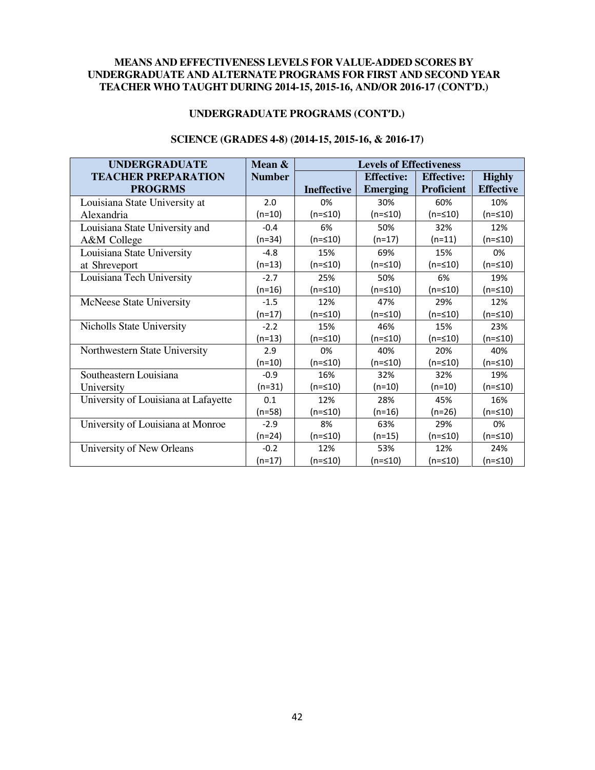**MEANS AND EFFECTIVENESS LEVELS FOR VALUE-ADDED SCORES BY UNDERGRADUATE AND ALTERNATE PROGRAMS FOR FIRST AND SECOND YEAR TEACHER WHO TAUGHT DURING 2014-15, 2015-16, AND/OR 2016-17 (CONT'D.)**

**UNDERGRADUATE PROGRAMS (CONT'D.)**

**SCIENCE (GRADES 4-8) (2014-15, 2015-16, & 2016-17)**

| UNDERGRADUATE TEACHER PREPARATION PROGRMS | Mean & Number | Levels of Effectiveness | | | |
|---|---|---|---|---|---|
| | | Ineffective | Effective: Emerging | Effective: Proficient | Highly Effective |
| Louisiana State University at Alexandria | 2.0 (n=10) | 0% (n=≤10) | 30% (n=≤10) | 60% (n=≤10) | 10% (n=≤10) |
| Louisiana State University and A&M College | -0.4 (n=34) | 6% (n=≤10) | 50% (n=17) | 32% (n=11) | 12% (n=≤10) |
| Louisiana State University at Shreveport | -4.8 (n=13) | 15% (n=≤10) | 69% (n=≤10) | 15% (n=≤10) | 0% (n=≤10) |
| Louisiana Tech University | -2.7 (n=16) | 25% (n=≤10) | 50% (n=≤10) | 6% (n=≤10) | 19% (n=≤10) |
| McNeese State University | -1.5 (n=17) | 12% (n=≤10) | 47% (n=≤10) | 29% (n=≤10) | 12% (n=≤10) |
| Nicholls State University | -2.2 (n=13) | 15% (n=≤10) | 46% (n=≤10) | 15% (n=≤10) | 23% (n=≤10) |
| Northwestern State University | 2.9 (n=10) | 0% (n=≤10) | 40% (n=≤10) | 20% (n=≤10) | 40% (n=≤10) |
| Southeastern Louisiana University | -0.9 (n=31) | 16% (n=≤10) | 32% (n=10) | 32% (n=10) | 19% (n=≤10) |
| University of Louisiana at Lafayette | 0.1 (n=58) | 12% (n=≤10) | 28% (n=16) | 45% (n=26) | 16% (n=≤10) |
| University of Louisiana at Monroe | -2.9 (n=24) | 8% (n=≤10) | 63% (n=15) | 29% (n=≤10) | 0% (n=≤10) |
| University of New Orleans | -0.2 (n=17) | 12% (n=≤10) | 53% (n=≤10) | 12% (n=≤10) | 24% (n=≤10) |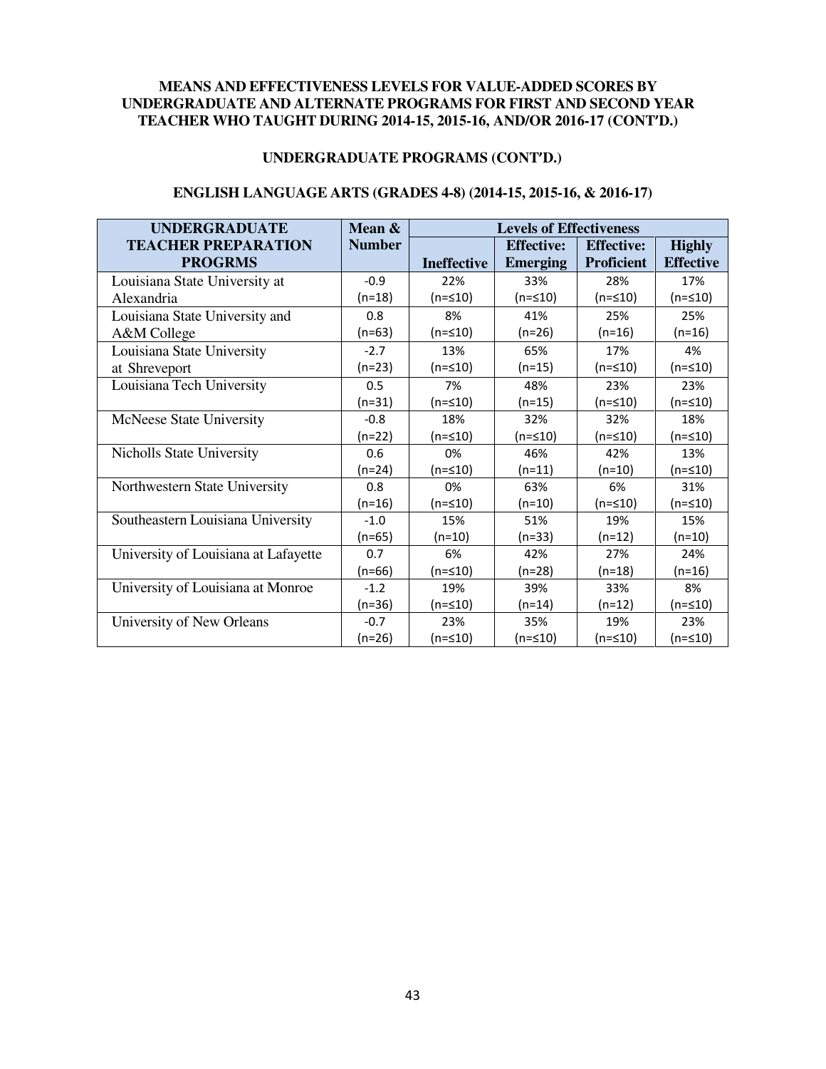**MEANS AND EFFECTIVENESS LEVELS FOR VALUE-ADDED SCORES BY UNDERGRADUATE AND ALTERNATE PROGRAMS FOR FIRST AND SECOND YEAR TEACHER WHO TAUGHT DURING 2014-15, 2015-16, AND/OR 2016-17 (CONT'D.)**

**UNDERGRADUATE PROGRAMS (CONT'D.)**

**ENGLISH LANGUAGE ARTS (GRADES 4-8) (2014-15, 2015-16, & 2016-17)**

| UNDERGRADUATE TEACHER PREPARATION PROGRMS | Mean & Number | Levels of Effectiveness | | | |
|---|---|---|---|---|---|
| | | Ineffective | Effective: Emerging | Effective: Proficient | Highly Effective |
| Louisiana State University at Alexandria | -0.9 (n=18) | 22% (n=≤10) | 33% (n=≤10) | 28% (n=≤10) | 17% (n=≤10) |
| Louisiana State University and A&M College | 0.8 (n=63) | 8% (n=≤10) | 41% (n=26) | 25% (n=16) | 25% (n=16) |
| Louisiana State University at Shreveport | -2.7 (n=23) | 13% (n=≤10) | 65% (n=15) | 17% (n=≤10) | 4% (n=≤10) |
| Louisiana Tech University | 0.5 (n=31) | 7% (n=≤10) | 48% (n=15) | 23% (n=≤10) | 23% (n=≤10) |
| McNeese State University | -0.8 (n=22) | 18% (n=≤10) | 32% (n=≤10) | 32% (n=≤10) | 18% (n=≤10) |
| Nicholls State University | 0.6 (n=24) | 0% (n=≤10) | 46% (n=11) | 42% (n=10) | 13% (n=≤10) |
| Northwestern State University | 0.8 (n=16) | 0% (n=≤10) | 63% (n=10) | 6% (n=≤10) | 31% (n=≤10) |
| Southeastern Louisiana University | -1.0 (n=65) | 15% (n=10) | 51% (n=33) | 19% (n=12) | 15% (n=10) |
| University of Louisiana at Lafayette | 0.7 (n=66) | 6% (n=≤10) | 42% (n=28) | 27% (n=18) | 24% (n=16) |
| University of Louisiana at Monroe | -1.2 (n=36) | 19% (n=≤10) | 39% (n=14) | 33% (n=12) | 8% (n=≤10) |
| University of New Orleans | -0.7 (n=26) | 23% (n=≤10) | 35% (n=≤10) | 19% (n=≤10) | 23% (n=≤10) |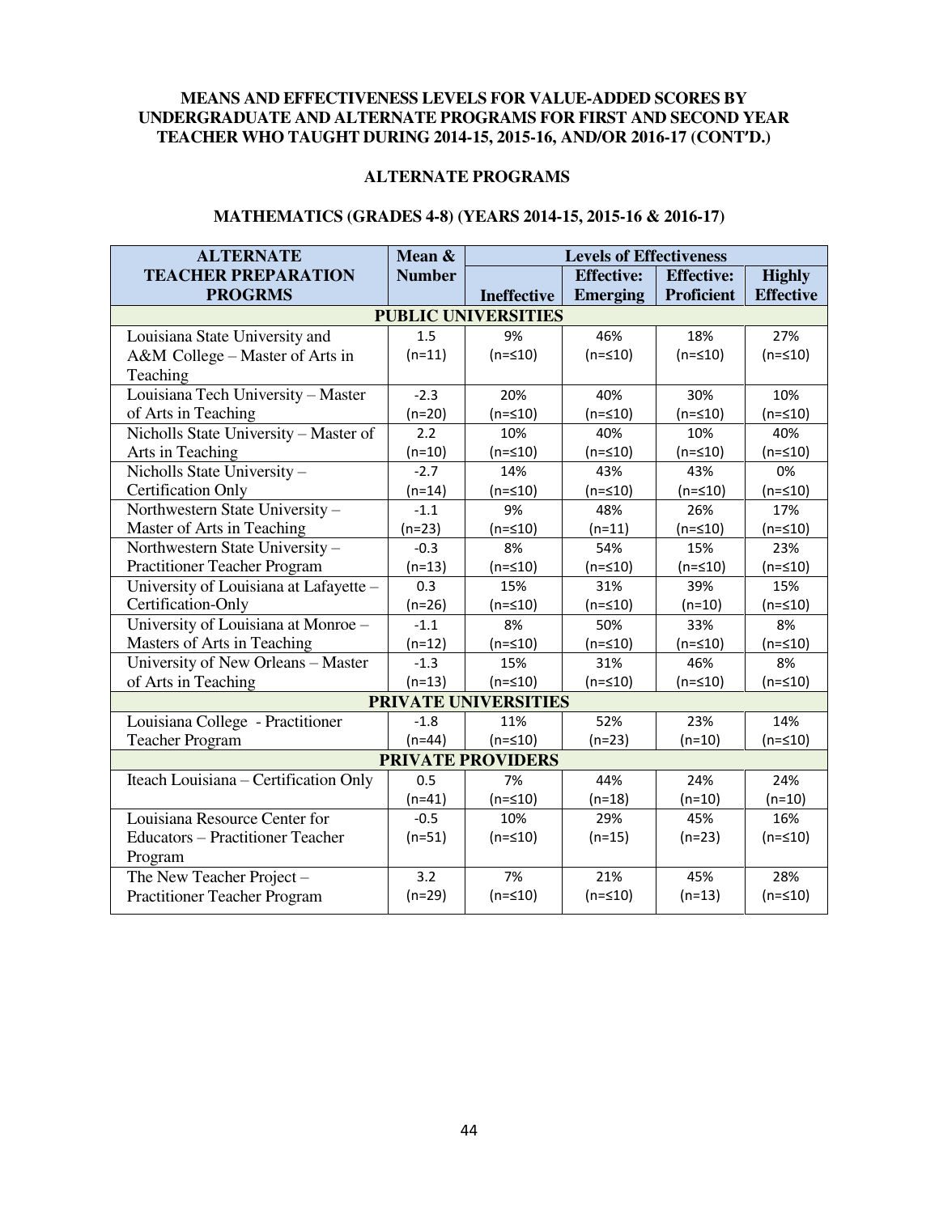**MEANS AND EFFECTIVENESS LEVELS FOR VALUE-ADDED SCORES BY UNDERGRADUATE AND ALTERNATE PROGRAMS FOR FIRST AND SECOND YEAR TEACHER WHO TAUGHT DURING 2014-15, 2015-16, AND/OR 2016-17 (CONT'D.)**

**ALTERNATE PROGRAMS**

**MATHEMATICS (GRADES 4-8) (YEARS 2014-15, 2015-16 & 2016-17)**

| ALTERNATE TEACHER PREPARATION PROGRMS | Mean & Number | Levels of Effectiveness | | | |
|---|---|---|---|---|---|
| | | Ineffective | Effective: Emerging | Effective: Proficient | Highly Effective |
| **PUBLIC UNIVERSITIES** | | | | | |
| Louisiana State University and A&M College – Master of Arts in Teaching | 1.5 (n=11) | 9% (n=≤10) | 46% (n=≤10) | 18% (n=≤10) | 27% (n=≤10) |
| Louisiana Tech University – Master of Arts in Teaching | -2.3 (n=20) | 20% (n=≤10) | 40% (n=≤10) | 30% (n=≤10) | 10% (n=≤10) |
| Nicholls State University – Master of Arts in Teaching | 2.2 (n=10) | 10% (n=≤10) | 40% (n=≤10) | 10% (n=≤10) | 40% (n=≤10) |
| Nicholls State University – Certification Only | -2.7 (n=14) | 14% (n=≤10) | 43% (n=≤10) | 43% (n=≤10) | 0% (n=≤10) |
| Northwestern State University – Master of Arts in Teaching | -1.1 (n=23) | 9% (n=≤10) | 48% (n=11) | 26% (n=≤10) | 17% (n=≤10) |
| Northwestern State University – Practitioner Teacher Program | -0.3 (n=13) | 8% (n=≤10) | 54% (n=≤10) | 15% (n=≤10) | 23% (n=≤10) |
| University of Louisiana at Lafayette – Certification-Only | 0.3 (n=26) | 15% (n=≤10) | 31% (n=≤10) | 39% (n=10) | 15% (n=≤10) |
| University of Louisiana at Monroe – Masters of Arts in Teaching | -1.1 (n=12) | 8% (n=≤10) | 50% (n=≤10) | 33% (n=≤10) | 8% (n=≤10) |
| University of New Orleans – Master of Arts in Teaching | -1.3 (n=13) | 15% (n=≤10) | 31% (n=≤10) | 46% (n=≤10) | 8% (n=≤10) |
| **PRIVATE UNIVERSITIES** | | | | | |
| Louisiana College - Practitioner Teacher Program | -1.8 (n=44) | 11% (n=≤10) | 52% (n=23) | 23% (n=10) | 14% (n=≤10) |
| **PRIVATE PROVIDERS** | | | | | |
| Iteach Louisiana – Certification Only | 0.5 (n=41) | 7% (n=≤10) | 44% (n=18) | 24% (n=10) | 24% (n=10) |
| Louisiana Resource Center for Educators – Practitioner Teacher Program | -0.5 (n=51) | 10% (n=≤10) | 29% (n=15) | 45% (n=23) | 16% (n=≤10) |
| The New Teacher Project – Practitioner Teacher Program | 3.2 (n=29) | 7% (n=≤10) | 21% (n=≤10) | 45% (n=13) | 28% (n=≤10) |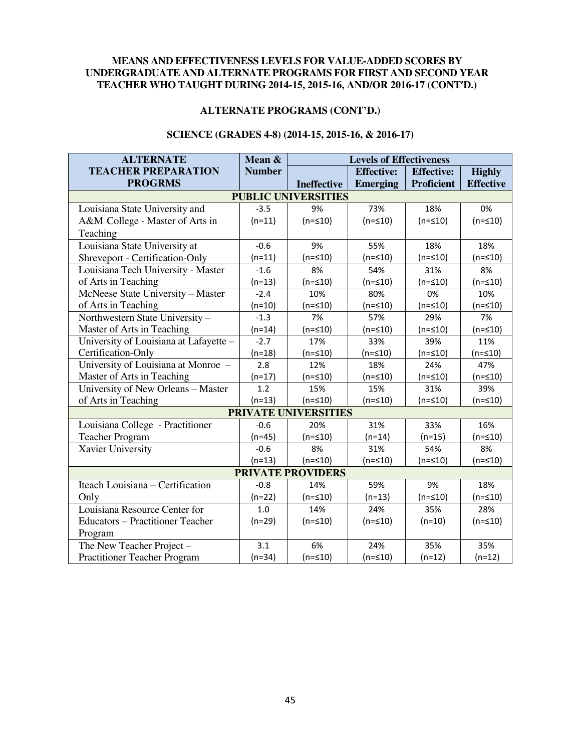**MEANS AND EFFECTIVENESS LEVELS FOR VALUE-ADDED SCORES BY UNDERGRADUATE AND ALTERNATE PROGRAMS FOR FIRST AND SECOND YEAR TEACHER WHO TAUGHT DURING 2014-15, 2015-16, AND/OR 2016-17 (CONT'D.)**

**ALTERNATE PROGRAMS (CONT'D.)**

**SCIENCE (GRADES 4-8) (2014-15, 2015-16, & 2016-17)**

| ALTERNATE TEACHER PREPARATION PROGRMS | Mean & Number | Levels of Effectiveness | | | |
|---|---|---|---|---|---|
| | | Ineffective | Effective: Emerging | Effective: Proficient | Highly Effective |
| **PUBLIC UNIVERSITIES** | | | | | |
| Louisiana State University and A&M College - Master of Arts in Teaching | -3.5 (n=11) | 9% (n=≤10) | 73% (n=≤10) | 18% (n=≤10) | 0% (n=≤10) |
| Louisiana State University at Shreveport - Certification-Only | -0.6 (n=11) | 9% (n=≤10) | 55% (n=≤10) | 18% (n=≤10) | 18% (n=≤10) |
| Louisiana Tech University - Master of Arts in Teaching | -1.6 (n=13) | 8% (n=≤10) | 54% (n=≤10) | 31% (n=≤10) | 8% (n=≤10) |
| McNeese State University – Master of Arts in Teaching | -2.4 (n=10) | 10% (n=≤10) | 80% (n=≤10) | 0% (n=≤10) | 10% (n=≤10) |
| Northwestern State University – Master of Arts in Teaching | -1.3 (n=14) | 7% (n=≤10) | 57% (n=≤10) | 29% (n=≤10) | 7% (n=≤10) |
| University of Louisiana at Lafayette – Certification-Only | -2.7 (n=18) | 17% (n=≤10) | 33% (n=≤10) | 39% (n=≤10) | 11% (n=≤10) |
| University of Louisiana at Monroe – Master of Arts in Teaching | 2.8 (n=17) | 12% (n=≤10) | 18% (n=≤10) | 24% (n=≤10) | 47% (n=≤10) |
| University of New Orleans – Master of Arts in Teaching | 1.2 (n=13) | 15% (n=≤10) | 15% (n=≤10) | 31% (n=≤10) | 39% (n=≤10) |
| **PRIVATE UNIVERSITIES** | | | | | |
| Louisiana College - Practitioner Teacher Program | -0.6 (n=45) | 20% (n=≤10) | 31% (n=14) | 33% (n=15) | 16% (n=≤10) |
| Xavier University | -0.6 (n=13) | 8% (n=≤10) | 31% (n=≤10) | 54% (n=≤10) | 8% (n=≤10) |
| **PRIVATE PROVIDERS** | | | | | |
| Iteach Louisiana – Certification Only | -0.8 (n=22) | 14% (n=≤10) | 59% (n=13) | 9% (n=≤10) | 18% (n=≤10) |
| Louisiana Resource Center for Educators – Practitioner Teacher Program | 1.0 (n=29) | 14% (n=≤10) | 24% (n=≤10) | 35% (n=10) | 28% (n=≤10) |
| The New Teacher Project – Practitioner Teacher Program | 3.1 (n=34) | 6% (n=≤10) | 24% (n=≤10) | 35% (n=12) | 35% (n=12) |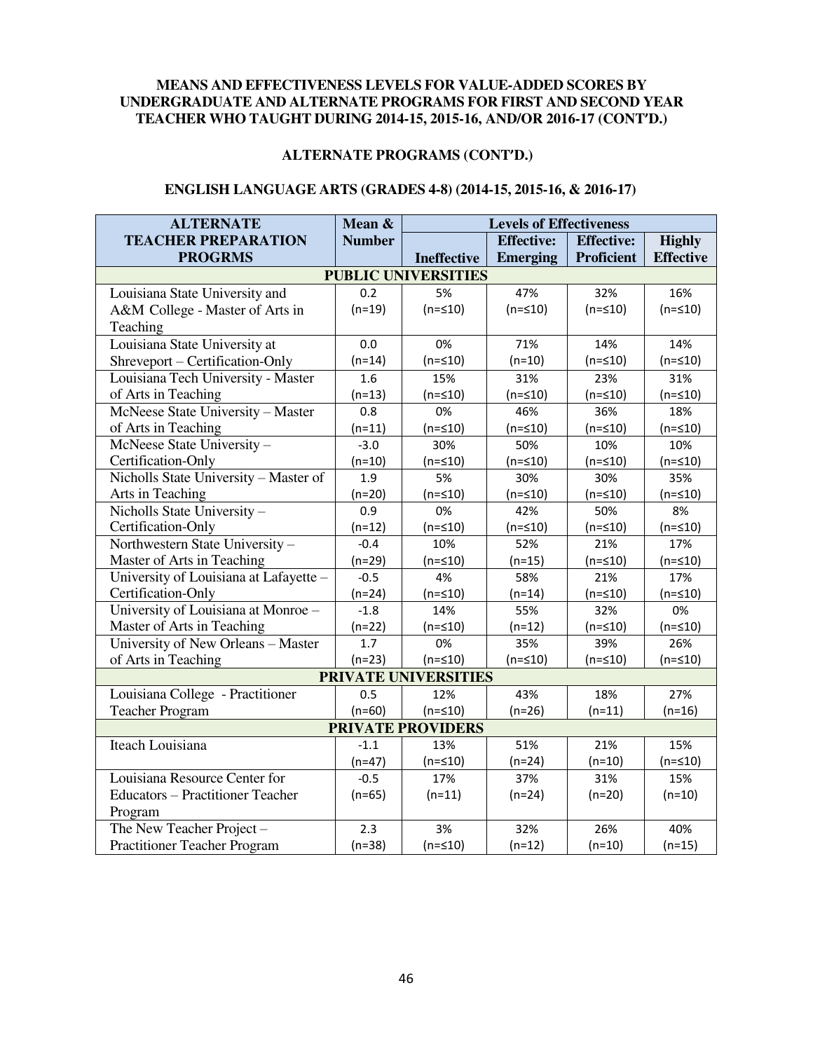**MEANS AND EFFECTIVENESS LEVELS FOR VALUE-ADDED SCORES BY UNDERGRADUATE AND ALTERNATE PROGRAMS FOR FIRST AND SECOND YEAR TEACHER WHO TAUGHT DURING 2014-15, 2015-16, AND/OR 2016-17 (CONT'D.)**

**ALTERNATE PROGRAMS (CONT'D.)**

**ENGLISH LANGUAGE ARTS (GRADES 4-8) (2014-15, 2015-16, & 2016-17)**

| ALTERNATE TEACHER PREPARATION PROGRMS | Mean & Number | Levels of Effectiveness | | | |
|---|---|---|---|---|---|
| | | Ineffective | Effective: Emerging | Effective: Proficient | Highly Effective |
| **PUBLIC UNIVERSITIES** | | | | | |
| Louisiana State University and A&M College - Master of Arts in Teaching | 0.2 (n=19) | 5% (n=≤10) | 47% (n=≤10) | 32% (n=≤10) | 16% (n=≤10) |
| Louisiana State University at Shreveport – Certification-Only | 0.0 (n=14) | 0% (n=≤10) | 71% (n=10) | 14% (n=≤10) | 14% (n=≤10) |
| Louisiana Tech University - Master of Arts in Teaching | 1.6 (n=13) | 15% (n=≤10) | 31% (n=≤10) | 23% (n=≤10) | 31% (n=≤10) |
| McNeese State University – Master of Arts in Teaching | 0.8 (n=11) | 0% (n=≤10) | 46% (n=≤10) | 36% (n=≤10) | 18% (n=≤10) |
| McNeese State University – Certification-Only | -3.0 (n=10) | 30% (n=≤10) | 50% (n=≤10) | 10% (n=≤10) | 10% (n=≤10) |
| Nicholls State University – Master of Arts in Teaching | 1.9 (n=20) | 5% (n=≤10) | 30% (n=≤10) | 30% (n=≤10) | 35% (n=≤10) |
| Nicholls State University – Certification-Only | 0.9 (n=12) | 0% (n=≤10) | 42% (n=≤10) | 50% (n=≤10) | 8% (n=≤10) |
| Northwestern State University – Master of Arts in Teaching | -0.4 (n=29) | 10% (n=≤10) | 52% (n=15) | 21% (n=≤10) | 17% (n=≤10) |
| University of Louisiana at Lafayette – Certification-Only | -0.5 (n=24) | 4% (n=≤10) | 58% (n=14) | 21% (n=≤10) | 17% (n=≤10) |
| University of Louisiana at Monroe – Master of Arts in Teaching | -1.8 (n=22) | 14% (n=≤10) | 55% (n=12) | 32% (n=≤10) | 0% (n=≤10) |
| University of New Orleans – Master of Arts in Teaching | 1.7 (n=23) | 0% (n=≤10) | 35% (n=≤10) | 39% (n=≤10) | 26% (n=≤10) |
| **PRIVATE UNIVERSITIES** | | | | | |
| Louisiana College - Practitioner Teacher Program | 0.5 (n=60) | 12% (n=≤10) | 43% (n=26) | 18% (n=11) | 27% (n=16) |
| **PRIVATE PROVIDERS** | | | | | |
| Iteach Louisiana | -1.1 (n=47) | 13% (n=≤10) | 51% (n=24) | 21% (n=10) | 15% (n=≤10) |
| Louisiana Resource Center for Educators – Practitioner Teacher Program | -0.5 (n=65) | 17% (n=11) | 37% (n=24) | 31% (n=20) | 15% (n=10) |
| The New Teacher Project – Practitioner Teacher Program | 2.3 (n=38) | 3% (n=≤10) | 32% (n=12) | 26% (n=10) | 40% (n=15) |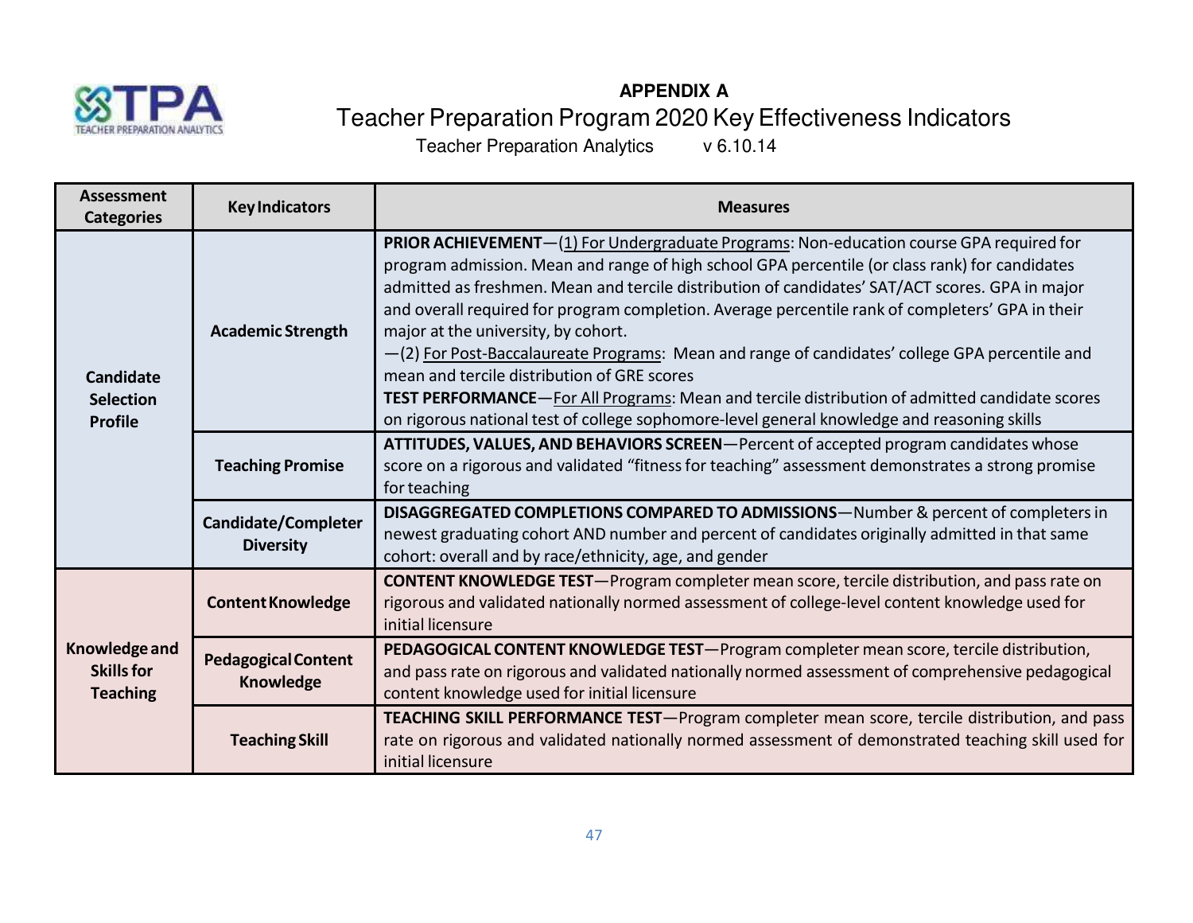**APPENDIX A**

# Teacher Preparation Program 2020 Key Effectiveness Indicators

Teacher Preparation Analytics v 6.10.14

| Assessment Categories | Key Indicators | Measures |
|---|---|---|
| Candidate Selection Profile | Academic Strength | **PRIOR ACHIEVEMENT**—(1) For Undergraduate Programs: Non-education course GPA required for program admission. Mean and range of high school GPA percentile (or class rank) for candidates admitted as freshmen. Mean and tercile distribution of candidates' SAT/ACT scores. GPA in major and overall required for program completion. Average percentile rank of completers' GPA in their major at the university, by cohort.<br>—(2) For Post-Baccalaureate Programs: Mean and range of candidates' college GPA percentile and mean and tercile distribution of GRE scores<br>**TEST PERFORMANCE**—For All Programs: Mean and tercile distribution of admitted candidate scores on rigorous national test of college sophomore-level general knowledge and reasoning skills |
| | Teaching Promise | **ATTITUDES, VALUES, AND BEHAVIORS SCREEN**—Percent of accepted program candidates whose score on a rigorous and validated "fitness for teaching" assessment demonstrates a strong promise for teaching |
| | Candidate/Completer Diversity | **DISAGGREGATED COMPLETIONS COMPARED TO ADMISSIONS**—Number & percent of completers in newest graduating cohort AND number and percent of candidates originally admitted in that same cohort: overall and by race/ethnicity, age, and gender |
| Knowledge and Skills for Teaching | Content Knowledge | **CONTENT KNOWLEDGE TEST**—Program completer mean score, tercile distribution, and pass rate on rigorous and validated nationally normed assessment of college-level content knowledge used for initial licensure |
| | Pedagogical Content Knowledge | **PEDAGOGICAL CONTENT KNOWLEDGE TEST**—Program completer mean score, tercile distribution, and pass rate on rigorous and validated nationally normed assessment of comprehensive pedagogical content knowledge used for initial licensure |
| | Teaching Skill | **TEACHING SKILL PERFORMANCE TEST**—Program completer mean score, tercile distribution, and pass rate on rigorous and validated nationally normed assessment of demonstrated teaching skill used for initial licensure |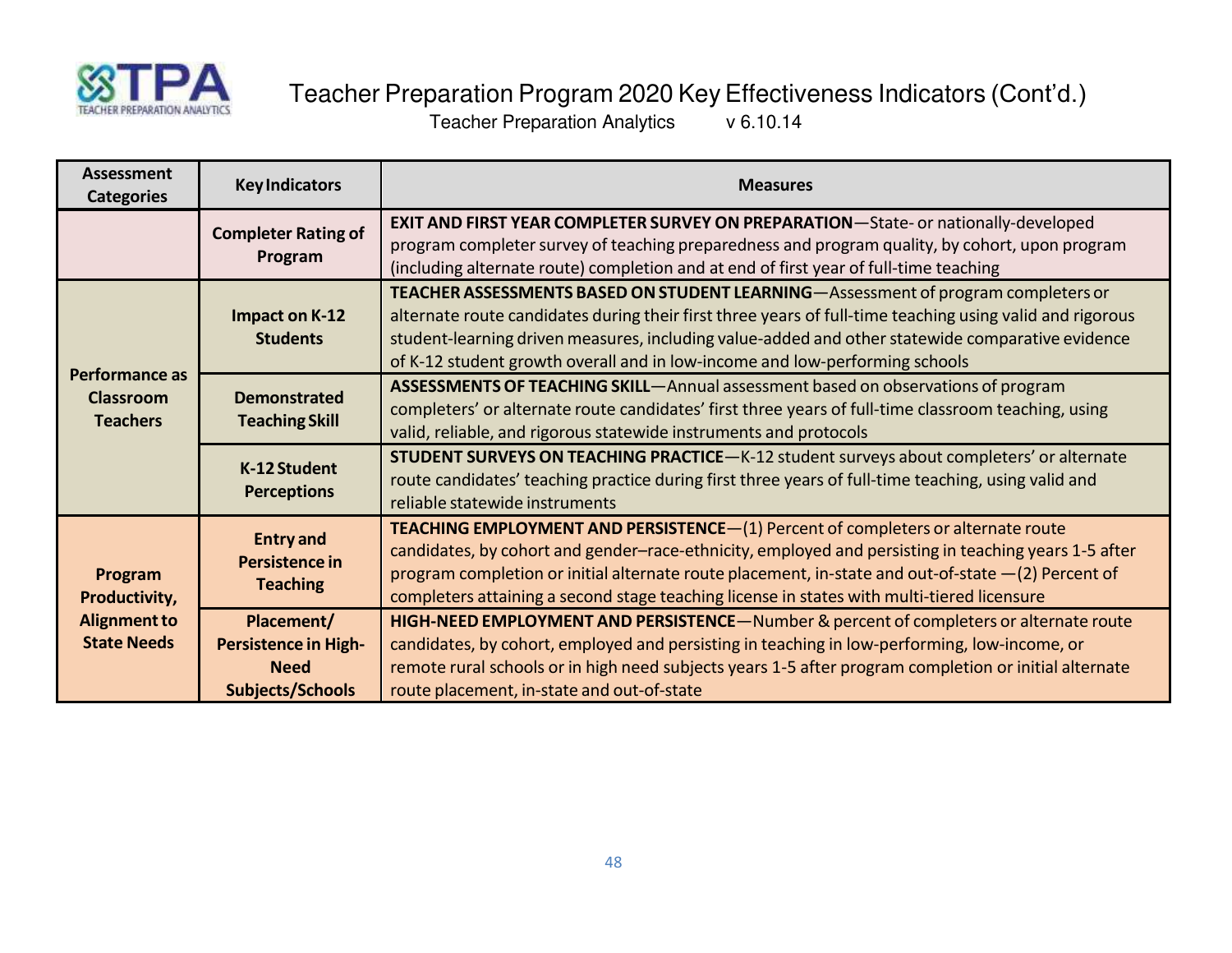# Teacher Preparation Program 2020 Key Effectiveness Indicators (Cont'd.)

Teacher Preparation Analytics v 6.10.14

| Assessment Categories | Key Indicators | Measures |
|---|---|---|
| | **Completer Rating of Program** | **EXIT AND FIRST YEAR COMPLETER SURVEY ON PREPARATION**—State- or nationally-developed program completer survey of teaching preparedness and program quality, by cohort, upon program (including alternate route) completion and at end of first year of full-time teaching |
| **Performance as Classroom Teachers** | **Impact on K-12 Students** | **TEACHER ASSESSMENTS BASED ON STUDENT LEARNING**—Assessment of program completers or alternate route candidates during their first three years of full-time teaching using valid and rigorous student-learning driven measures, including value-added and other statewide comparative evidence of K-12 student growth overall and in low-income and low-performing schools |
| | **Demonstrated Teaching Skill** | **ASSESSMENTS OF TEACHING SKILL**—Annual assessment based on observations of program completers' or alternate route candidates' first three years of full-time classroom teaching, using valid, reliable, and rigorous statewide instruments and protocols |
| | **K-12 Student Perceptions** | **STUDENT SURVEYS ON TEACHING PRACTICE**—K-12 student surveys about completers' or alternate route candidates' teaching practice during first three years of full-time teaching, using valid and reliable statewide instruments |
| **Program Productivity, Alignment to State Needs** | **Entry and Persistence in Teaching** | **TEACHING EMPLOYMENT AND PERSISTENCE**—(1) Percent of completers or alternate route candidates, by cohort and gender–race-ethnicity, employed and persisting in teaching years 1-5 after program completion or initial alternate route placement, in-state and out-of-state —(2) Percent of completers attaining a second stage teaching license in states with multi-tiered licensure |
| | **Placement/ Persistence in High-Need Subjects/Schools** | **HIGH-NEED EMPLOYMENT AND PERSISTENCE**—Number & percent of completers or alternate route candidates, by cohort, employed and persisting in teaching in low-performing, low-income, or remote rural schools or in high need subjects years 1-5 after program completion or initial alternate route placement, in-state and out-of-state |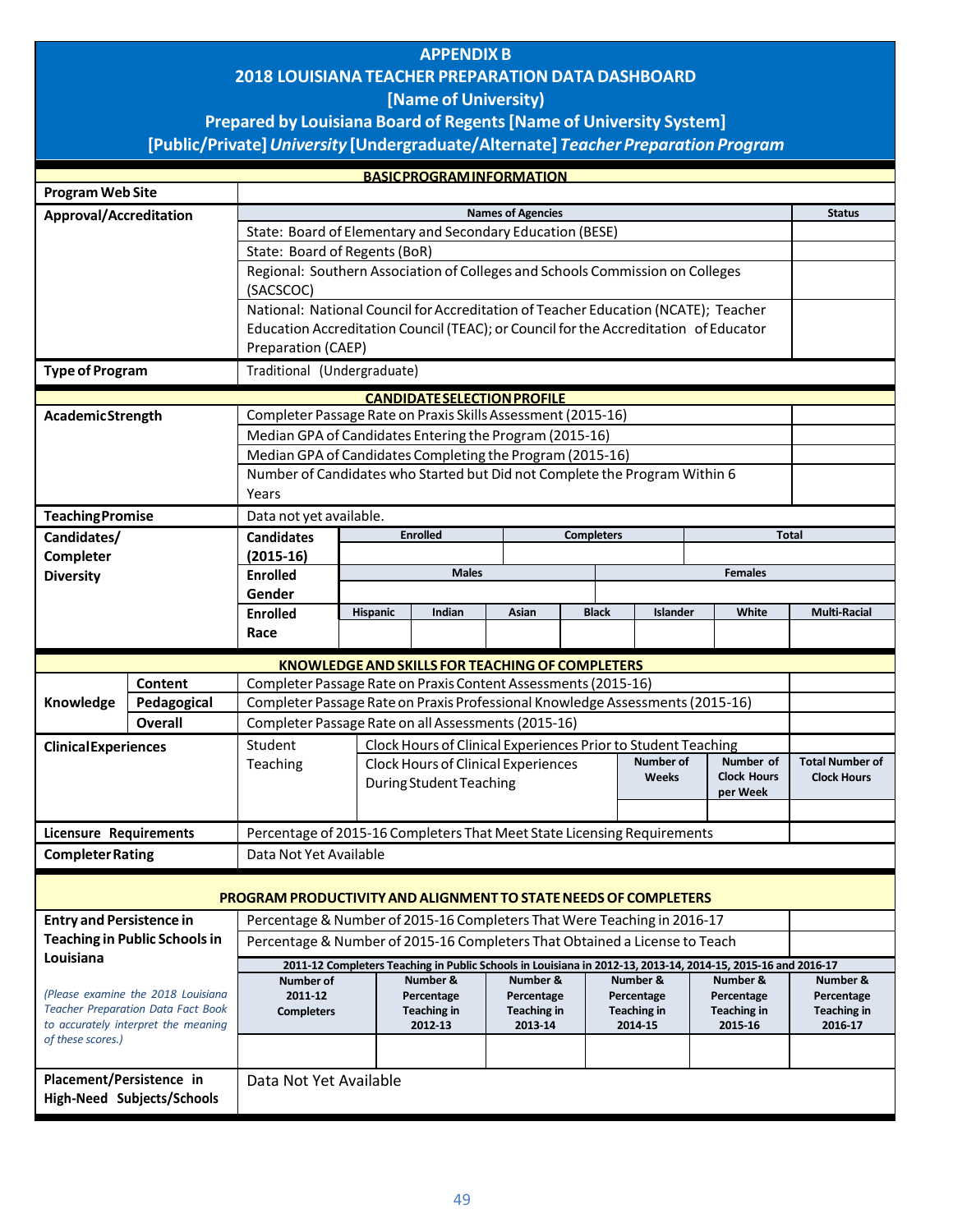# APPENDIX B
# 2018 LOUISIANA TEACHER PREPARATION DATA DASHBOARD
## [Name of University)
## Prepared by Louisiana Board of Regents [Name of University System]
## [Public/Private] *University* [Undergraduate/Alternate] *Teacher Preparation Program*

**BASIC PROGRAM INFORMATION**

| | | |
|---|---|---|
| **Program Web Site** | | |
| **Approval/Accreditation** | **Names of Agencies** | **Status** |
| | State: Board of Elementary and Secondary Education (BESE) | |
| | State: Board of Regents (BoR) | |
| | Regional: Southern Association of Colleges and Schools Commission on Colleges (SACSCOC) | |
| | National: National Council for Accreditation of Teacher Education (NCATE); Teacher Education Accreditation Council (TEAC); or Council for the Accreditation of Educator Preparation (CAEP) | |
| **Type of Program** | Traditional (Undergraduate) | |

**CANDIDATE SELECTION PROFILE**

| | | |
|---|---|---|
| **Academic Strength** | Completer Passage Rate on Praxis Skills Assessment (2015-16) | |
| | Median GPA of Candidates Entering the Program (2015-16) | |
| | Median GPA of Candidates Completing the Program (2015-16) | |
| | Number of Candidates who Started but Did not Complete the Program Within 6 Years | |
| **Teaching Promise** | Data not yet available. | |

| **Candidates/ Completer Diversity** | | | | | | | | |
|---|---|---|---|---|---|---|---|---|
| **Candidates (2015-16)** | **Enrolled** | | | **Completers** | | | **Total** | |
| | | | | | | | | |
| **Enrolled Gender** | **Males** | | | | **Females** | | | |
| | | | | | | | | |
| **Enrolled Race** | **Hispanic** | **Indian** | **Asian** | **Black** | **Islander** | **White** | **Multi-Racial** | |
| | | | | | | | | |

**KNOWLEDGE AND SKILLS FOR TEACHING OF COMPLETERS**

| | | | |
|---|---|---|---|
| **Knowledge** | **Content** | Completer Passage Rate on Praxis Content Assessments (2015-16) | |
| | **Pedagogical** | Completer Passage Rate on Praxis Professional Knowledge Assessments (2015-16) | |
| | **Overall** | Completer Passage Rate on all Assessments (2015-16) | |

| | | | | | |
|---|---|---|---|---|---|
| **Clinical Experiences** | Student Teaching | Clock Hours of Clinical Experiences Prior to Student Teaching | | | |
| | | Clock Hours of Clinical Experiences During Student Teaching | **Number of Weeks** | **Number of Clock Hours per Week** | **Total Number of Clock Hours** |
| | | | | | |
| **Licensure Requirements** | Percentage of 2015-16 Completers That Meet State Licensing Requirements | | | | |
| **Completer Rating** | Data Not Yet Available | | | | |

**PROGRAM PRODUCTIVITY AND ALIGNMENT TO STATE NEEDS OF COMPLETERS**

| | | | | | | |
|---|---|---|---|---|---|---|
| **Entry and Persistence in Teaching in Public Schools in Louisiana** | Percentage & Number of 2015-16 Completers That Were Teaching in 2016-17 | | | | | |
| | Percentage & Number of 2015-16 Completers That Obtained a License to Teach | | | | | |
| | **2011-12 Completers Teaching in Public Schools in Louisiana in 2012-13, 2013-14, 2014-15, 2015-16 and 2016-17** | | | | | |
| *(Please examine the 2018 Louisiana Teacher Preparation Data Fact Book to accurately interpret the meaning of these scores.)* | **Number of 2011-12 Completers** | **Number & Percentage Teaching in 2012-13** | **Number & Percentage Teaching in 2013-14** | **Number & Percentage Teaching in 2014-15** | **Number & Percentage Teaching in 2015-16** | **Number & Percentage Teaching in 2016-17** |
| | | | | | | |
| **Placement/Persistence in High-Need Subjects/Schools** | Data Not Yet Available | | | | | |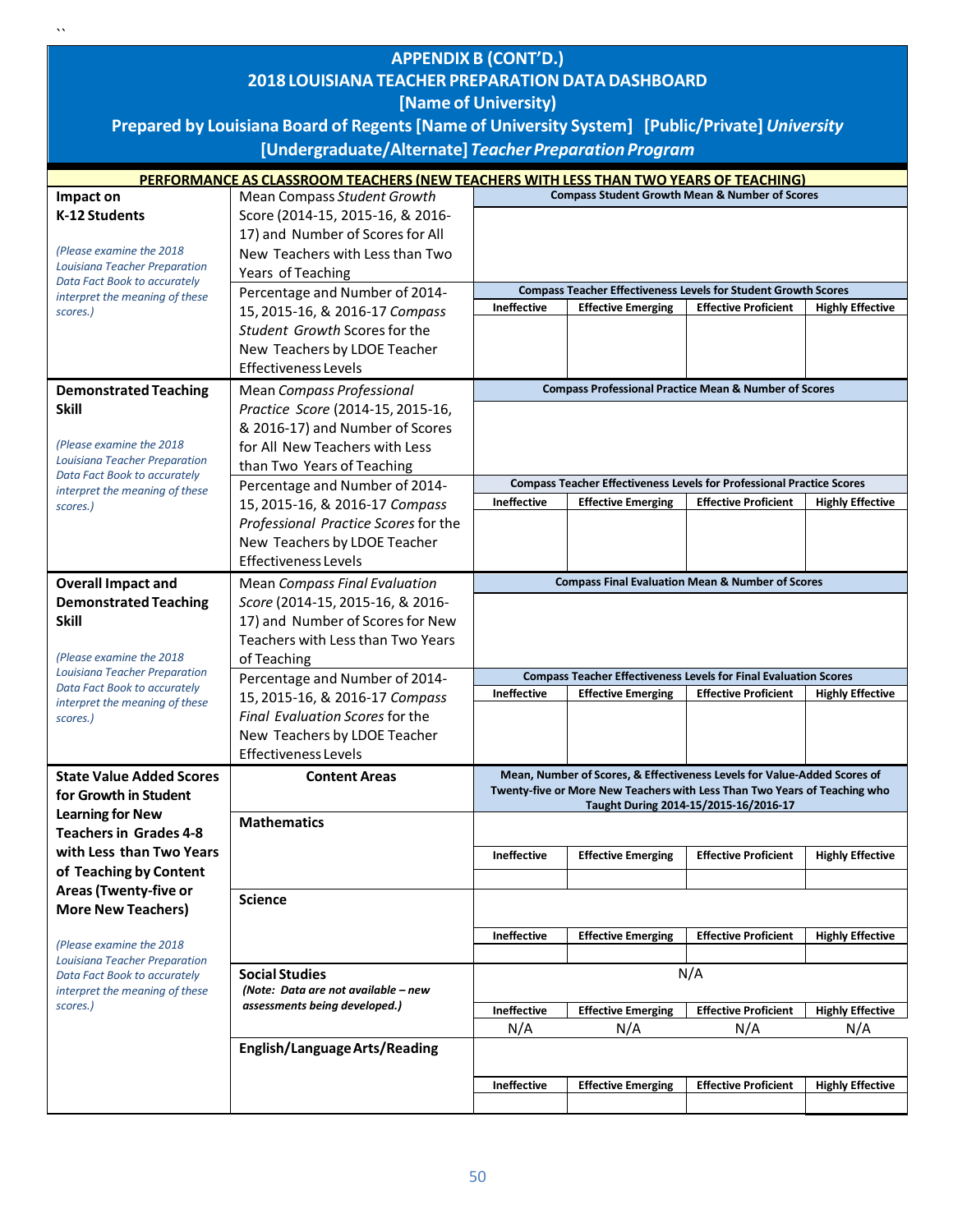## APPENDIX B (CONT'D.)
## 2018 LOUISIANA TEACHER PREPARATION DATA DASHBOARD
## [Name of University]
## Prepared by Louisiana Board of Regents [Name of University System] [Public/Private] *University*
## [Undergraduate/Alternate] *Teacher Preparation Program*

**PERFORMANCE AS CLASSROOM TEACHERS (NEW TEACHERS WITH LESS THAN TWO YEARS OF TEACHING)**

| | | | | | |
|---|---|---|---|---|---|
| **Impact on K-12 Students** *(Please examine the 2018 Louisiana Teacher Preparation Data Fact Book to accurately interpret the meaning of these scores.)* | Mean Compass *Student Growth* Score (2014-15, 2015-16, & 2016-17) and Number of Scores for All New Teachers with Less than Two Years of Teaching | **Compass Student Growth Mean & Number of Scores** | | | |
| | | | | | |
| | Percentage and Number of 2014-15, 2015-16, & 2016-17 *Compass Student Growth* Scores for the New Teachers by LDOE Teacher Effectiveness Levels | **Compass Teacher Effectiveness Levels for Student Growth Scores** | | | |
| | | **Ineffective** | **Effective Emerging** | **Effective Proficient** | **Highly Effective** |
| | | | | | |
| **Demonstrated Teaching Skill** *(Please examine the 2018 Louisiana Teacher Preparation Data Fact Book to accurately interpret the meaning of these scores.)* | Mean *Compass Professional Practice Score* (2014-15, 2015-16, & 2016-17) and Number of Scores for All New Teachers with Less than Two Years of Teaching | **Compass Professional Practice Mean & Number of Scores** | | | |
| | | | | | |
| | Percentage and Number of 2014-15, 2015-16, & 2016-17 *Compass Professional Practice Scores* for the New Teachers by LDOE Teacher Effectiveness Levels | **Compass Teacher Effectiveness Levels for Professional Practice Scores** | | | |
| | | **Ineffective** | **Effective Emerging** | **Effective Proficient** | **Highly Effective** |
| | | | | | |
| **Overall Impact and Demonstrated Teaching Skill** *(Please examine the 2018 Louisiana Teacher Preparation Data Fact Book to accurately interpret the meaning of these scores.)* | Mean *Compass Final Evaluation Score* (2014-15, 2015-16, & 2016-17) and Number of Scores for New Teachers with Less than Two Years of Teaching | **Compass Final Evaluation Mean & Number of Scores** | | | |
| | | | | | |
| | Percentage and Number of 2014-15, 2015-16, & 2016-17 *Compass Final Evaluation Scores* for the New Teachers by LDOE Teacher Effectiveness Levels | **Compass Teacher Effectiveness Levels for Final Evaluation Scores** | | | |
| | | **Ineffective** | **Effective Emerging** | **Effective Proficient** | **Highly Effective** |
| | | | | | |
| **State Value Added Scores for Growth in Student Learning for New Teachers in Grades 4-8 with Less than Two Years of Teaching by Content Areas (Twenty-five or More New Teachers)** *(Please examine the 2018 Louisiana Teacher Preparation Data Fact Book to accurately interpret the meaning of these scores.)* | **Content Areas** | **Mean, Number of Scores, & Effectiveness Levels for Value-Added Scores of Twenty-five or More New Teachers with Less Than Two Years of Teaching who Taught During 2014-15/2015-16/2016-17** | | | |
| | **Mathematics** | | | | |
| | | **Ineffective** | **Effective Emerging** | **Effective Proficient** | **Highly Effective** |
| | | | | | |
| | **Science** | | | | |
| | | **Ineffective** | **Effective Emerging** | **Effective Proficient** | **Highly Effective** |
| | | | | | |
| | **Social Studies** ***(Note: Data are not available – new assessments being developed.)*** | N/A | | | |
| | | **Ineffective** | **Effective Emerging** | **Effective Proficient** | **Highly Effective** |
| | | N/A | N/A | N/A | N/A |
| | **English/Language Arts/Reading** | | | | |
| | | **Ineffective** | **Effective Emerging** | **Effective Proficient** | **Highly Effective** |
| | | | | | |